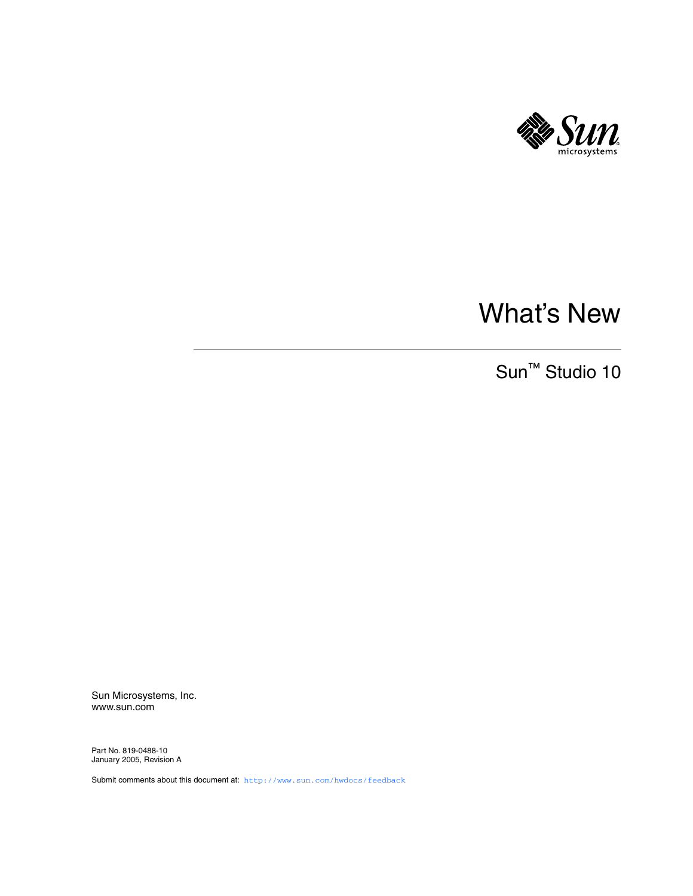# What's New

## Sun™ Studio 10

Sun Microsystems, Inc.
www.sun.com

Part No. 819-0488-10
January 2005, Revision A

Submit comments about this document at: http://www.sun.com/hwdocs/feedback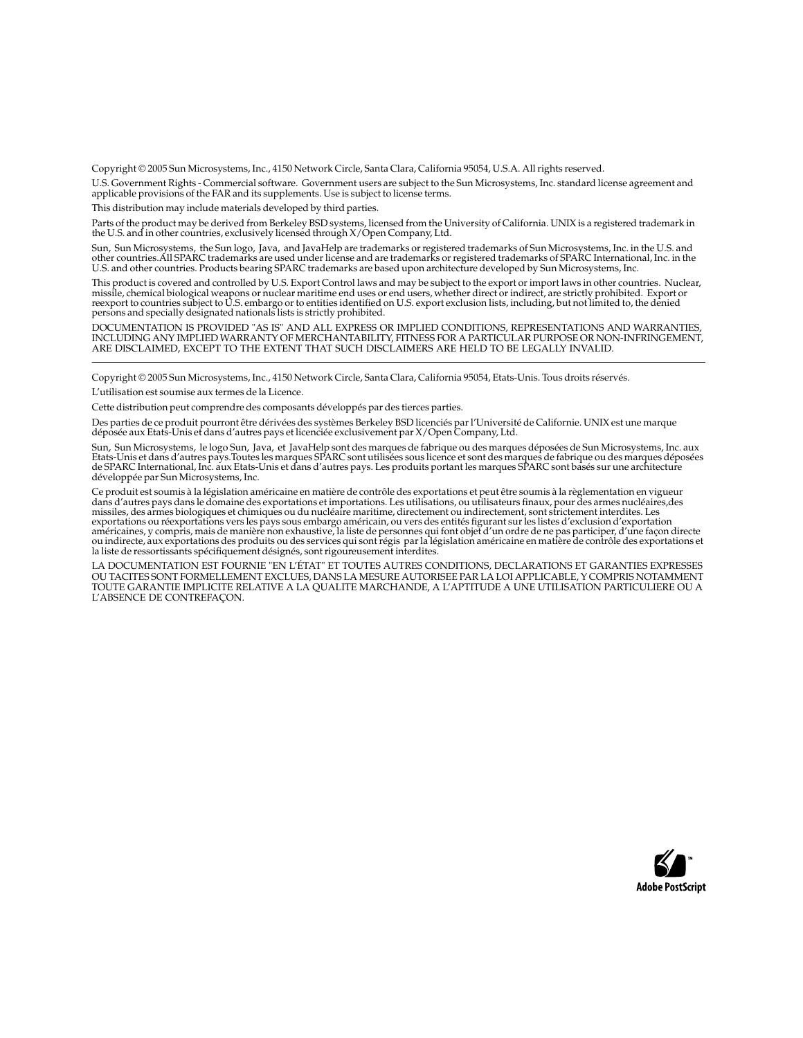Copyright © 2005 Sun Microsystems, Inc., 4150 Network Circle, Santa Clara, California 95054, U.S.A. All rights reserved.

U.S. Government Rights - Commercial software. Government users are subject to the Sun Microsystems, Inc. standard license agreement and applicable provisions of the FAR and its supplements. Use is subject to license terms.

This distribution may include materials developed by third parties.

Parts of the product may be derived from Berkeley BSD systems, licensed from the University of California. UNIX is a registered trademark in the U.S. and in other countries, exclusively licensed through X/Open Company, Ltd.

Sun, Sun Microsystems, the Sun logo, Java, and JavaHelp are trademarks or registered trademarks of Sun Microsystems, Inc. in the U.S. and other countries.All SPARC trademarks are used under license and are trademarks or registered trademarks of SPARC International, Inc. in the U.S. and other countries. Products bearing SPARC trademarks are based upon architecture developed by Sun Microsystems, Inc.

This product is covered and controlled by U.S. Export Control laws and may be subject to the export or import laws in other countries. Nuclear, missile, chemical biological weapons or nuclear maritime end uses or end users, whether direct or indirect, are strictly prohibited. Export or reexport to countries subject to U.S. embargo or to entities identified on U.S. export exclusion lists, including, but not limited to, the denied persons and specially designated nationals lists is strictly prohibited.

DOCUMENTATION IS PROVIDED "AS IS" AND ALL EXPRESS OR IMPLIED CONDITIONS, REPRESENTATIONS AND WARRANTIES, INCLUDING ANY IMPLIED WARRANTY OF MERCHANTABILITY, FITNESS FOR A PARTICULAR PURPOSE OR NON-INFRINGEMENT, ARE DISCLAIMED, EXCEPT TO THE EXTENT THAT SUCH DISCLAIMERS ARE HELD TO BE LEGALLY INVALID.

---

Copyright © 2005 Sun Microsystems, Inc., 4150 Network Circle, Santa Clara, California 95054, Etats-Unis. Tous droits réservés.

L'utilisation est soumise aux termes de la Licence.

Cette distribution peut comprendre des composants développés par des tierces parties.

Des parties de ce produit pourront être dérivées des systèmes Berkeley BSD licenciés par l'Université de Californie. UNIX est une marque déposée aux Etats-Unis et dans d'autres pays et licenciée exclusivement par X/Open Company, Ltd.

Sun, Sun Microsystems, le logo Sun, Java, et JavaHelp sont des marques de fabrique ou des marques déposées de Sun Microsystems, Inc. aux Etats-Unis et dans d'autres pays.Toutes les marques SPARC sont utilisées sous licence et sont des marques de fabrique ou des marques déposées de SPARC International, Inc. aux Etats-Unis et dans d'autres pays. Les produits portant les marques SPARC sont basés sur une architecture développée par Sun Microsystems, Inc.

Ce produit est soumis à la législation américaine en matière de contrôle des exportations et peut être soumis à la règlementation en vigueur dans d'autres pays dans le domaine des exportations et importations. Les utilisations, ou utilisateurs finaux, pour des armes nucléaires,des missiles, des armes biologiques et chimiques ou du nucléaire maritime, directement ou indirectement, sont strictement interdites. Les exportations ou réexportations vers les pays sous embargo américain, ou vers des entités figurant sur les listes d'exclusion d'exportation américaines, y compris, mais de manière non exhaustive, la liste de personnes qui font objet d'un ordre de ne pas participer, d'une façon directe ou indirecte, aux exportations des produits ou des services qui sont régis par la législation américaine en matière de contrôle des exportations et la liste de ressortissants spécifiquement désignés, sont rigoureusement interdites.

LA DOCUMENTATION EST FOURNIE "EN L'ÉTAT" ET TOUTES AUTRES CONDITIONS, DECLARATIONS ET GARANTIES EXPRESSES OU TACITES SONT FORMELLEMENT EXCLUES, DANS LA MESURE AUTORISEE PAR LA LOI APPLICABLE, Y COMPRIS NOTAMMENT TOUTE GARANTIE IMPLICITE RELATIVE A LA QUALITE MARCHANDE, A L'APTITUDE A UNE UTILISATION PARTICULIERE OU A L'ABSENCE DE CONTREFAÇON.

Adobe PostScript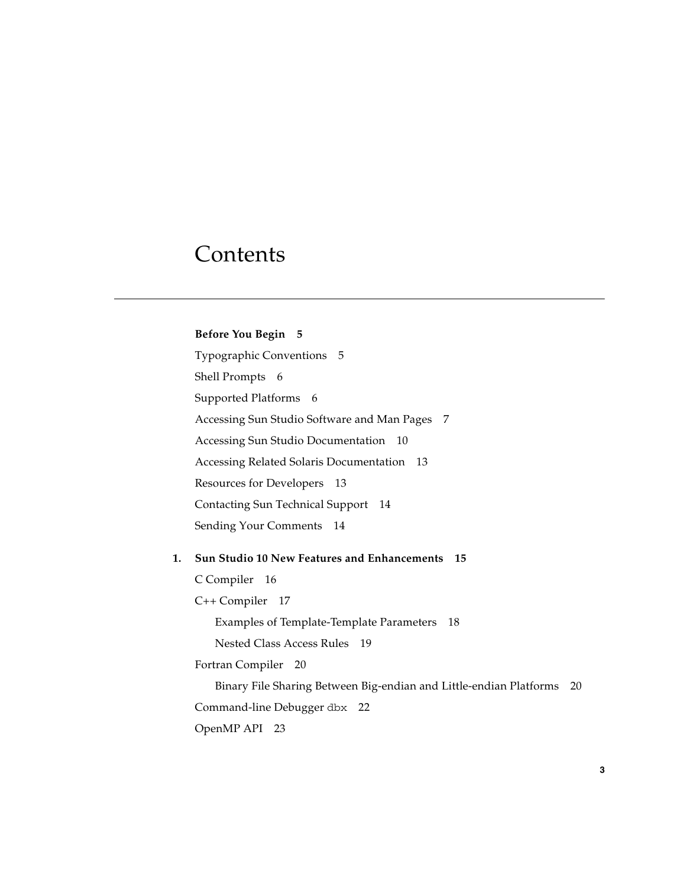# Contents

**Before You Begin 5**

Typographic Conventions 5

Shell Prompts 6

Supported Platforms 6

Accessing Sun Studio Software and Man Pages 7

Accessing Sun Studio Documentation 10

Accessing Related Solaris Documentation 13

Resources for Developers 13

Contacting Sun Technical Support 14

Sending Your Comments 14

**1. Sun Studio 10 New Features and Enhancements 15**

C Compiler 16

C++ Compiler 17

- Examples of Template-Template Parameters 18
- Nested Class Access Rules 19

Fortran Compiler 20

- Binary File Sharing Between Big-endian and Little-endian Platforms 20

Command-line Debugger `dbx` 22

OpenMP API 23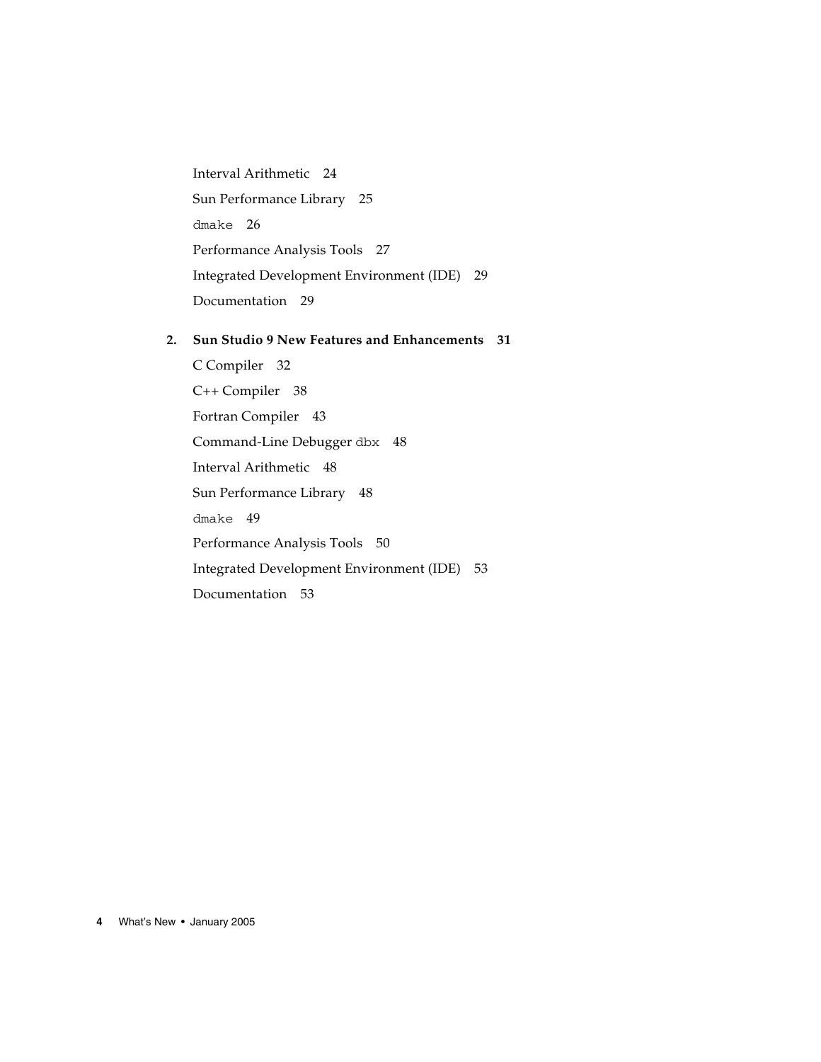Interval Arithmetic 24

Sun Performance Library 25

`dmake` 26

Performance Analysis Tools 27

Integrated Development Environment (IDE) 29

Documentation 29

**2. Sun Studio 9 New Features and Enhancements 31**

C Compiler 32

C++ Compiler 38

Fortran Compiler 43

Command-Line Debugger `dbx` 48

Interval Arithmetic 48

Sun Performance Library 48

`dmake` 49

Performance Analysis Tools 50

Integrated Development Environment (IDE) 53

Documentation 53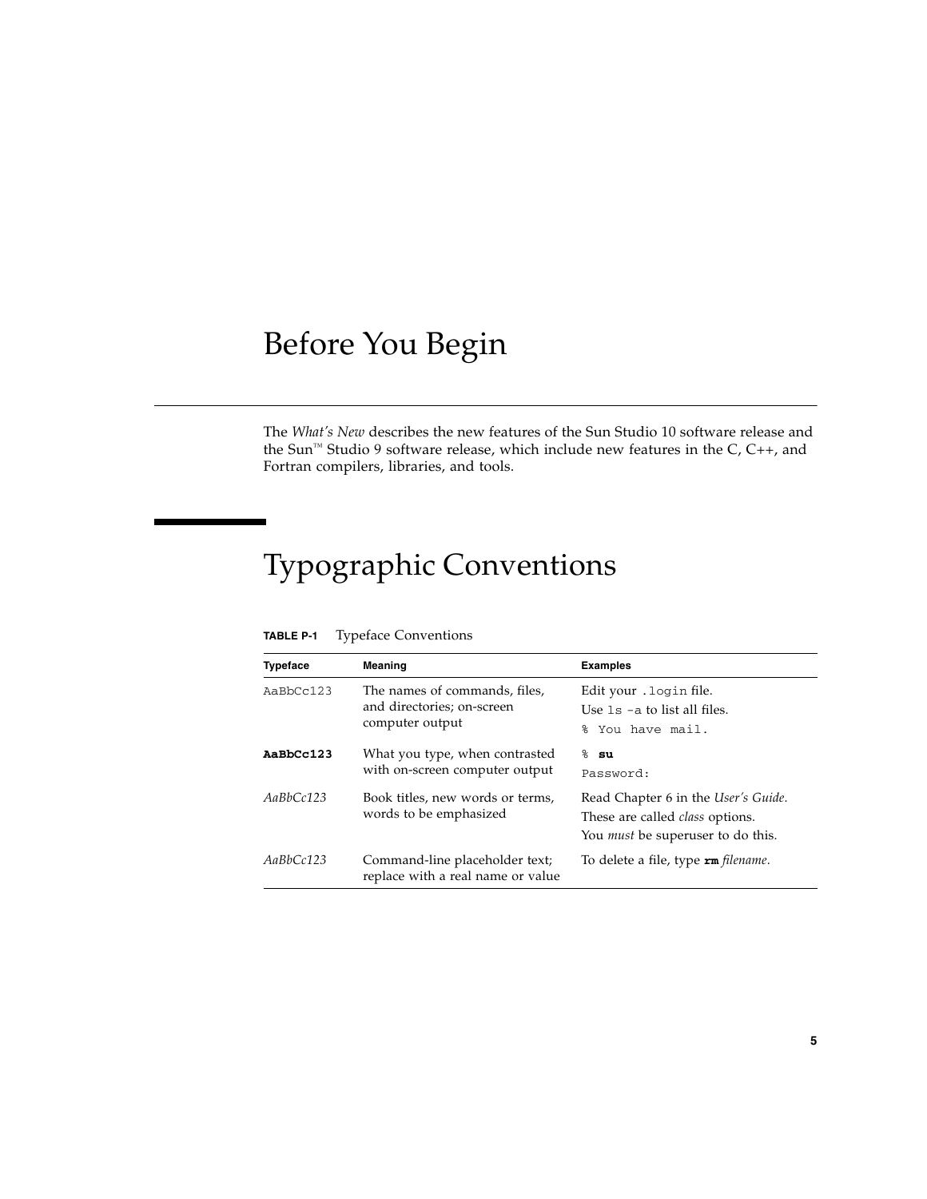# Before You Begin

The *What's New* describes the new features of the Sun Studio 10 software release and the Sun™ Studio 9 software release, which include new features in the C, C++, and Fortran compilers, libraries, and tools.

## Typographic Conventions

**TABLE P-1** Typeface Conventions

| Typeface | Meaning | Examples |
|---|---|---|
| `AaBbCc123` | The names of commands, files, and directories; on-screen computer output | Edit your `.login` file.<br>Use `ls -a` to list all files.<br>`% You have mail.` |
| **`AaBbCc123`** | What you type, when contrasted with on-screen computer output | `%` **`su`**<br>`Password:` |
| *AaBbCc123* | Book titles, new words or terms, words to be emphasized | Read Chapter 6 in the *User's Guide*.<br>These are called *class* options.<br>You *must* be superuser to do this. |
| *AaBbCc123* | Command-line placeholder text; replace with a real name or value | To delete a file, type **`rm`** *filename*. |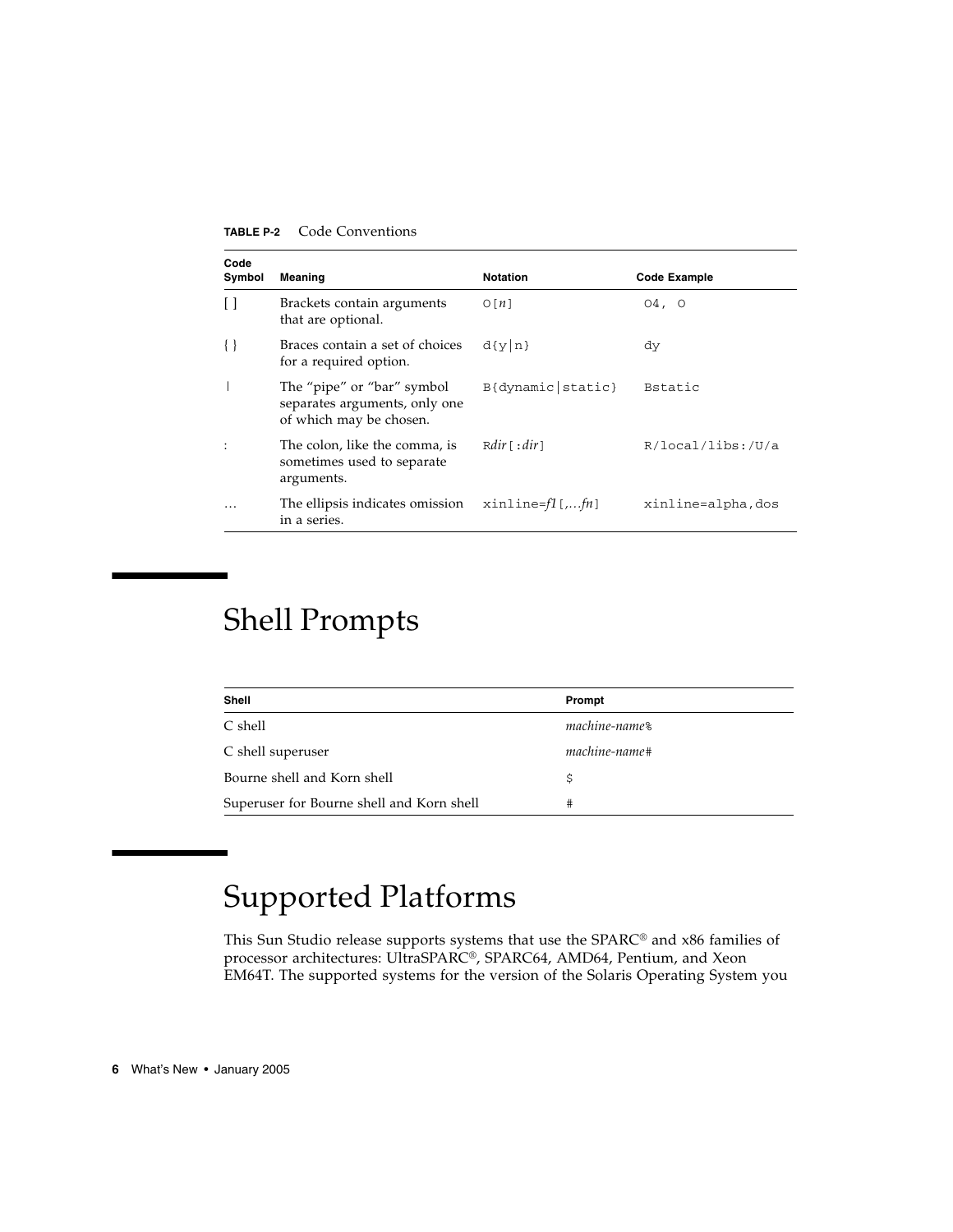**TABLE P-2** Code Conventions

| Code Symbol | Meaning | Notation | Code Example |
| --- | --- | --- | --- |
| [ ] | Brackets contain arguments that are optional. | `O[n]` | `O4, O` |
| { } | Braces contain a set of choices for a required option. | `d{y\|n}` | `dy` |
| \| | The "pipe" or "bar" symbol separates arguments, only one of which may be chosen. | `B{dynamic\|static}` | `Bstatic` |
| : | The colon, like the comma, is sometimes used to separate arguments. | `R`*dir*`[:`*dir*`]` | `R/local/libs:/U/a` |
| … | The ellipsis indicates omission in a series. | `xinline=`*f1*`[,`*…fn*`]` | `xinline=alpha,dos` |

## Shell Prompts

| Shell | Prompt |
| --- | --- |
| C shell | *machine-name*`%` |
| C shell superuser | *machine-name*`#` |
| Bourne shell and Korn shell | `$` |
| Superuser for Bourne shell and Korn shell | `#` |

## Supported Platforms

This Sun Studio release supports systems that use the SPARC® and x86 families of processor architectures: UltraSPARC®, SPARC64, AMD64, Pentium, and Xeon EM64T. The supported systems for the version of the Solaris Operating System you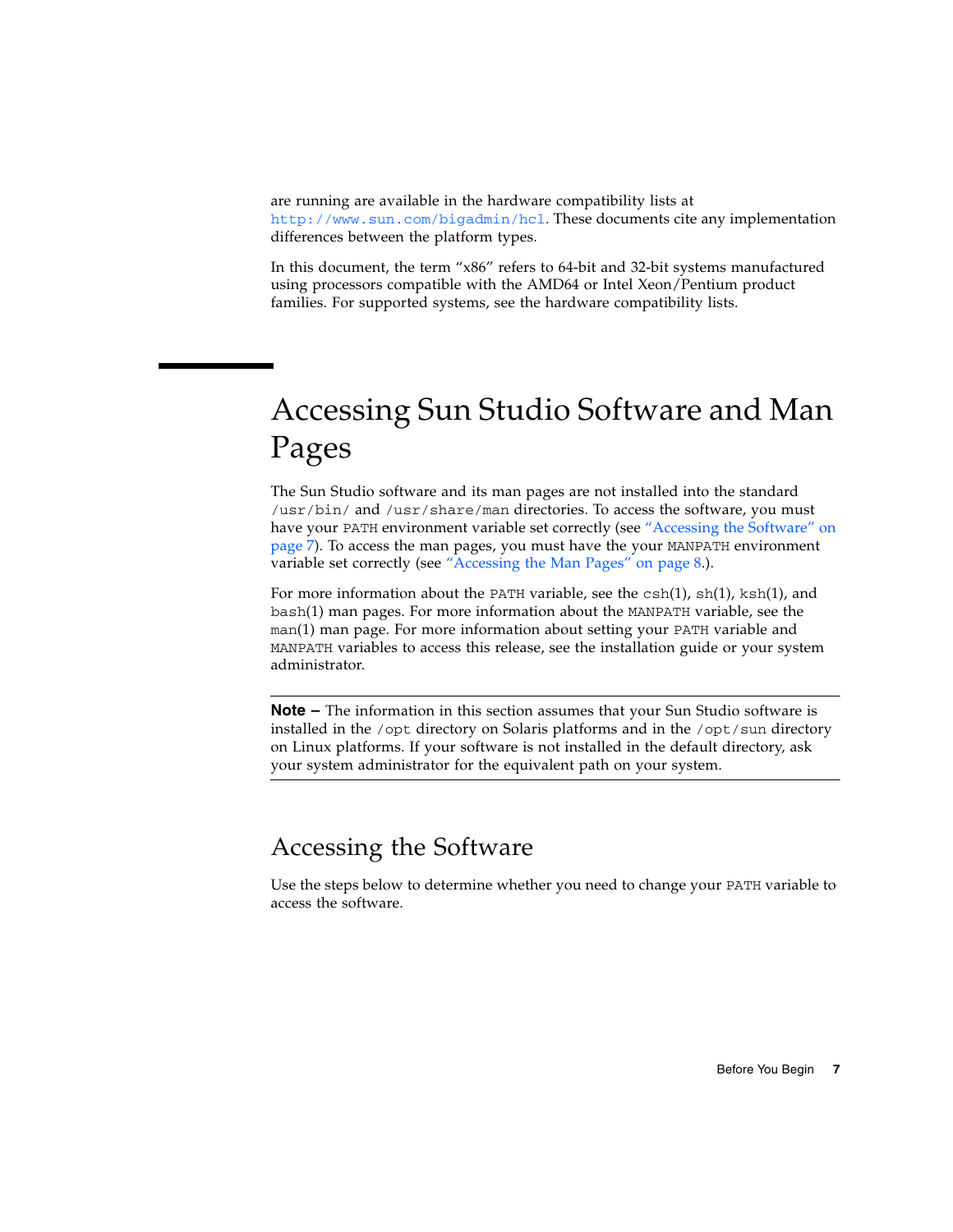are running are available in the hardware compatibility lists at http://www.sun.com/bigadmin/hcl. These documents cite any implementation differences between the platform types.

In this document, the term "x86" refers to 64-bit and 32-bit systems manufactured using processors compatible with the AMD64 or Intel Xeon/Pentium product families. For supported systems, see the hardware compatibility lists.

# Accessing Sun Studio Software and Man Pages

The Sun Studio software and its man pages are not installed into the standard `/usr/bin/` and `/usr/share/man` directories. To access the software, you must have your `PATH` environment variable set correctly (see "Accessing the Software" on page 7). To access the man pages, you must have the your `MANPATH` environment variable set correctly (see "Accessing the Man Pages" on page 8.).

For more information about the `PATH` variable, see the `csh`(1), `sh`(1), `ksh`(1), and `bash`(1) man pages. For more information about the `MANPATH` variable, see the `man`(1) man page. For more information about setting your `PATH` variable and `MANPATH` variables to access this release, see the installation guide or your system administrator.

---

**Note –** The information in this section assumes that your Sun Studio software is installed in the `/opt` directory on Solaris platforms and in the `/opt/sun` directory on Linux platforms. If your software is not installed in the default directory, ask your system administrator for the equivalent path on your system.

---

## Accessing the Software

Use the steps below to determine whether you need to change your `PATH` variable to access the software.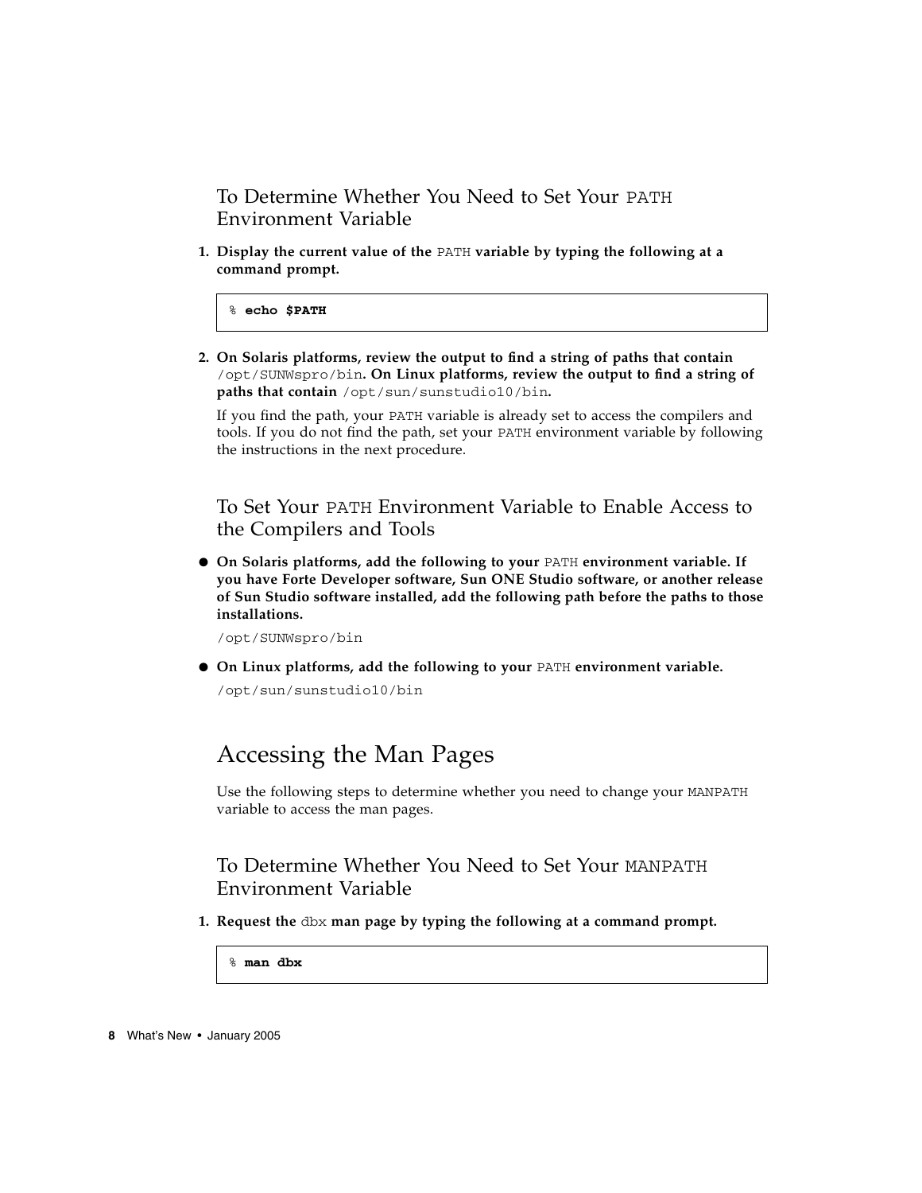### To Determine Whether You Need to Set Your `PATH` Environment Variable

1. **Display the current value of the `PATH` variable by typing the following at a command prompt.**

```
% echo $PATH
```

2. **On Solaris platforms, review the output to find a string of paths that contain `/opt/SUNWspro/bin`. On Linux platforms, review the output to find a string of paths that contain `/opt/sun/sunstudio10/bin`.**

   If you find the path, your `PATH` variable is already set to access the compilers and tools. If you do not find the path, set your `PATH` environment variable by following the instructions in the next procedure.

### To Set Your `PATH` Environment Variable to Enable Access to the Compilers and Tools

- **On Solaris platforms, add the following to your `PATH` environment variable. If you have Forte Developer software, Sun ONE Studio software, or another release of Sun Studio software installed, add the following path before the paths to those installations.**

  `/opt/SUNWspro/bin`

- **On Linux platforms, add the following to your `PATH` environment variable.**

  `/opt/sun/sunstudio10/bin`

## Accessing the Man Pages

Use the following steps to determine whether you need to change your `MANPATH` variable to access the man pages.

### To Determine Whether You Need to Set Your `MANPATH` Environment Variable

1. **Request the `dbx` man page by typing the following at a command prompt.**

```
% man dbx
```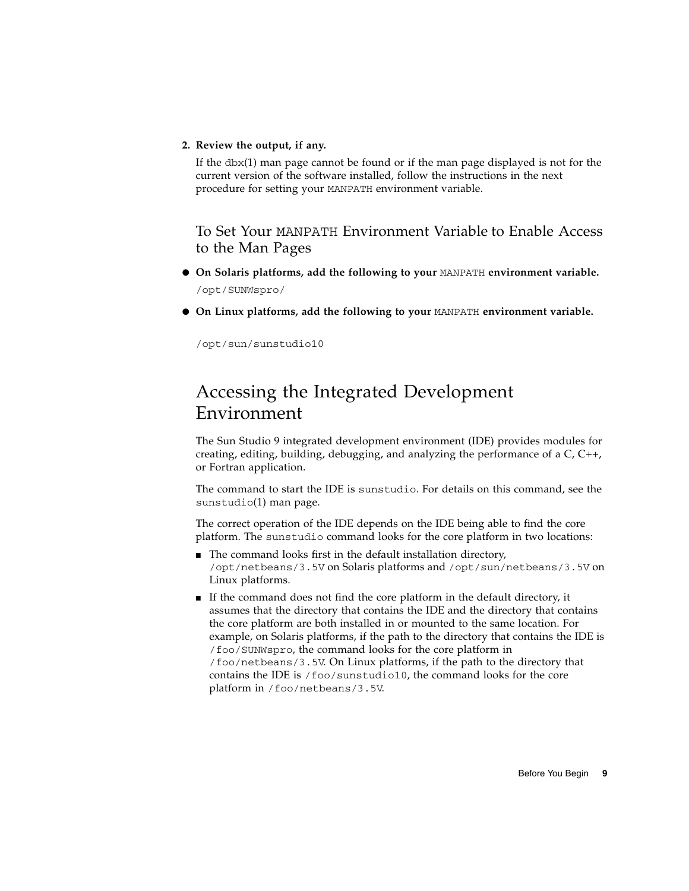2. **Review the output, if any.**

   If the `dbx`(1) man page cannot be found or if the man page displayed is not for the current version of the software installed, follow the instructions in the next procedure for setting your `MANPATH` environment variable.

### To Set Your `MANPATH` Environment Variable to Enable Access to the Man Pages

- **On Solaris platforms, add the following to your `MANPATH` environment variable.**

  ```
  /opt/SUNWspro/
  ```

- **On Linux platforms, add the following to your `MANPATH` environment variable.**

  ```
  /opt/sun/sunstudio10
  ```

## Accessing the Integrated Development Environment

The Sun Studio 9 integrated development environment (IDE) provides modules for creating, editing, building, debugging, and analyzing the performance of a C, C++, or Fortran application.

The command to start the IDE is `sunstudio`. For details on this command, see the `sunstudio`(1) man page.

The correct operation of the IDE depends on the IDE being able to find the core platform. The `sunstudio` command looks for the core platform in two locations:

- The command looks first in the default installation directory, `/opt/netbeans/3.5V` on Solaris platforms and `/opt/sun/netbeans/3.5V` on Linux platforms.
- If the command does not find the core platform in the default directory, it assumes that the directory that contains the IDE and the directory that contains the core platform are both installed in or mounted to the same location. For example, on Solaris platforms, if the path to the directory that contains the IDE is `/foo/SUNWspro`, the command looks for the core platform in `/foo/netbeans/3.5V`. On Linux platforms, if the path to the directory that contains the IDE is `/foo/sunstudio10`, the command looks for the core platform in `/foo/netbeans/3.5V`.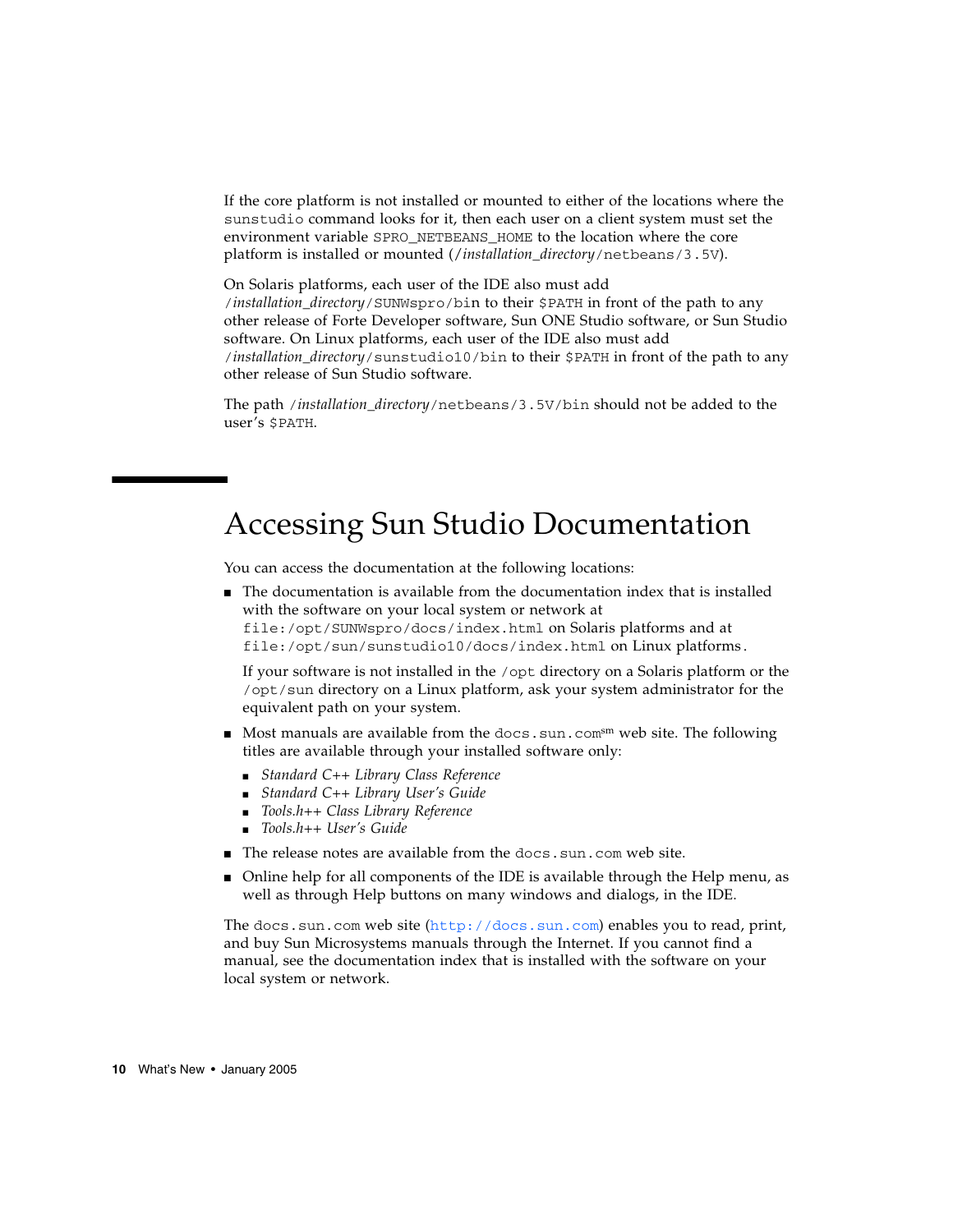If the core platform is not installed or mounted to either of the locations where the `sunstudio` command looks for it, then each user on a client system must set the environment variable `SPRO_NETBEANS_HOME` to the location where the core platform is installed or mounted (/*installation_directory*/`netbeans/3.5V`).

On Solaris platforms, each user of the IDE also must add /*installation_directory*/`SUNWspro/bin` to their `$PATH` in front of the path to any other release of Forte Developer software, Sun ONE Studio software, or Sun Studio software. On Linux platforms, each user of the IDE also must add /*installation_directory*/`sunstudio10/bin` to their `$PATH` in front of the path to any other release of Sun Studio software.

The path /*installation_directory*/`netbeans/3.5V/bin` should not be added to the user's `$PATH`.

# Accessing Sun Studio Documentation

You can access the documentation at the following locations:

- The documentation is available from the documentation index that is installed with the software on your local system or network at `file:/opt/SUNWspro/docs/index.html` on Solaris platforms and at `file:/opt/sun/sunstudio10/docs/index.html` on Linux platforms.

  If your software is not installed in the `/opt` directory on a Solaris platform or the `/opt/sun` directory on a Linux platform, ask your system administrator for the equivalent path on your system.

- Most manuals are available from the `docs.sun.com`sm web site. The following titles are available through your installed software only:
  - *Standard C++ Library Class Reference*
  - *Standard C++ Library User's Guide*
  - *Tools.h++ Class Library Reference*
  - *Tools.h++ User's Guide*
- The release notes are available from the `docs.sun.com` web site.
- Online help for all components of the IDE is available through the Help menu, as well as through Help buttons on many windows and dialogs, in the IDE.

The `docs.sun.com` web site (`http://docs.sun.com`) enables you to read, print, and buy Sun Microsystems manuals through the Internet. If you cannot find a manual, see the documentation index that is installed with the software on your local system or network.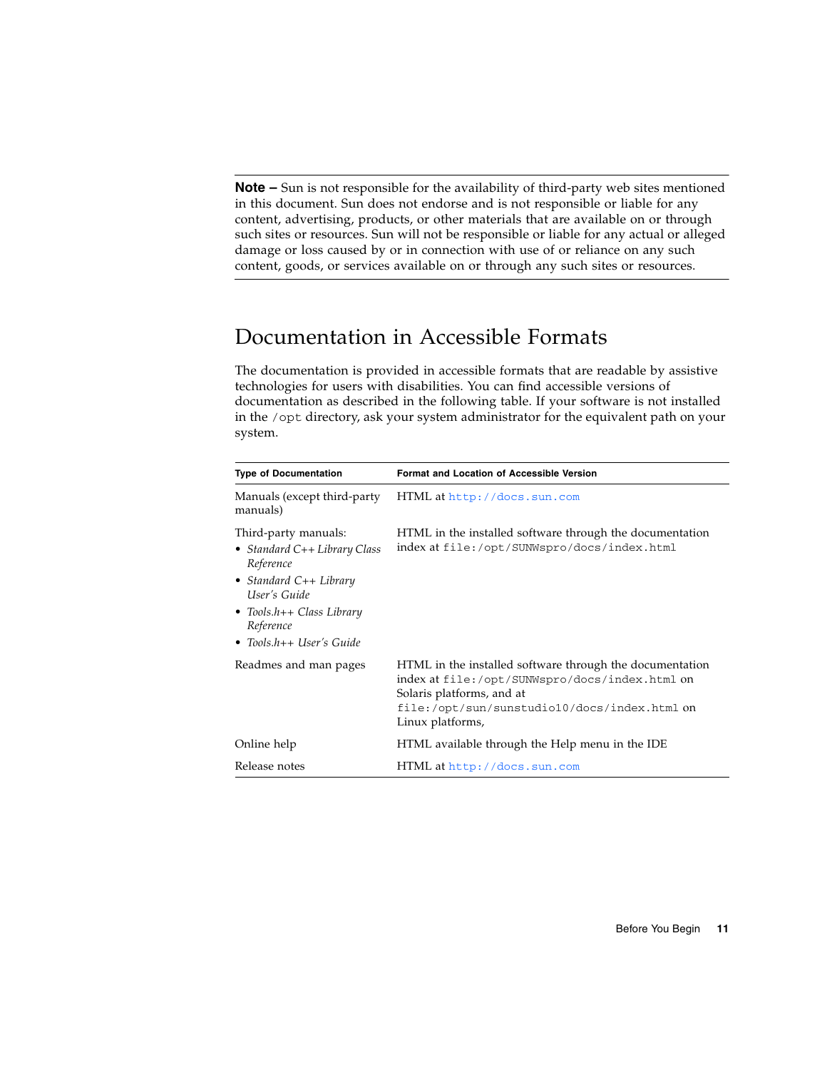---

**Note –** Sun is not responsible for the availability of third-party web sites mentioned in this document. Sun does not endorse and is not responsible or liable for any content, advertising, products, or other materials that are available on or through such sites or resources. Sun will not be responsible or liable for any actual or alleged damage or loss caused by or in connection with use of or reliance on any such content, goods, or services available on or through any such sites or resources.

---

## Documentation in Accessible Formats

The documentation is provided in accessible formats that are readable by assistive technologies for users with disabilities. You can find accessible versions of documentation as described in the following table. If your software is not installed in the `/opt` directory, ask your system administrator for the equivalent path on your system.

| Type of Documentation | Format and Location of Accessible Version |
|---|---|
| Manuals (except third-party manuals) | HTML at `http://docs.sun.com` |
| Third-party manuals:<br>• *Standard C++ Library Class Reference*<br>• *Standard C++ Library User's Guide*<br>• *Tools.h++ Class Library Reference*<br>• *Tools.h++ User's Guide* | HTML in the installed software through the documentation index at `file:/opt/SUNWspro/docs/index.html` |
| Readmes and man pages | HTML in the installed software through the documentation index at `file:/opt/SUNWspro/docs/index.html` on Solaris platforms, and at `file:/opt/sun/sunstudio10/docs/index.html` on Linux platforms, |
| Online help | HTML available through the Help menu in the IDE |
| Release notes | HTML at `http://docs.sun.com` |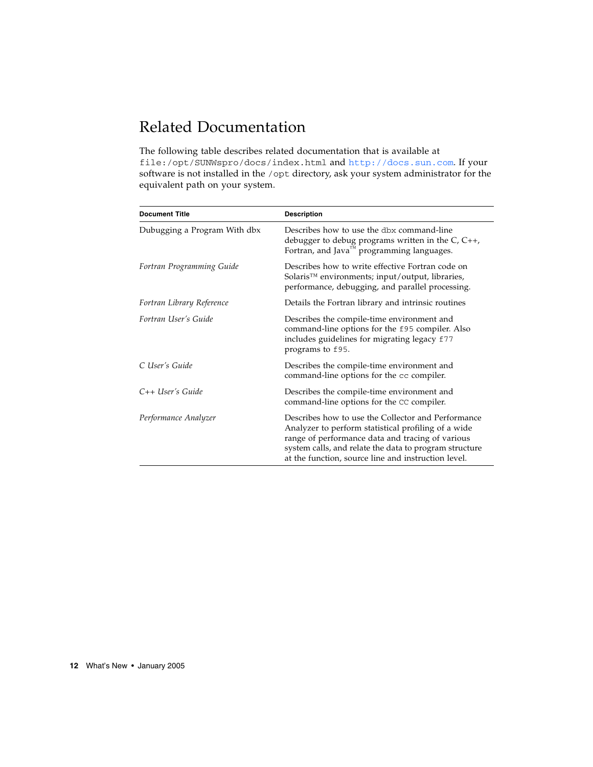## Related Documentation

The following table describes related documentation that is available at `file:/opt/SUNWspro/docs/index.html` and http://docs.sun.com. If your software is not installed in the `/opt` directory, ask your system administrator for the equivalent path on your system.

| Document Title | Description |
|---|---|
| Dubugging a Program With dbx | Describes how to use the `dbx` command-line debugger to debug programs written in the C, C++, Fortran, and Java™ programming languages. |
| *Fortran Programming Guide* | Describes how to write effective Fortran code on Solaris™ environments; input/output, libraries, performance, debugging, and parallel processing. |
| *Fortran Library Reference* | Details the Fortran library and intrinsic routines |
| *Fortran User's Guide* | Describes the compile-time environment and command-line options for the `f95` compiler. Also includes guidelines for migrating legacy `f77` programs to `f95`. |
| *C User's Guide* | Describes the compile-time environment and command-line options for the `cc` compiler. |
| *C++ User's Guide* | Describes the compile-time environment and command-line options for the `CC` compiler. |
| *Performance Analyzer* | Describes how to use the Collector and Performance Analyzer to perform statistical profiling of a wide range of performance data and tracing of various system calls, and relate the data to program structure at the function, source line and instruction level. |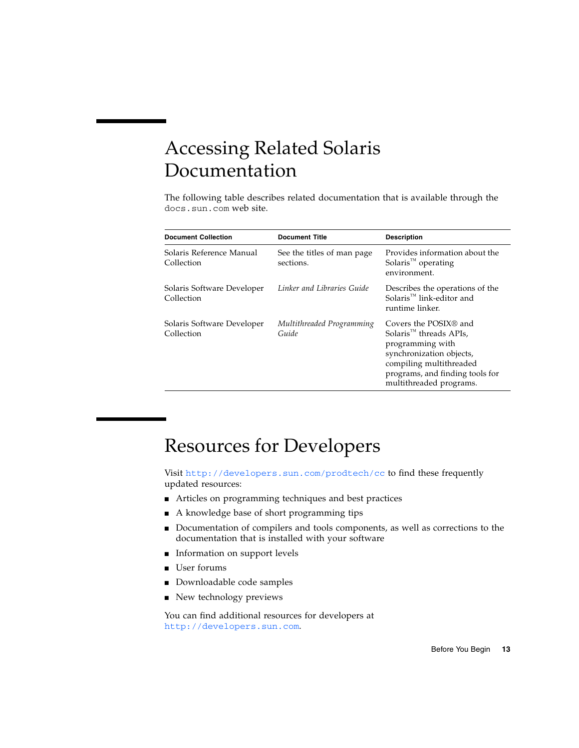# Accessing Related Solaris Documentation

The following table describes related documentation that is available through the `docs.sun.com` web site.

| Document Collection | Document Title | Description |
| --- | --- | --- |
| Solaris Reference Manual Collection | See the titles of man page sections. | Provides information about the Solaris™ operating environment. |
| Solaris Software Developer Collection | *Linker and Libraries Guide* | Describes the operations of the Solaris™ link-editor and runtime linker. |
| Solaris Software Developer Collection | *Multithreaded Programming Guide* | Covers the POSIX® and Solaris™ threads APIs, programming with synchronization objects, compiling multithreaded programs, and finding tools for multithreaded programs. |

# Resources for Developers

Visit `http://developers.sun.com/prodtech/cc` to find these frequently updated resources:

- Articles on programming techniques and best practices
- A knowledge base of short programming tips
- Documentation of compilers and tools components, as well as corrections to the documentation that is installed with your software
- Information on support levels
- User forums
- Downloadable code samples
- New technology previews

You can find additional resources for developers at `http://developers.sun.com`.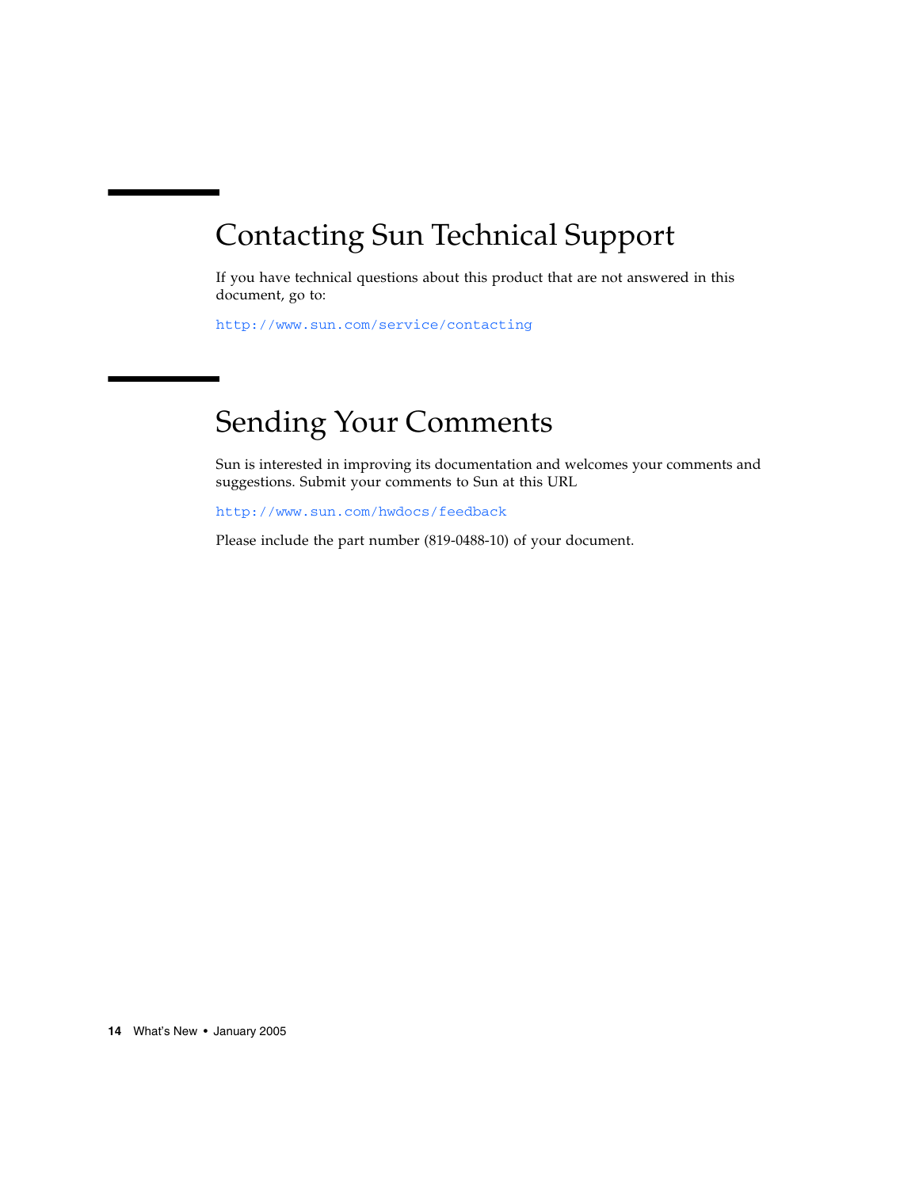# Contacting Sun Technical Support

If you have technical questions about this product that are not answered in this document, go to:

http://www.sun.com/service/contacting

# Sending Your Comments

Sun is interested in improving its documentation and welcomes your comments and suggestions. Submit your comments to Sun at this URL

http://www.sun.com/hwdocs/feedback

Please include the part number (819-0488-10) of your document.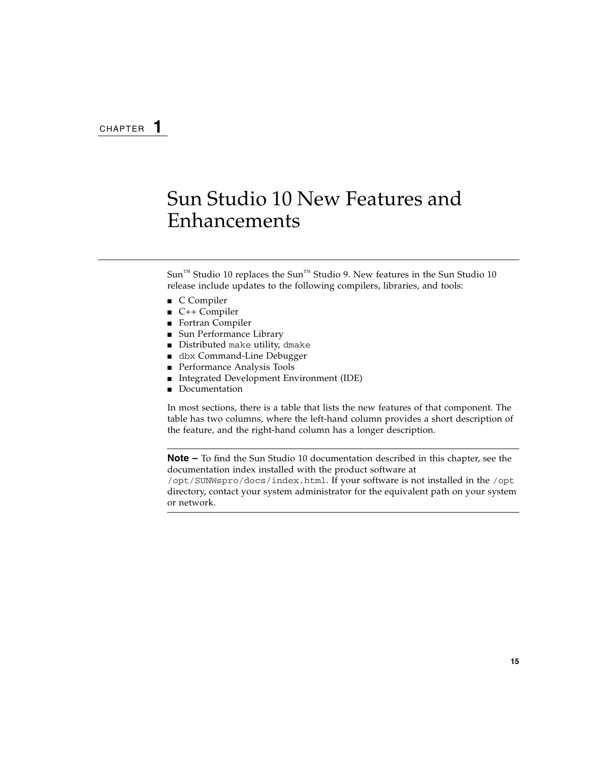CHAPTER 1

# Sun Studio 10 New Features and Enhancements

Sun™ Studio 10 replaces the Sun™ Studio 9. New features in the Sun Studio 10 release include updates to the following compilers, libraries, and tools:

- C Compiler
- C++ Compiler
- Fortran Compiler
- Sun Performance Library
- Distributed `make` utility, `dmake`
- `dbx` Command-Line Debugger
- Performance Analysis Tools
- Integrated Development Environment (IDE)
- Documentation

In most sections, there is a table that lists the new features of that component. The table has two columns, where the left-hand column provides a short description of the feature, and the right-hand column has a longer description.

---

**Note –** To find the Sun Studio 10 documentation described in this chapter, see the documentation index installed with the product software at `/opt/SUNWspro/docs/index.html`. If your software is not installed in the `/opt` directory, contact your system administrator for the equivalent path on your system or network.

---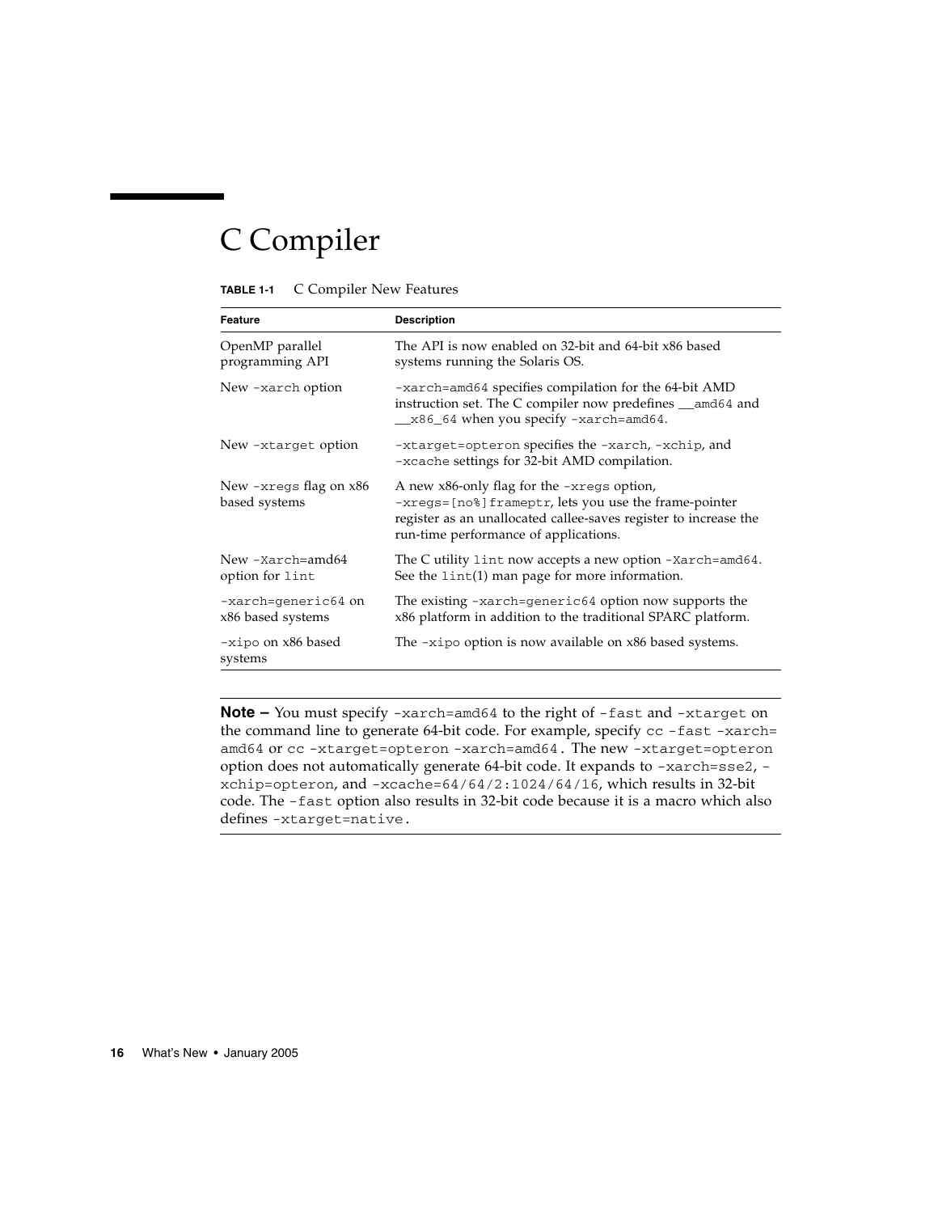# C Compiler

**TABLE 1-1** C Compiler New Features

| Feature | Description |
|---|---|
| OpenMP parallel programming API | The API is now enabled on 32-bit and 64-bit x86 based systems running the Solaris OS. |
| New `-xarch` option | `-xarch=amd64` specifies compilation for the 64-bit AMD instruction set. The C compiler now predefines `__amd64` and `__x86_64` when you specify `-xarch=amd64`. |
| New `-xtarget` option | `-xtarget=opteron` specifies the `-xarch`, `-xchip`, and `-xcache` settings for 32-bit AMD compilation. |
| New `-xregs` flag on x86 based systems | A new x86-only flag for the `-xregs` option, `-xregs=[no%]frameptr`, lets you use the frame-pointer register as an unallocated callee-saves register to increase the run-time performance of applications. |
| New `-Xarch=amd64` option for `lint` | The C utility `lint` now accepts a new option `-Xarch=amd64`. See the `lint`(1) man page for more information. |
| `-xarch=generic64` on x86 based systems | The existing `-xarch=generic64` option now supports the x86 platform in addition to the traditional SPARC platform. |
| `-xipo` on x86 based systems | The `-xipo` option is now available on x86 based systems. |

---

**Note –** You must specify `-xarch=amd64` to the right of `-fast` and `-xtarget` on the command line to generate 64-bit code. For example, specify `cc -fast -xarch=amd64` or `cc -xtarget=opteron -xarch=amd64`. The new `-xtarget=opteron` option does not automatically generate 64-bit code. It expands to `-xarch=sse2`, `-xchip=opteron`, and `-xcache=64/64/2:1024/64/16`, which results in 32-bit code. The `-fast` option also results in 32-bit code because it is a macro which also defines `-xtarget=native`.

---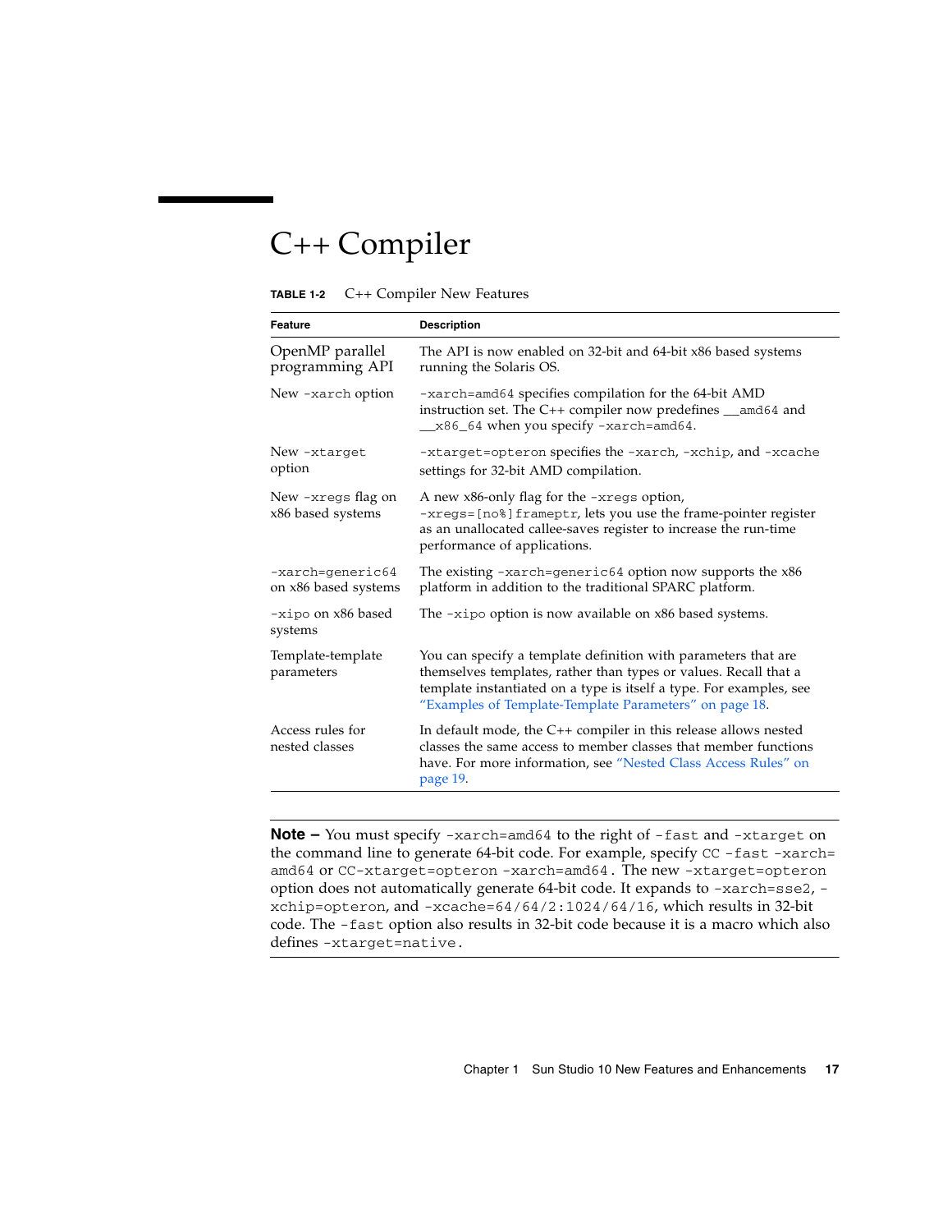# C++ Compiler

**TABLE 1-2** C++ Compiler New Features

| Feature | Description |
|---|---|
| OpenMP parallel programming API | The API is now enabled on 32-bit and 64-bit x86 based systems running the Solaris OS. |
| New `-xarch` option | `-xarch=amd64` specifies compilation for the 64-bit AMD instruction set. The C++ compiler now predefines `__amd64` and `__x86_64` when you specify `-xarch=amd64`. |
| New `-xtarget` option | `-xtarget=opteron` specifies the `-xarch`, `-xchip`, and `-xcache` settings for 32-bit AMD compilation. |
| New `-xregs` flag on x86 based systems | A new x86-only flag for the `-xregs` option, `-xregs=[no%]frameptr`, lets you use the frame-pointer register as an unallocated callee-saves register to increase the run-time performance of applications. |
| `-xarch=generic64` on x86 based systems | The existing `-xarch=generic64` option now supports the x86 platform in addition to the traditional SPARC platform. |
| `-xipo` on x86 based systems | The `-xipo` option is now available on x86 based systems. |
| Template-template parameters | You can specify a template definition with parameters that are themselves templates, rather than types or values. Recall that a template instantiated on a type is itself a type. For examples, see "Examples of Template-Template Parameters" on page 18. |
| Access rules for nested classes | In default mode, the C++ compiler in this release allows nested classes the same access to member classes that member functions have. For more information, see "Nested Class Access Rules" on page 19. |

---

**Note –** You must specify `-xarch=amd64` to the right of `-fast` and `-xtarget` on the command line to generate 64-bit code. For example, specify `CC -fast -xarch=amd64` or `CC-xtarget=opteron -xarch=amd64`. The new `-xtarget=opteron` option does not automatically generate 64-bit code. It expands to `-xarch=sse2`, `-xchip=opteron`, and `-xcache=64/64/2:1024/64/16`, which results in 32-bit code. The `-fast` option also results in 32-bit code because it is a macro which also defines `-xtarget=native`.

---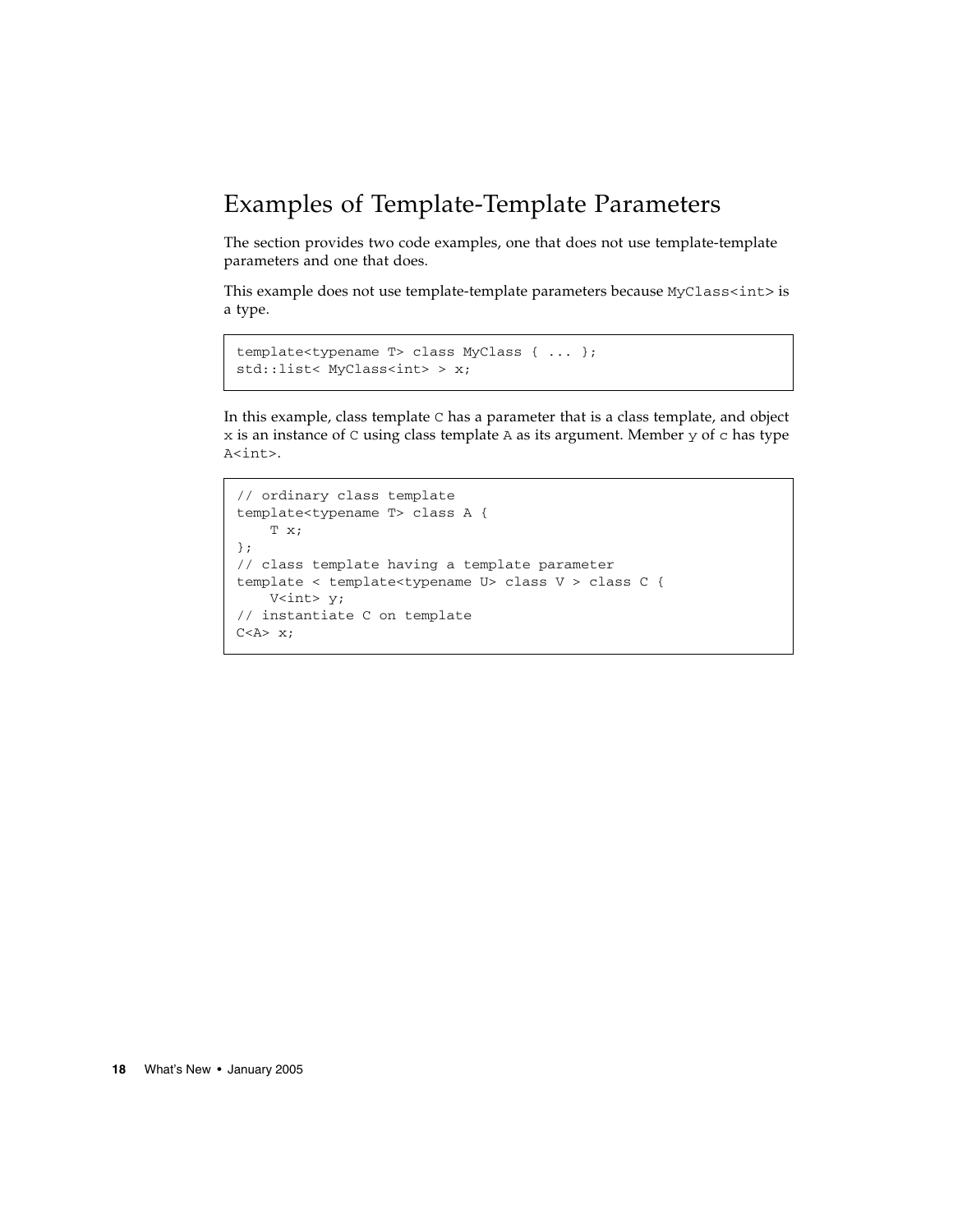## Examples of Template-Template Parameters

The section provides two code examples, one that does not use template-template parameters and one that does.

This example does not use template-template parameters because `MyClass<int>` is a type.

```
template<typename T> class MyClass { ... };
std::list< MyClass<int> > x;
```

In this example, class template `C` has a parameter that is a class template, and object `x` is an instance of `C` using class template `A` as its argument. Member `y` of `c` has type `A<int>`.

```
// ordinary class template
template<typename T> class A {
    T x;
};
// class template having a template parameter
template < template<typename U> class V > class C {
    V<int> y;
// instantiate C on template
C<A> x;
```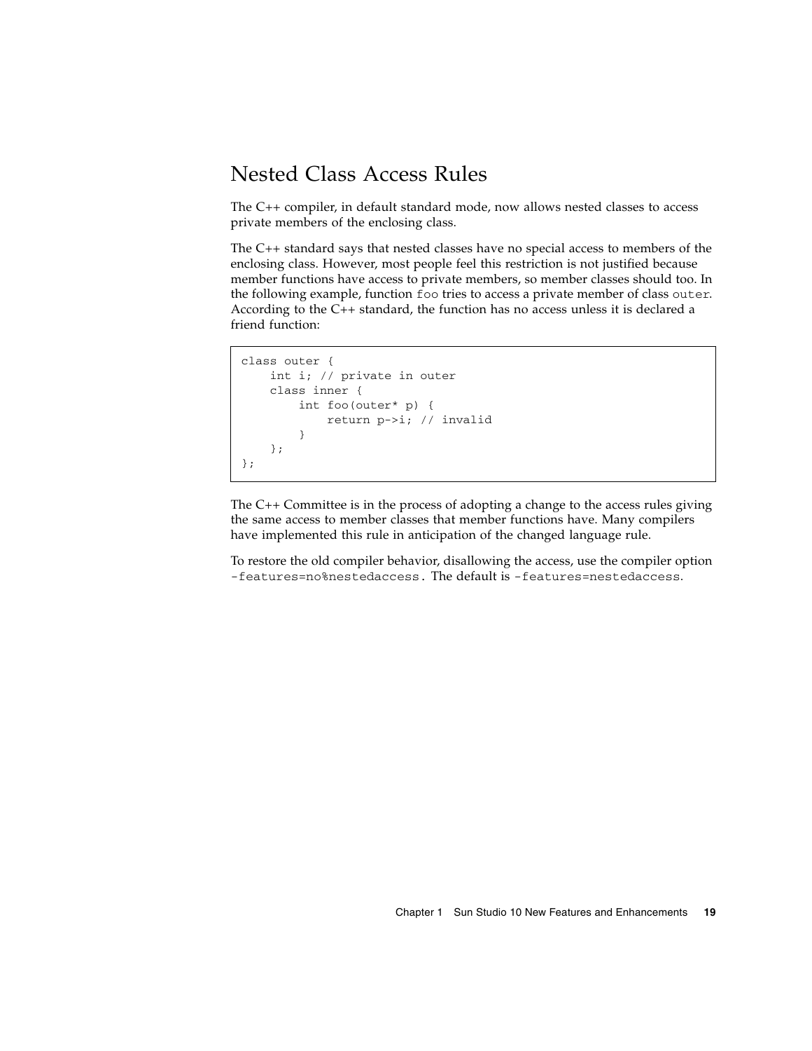## Nested Class Access Rules

The C++ compiler, in default standard mode, now allows nested classes to access private members of the enclosing class.

The C++ standard says that nested classes have no special access to members of the enclosing class. However, most people feel this restriction is not justified because member functions have access to private members, so member classes should too. In the following example, function `foo` tries to access a private member of class `outer`. According to the C++ standard, the function has no access unless it is declared a friend function:

```
class outer {
    int i; // private in outer
    class inner {
        int foo(outer* p) {
            return p->i; // invalid
        }
    };
};
```

The C++ Committee is in the process of adopting a change to the access rules giving the same access to member classes that member functions have. Many compilers have implemented this rule in anticipation of the changed language rule.

To restore the old compiler behavior, disallowing the access, use the compiler option `-features=no%nestedaccess`. The default is `-features=nestedaccess`.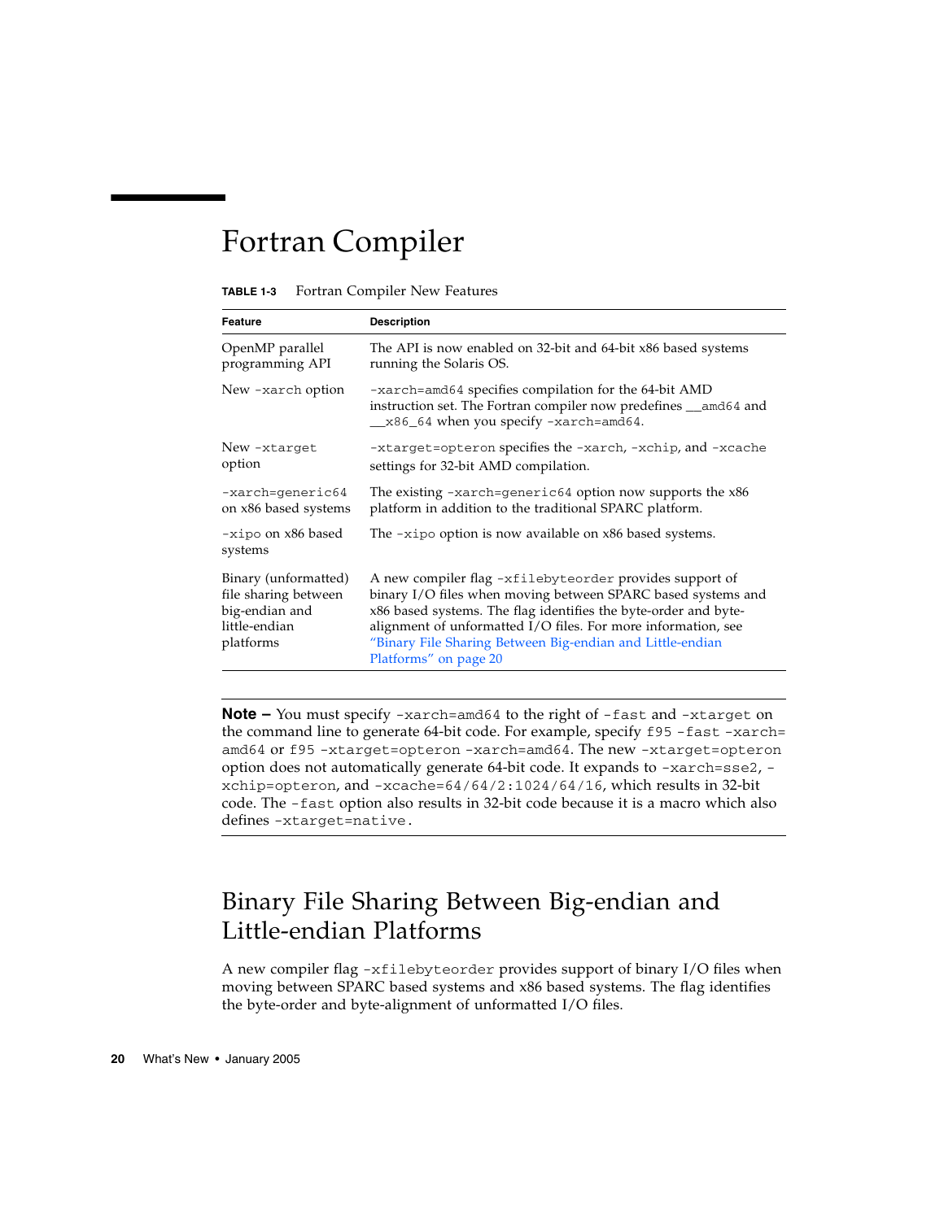# Fortran Compiler

**TABLE 1-3** Fortran Compiler New Features

| Feature | Description |
| --- | --- |
| OpenMP parallel programming API | The API is now enabled on 32-bit and 64-bit x86 based systems running the Solaris OS. |
| New `-xarch` option | `-xarch=amd64` specifies compilation for the 64-bit AMD instruction set. The Fortran compiler now predefines `__amd64` and `__x86_64` when you specify `-xarch=amd64`. |
| New `-xtarget` option | `-xtarget=opteron` specifies the `-xarch`, `-xchip`, and `-xcache` settings for 32-bit AMD compilation. |
| `-xarch=generic64` on x86 based systems | The existing `-xarch=generic64` option now supports the x86 platform in addition to the traditional SPARC platform. |
| `-xipo` on x86 based systems | The `-xipo` option is now available on x86 based systems. |
| Binary (unformatted) file sharing between big-endian and little-endian platforms | A new compiler flag `-xfilebyteorder` provides support of binary I/O files when moving between SPARC based systems and x86 based systems. The flag identifies the byte-order and byte-alignment of unformatted I/O files. For more information, see "Binary File Sharing Between Big-endian and Little-endian Platforms" on page 20 |

---

**Note –** You must specify `-xarch=amd64` to the right of `-fast` and `-xtarget` on the command line to generate 64-bit code. For example, specify `f95 -fast -xarch=amd64` or `f95 -xtarget=opteron -xarch=amd64`. The new `-xtarget=opteron` option does not automatically generate 64-bit code. It expands to `-xarch=sse2`, `-xchip=opteron`, and `-xcache=64/64/2:1024/64/16`, which results in 32-bit code. The `-fast` option also results in 32-bit code because it is a macro which also defines `-xtarget=native`.

---

## Binary File Sharing Between Big-endian and Little-endian Platforms

A new compiler flag `-xfilebyteorder` provides support of binary I/O files when moving between SPARC based systems and x86 based systems. The flag identifies the byte-order and byte-alignment of unformatted I/O files.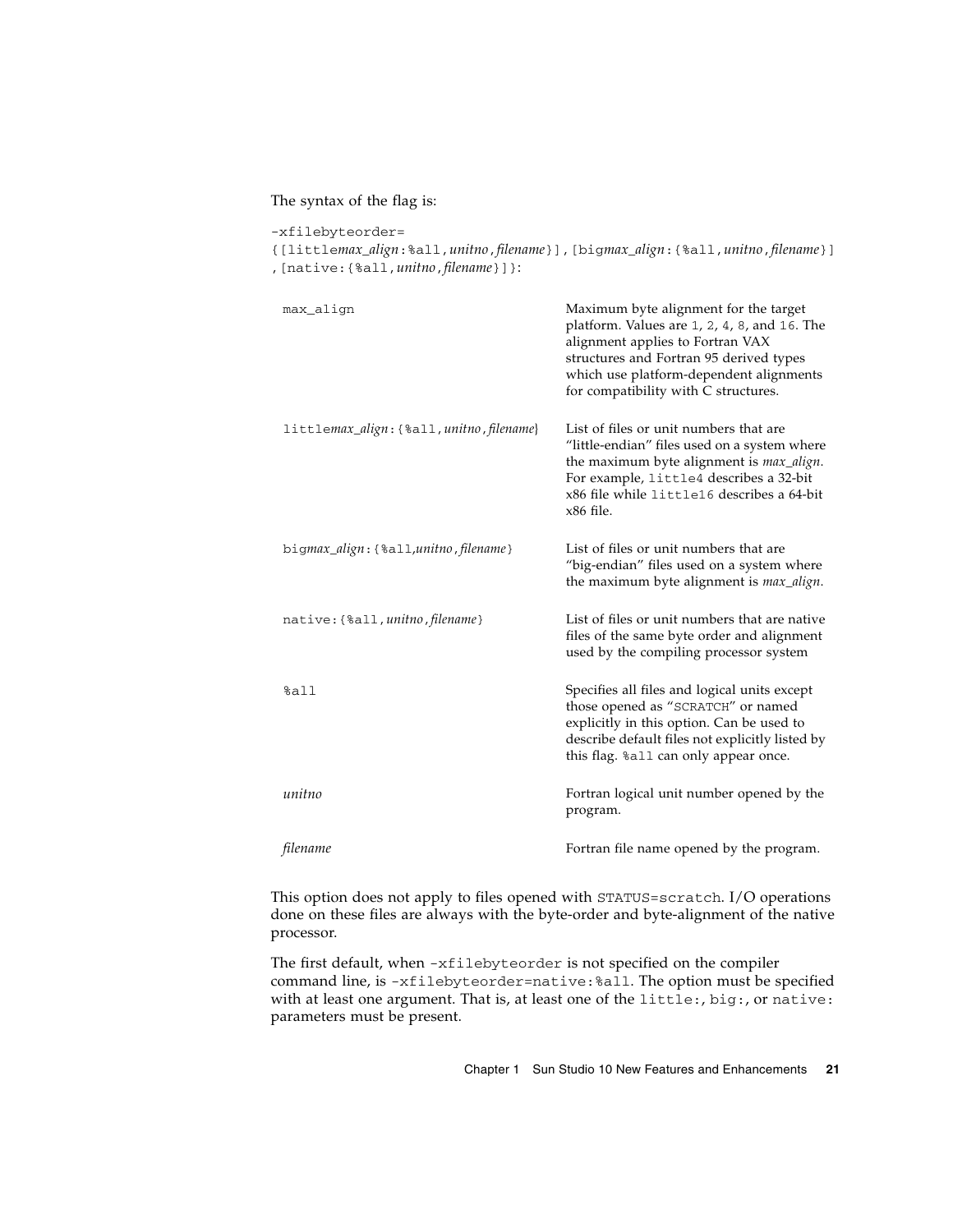The syntax of the flag is:

```
-xfilebyteorder=
{[littlemax_align:%all,unitno,filename}],[bigmax_align:{%all,unitno,filename}]
,[native:{%all,unitno,filename}]}:
```

| | |
|---|---|
| `max_align` | Maximum byte alignment for the target platform. Values are `1`, `2`, `4`, `8`, and `16`. The alignment applies to Fortran VAX structures and Fortran 95 derived types which use platform-dependent alignments for compatibility with C structures. |
| `little`*max_align*`:{%all,`*unitno*`,`*filename*`}` | List of files or unit numbers that are "little-endian" files used on a system where the maximum byte alignment is *max_align*. For example, `little4` describes a 32-bit x86 file while `little16` describes a 64-bit x86 file. |
| `big`*max_align*`:{%all,`*unitno*`,`*filename*`}` | List of files or unit numbers that are "big-endian" files used on a system where the maximum byte alignment is *max_align*. |
| `native:{%all,`*unitno*`,`*filename*`}` | List of files or unit numbers that are native files of the same byte order and alignment used by the compiling processor system |
| `%all` | Specifies all files and logical units except those opened as "`SCRATCH`" or named explicitly in this option. Can be used to describe default files not explicitly listed by this flag. `%all` can only appear once. |
| *unitno* | Fortran logical unit number opened by the program. |
| *filename* | Fortran file name opened by the program. |

This option does not apply to files opened with `STATUS=scratch`. I/O operations done on these files are always with the byte-order and byte-alignment of the native processor.

The first default, when `-xfilebyteorder` is not specified on the compiler command line, is `-xfilebyteorder=native:%all`. The option must be specified with at least one argument. That is, at least one of the `little:`, `big:`, or `native:` parameters must be present.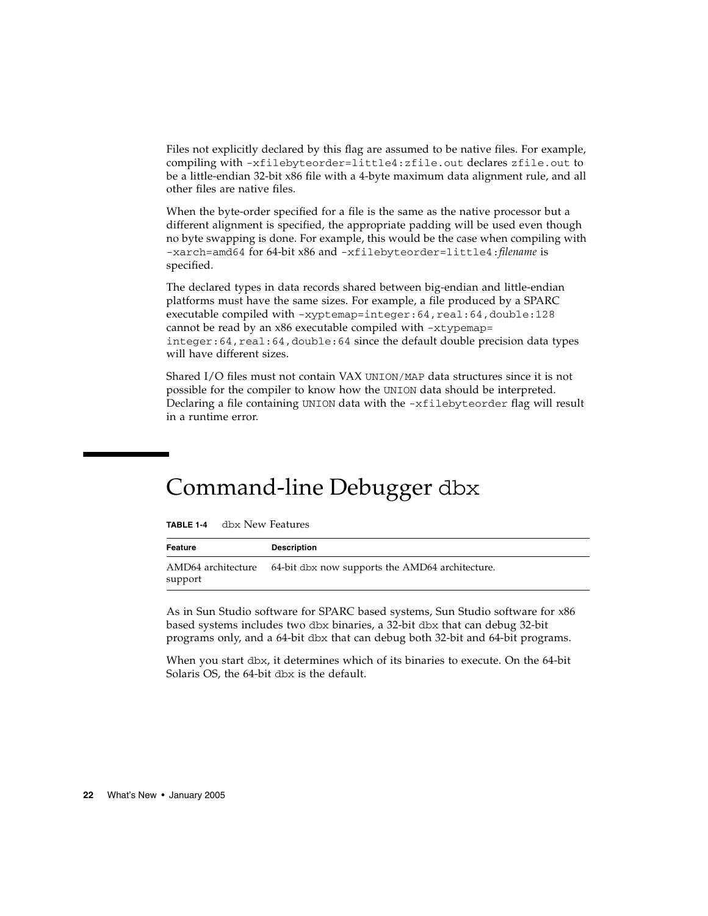Files not explicitly declared by this flag are assumed to be native files. For example, compiling with `-xfilebyteorder=little4:zfile.out` declares `zfile.out` to be a little-endian 32-bit x86 file with a 4-byte maximum data alignment rule, and all other files are native files.

When the byte-order specified for a file is the same as the native processor but a different alignment is specified, the appropriate padding will be used even though no byte swapping is done. For example, this would be the case when compiling with `-xarch=amd64` for 64-bit x86 and `-xfilebyteorder=little4:`*filename* is specified.

The declared types in data records shared between big-endian and little-endian platforms must have the same sizes. For example, a file produced by a SPARC executable compiled with `-xyptemap=integer:64,real:64,double:128` cannot be read by an x86 executable compiled with `-xtypemap=integer:64,real:64,double:64` since the default double precision data types will have different sizes.

Shared I/O files must not contain VAX `UNION/MAP` data structures since it is not possible for the compiler to know how the `UNION` data should be interpreted. Declaring a file containing `UNION` data with the `-xfilebyteorder` flag will result in a runtime error.

# Command-line Debugger `dbx`

**TABLE 1-4** `dbx` New Features

| Feature | Description |
|---|---|
| AMD64 architecture support | 64-bit `dbx` now supports the AMD64 architecture. |

As in Sun Studio software for SPARC based systems, Sun Studio software for x86 based systems includes two `dbx` binaries, a 32-bit `dbx` that can debug 32-bit programs only, and a 64-bit `dbx` that can debug both 32-bit and 64-bit programs.

When you start `dbx`, it determines which of its binaries to execute. On the 64-bit Solaris OS, the 64-bit `dbx` is the default.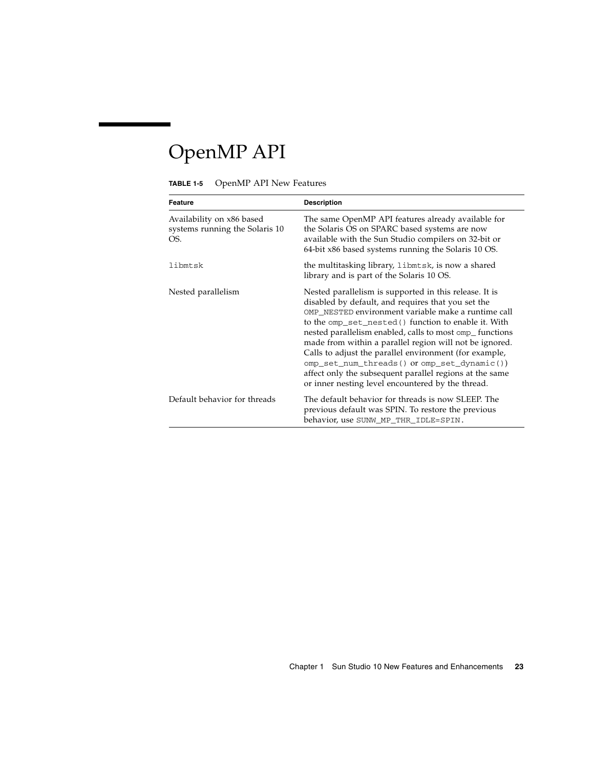# OpenMP API

**TABLE 1-5** OpenMP API New Features

| Feature | Description |
|---|---|
| Availability on x86 based systems running the Solaris 10 OS. | The same OpenMP API features already available for the Solaris OS on SPARC based systems are now available with the Sun Studio compilers on 32-bit or 64-bit x86 based systems running the Solaris 10 OS. |
| `libmtsk` | the multitasking library, `libmtsk`, is now a shared library and is part of the Solaris 10 OS. |
| Nested parallelism | Nested parallelism is supported in this release. It is disabled by default, and requires that you set the `OMP_NESTED` environment variable make a runtime call to the `omp_set_nested()` function to enable it. With nested parallelism enabled, calls to most `omp_` functions made from within a parallel region will not be ignored. Calls to adjust the parallel environment (for example, `omp_set_num_threads()` or `omp_set_dynamic()`) affect only the subsequent parallel regions at the same or inner nesting level encountered by the thread. |
| Default behavior for threads | The default behavior for threads is now SLEEP. The previous default was SPIN. To restore the previous behavior, use `SUNW_MP_THR_IDLE=SPIN`. |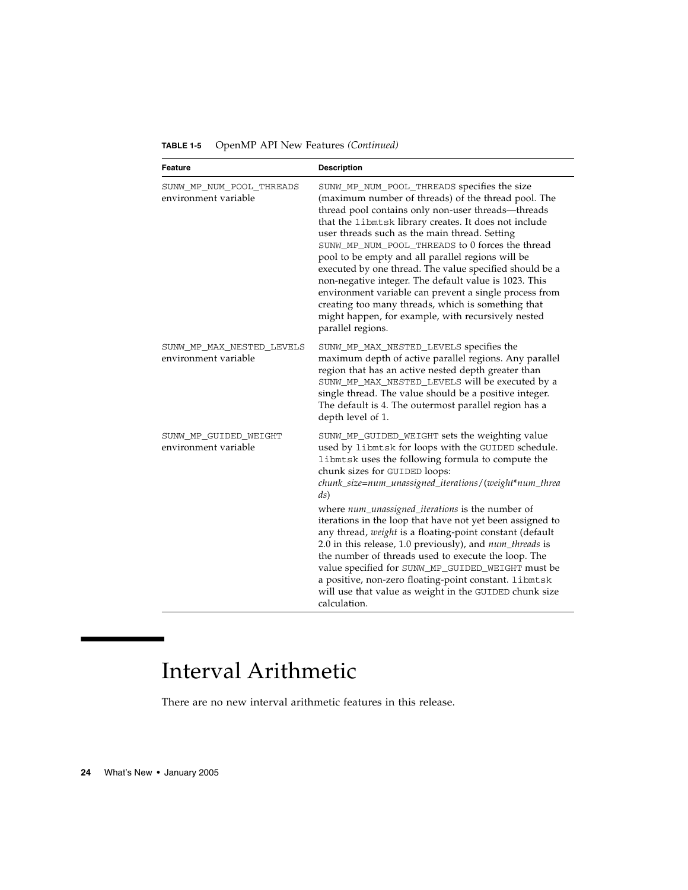**TABLE 1-5** OpenMP API New Features *(Continued)*

| Feature | Description |
| --- | --- |
| `SUNW_MP_NUM_POOL_THREADS` environment variable | `SUNW_MP_NUM_POOL_THREADS` specifies the size (maximum number of threads) of the thread pool. The thread pool contains only non-user threads—threads that the `libmtsk` library creates. It does not include user threads such as the main thread. Setting `SUNW_MP_NUM_POOL_THREADS` to 0 forces the thread pool to be empty and all parallel regions will be executed by one thread. The value specified should be a non-negative integer. The default value is 1023. This environment variable can prevent a single process from creating too many threads, which is something that might happen, for example, with recursively nested parallel regions. |
| `SUNW_MP_MAX_NESTED_LEVELS` environment variable | `SUNW_MP_MAX_NESTED_LEVELS` specifies the maximum depth of active parallel regions. Any parallel region that has an active nested depth greater than `SUNW_MP_MAX_NESTED_LEVELS` will be executed by a single thread. The value should be a positive integer. The default is 4. The outermost parallel region has a depth level of 1. |
| `SUNW_MP_GUIDED_WEIGHT` environment variable | `SUNW_MP_GUIDED_WEIGHT` sets the weighting value used by `libmtsk` for loops with the `GUIDED` schedule. `libmtsk` uses the following formula to compute the chunk sizes for `GUIDED` loops: *chunk_size=num_unassigned_iterations*/(*weight*\**num_threads*) where *num_unassigned_iterations* is the number of iterations in the loop that have not yet been assigned to any thread, *weight* is a floating-point constant (default 2.0 in this release, 1.0 previously), and *num_threads* is the number of threads used to execute the loop. The value specified for `SUNW_MP_GUIDED_WEIGHT` must be a positive, non-zero floating-point constant. `libmtsk` will use that value as weight in the `GUIDED` chunk size calculation. |

# Interval Arithmetic

There are no new interval arithmetic features in this release.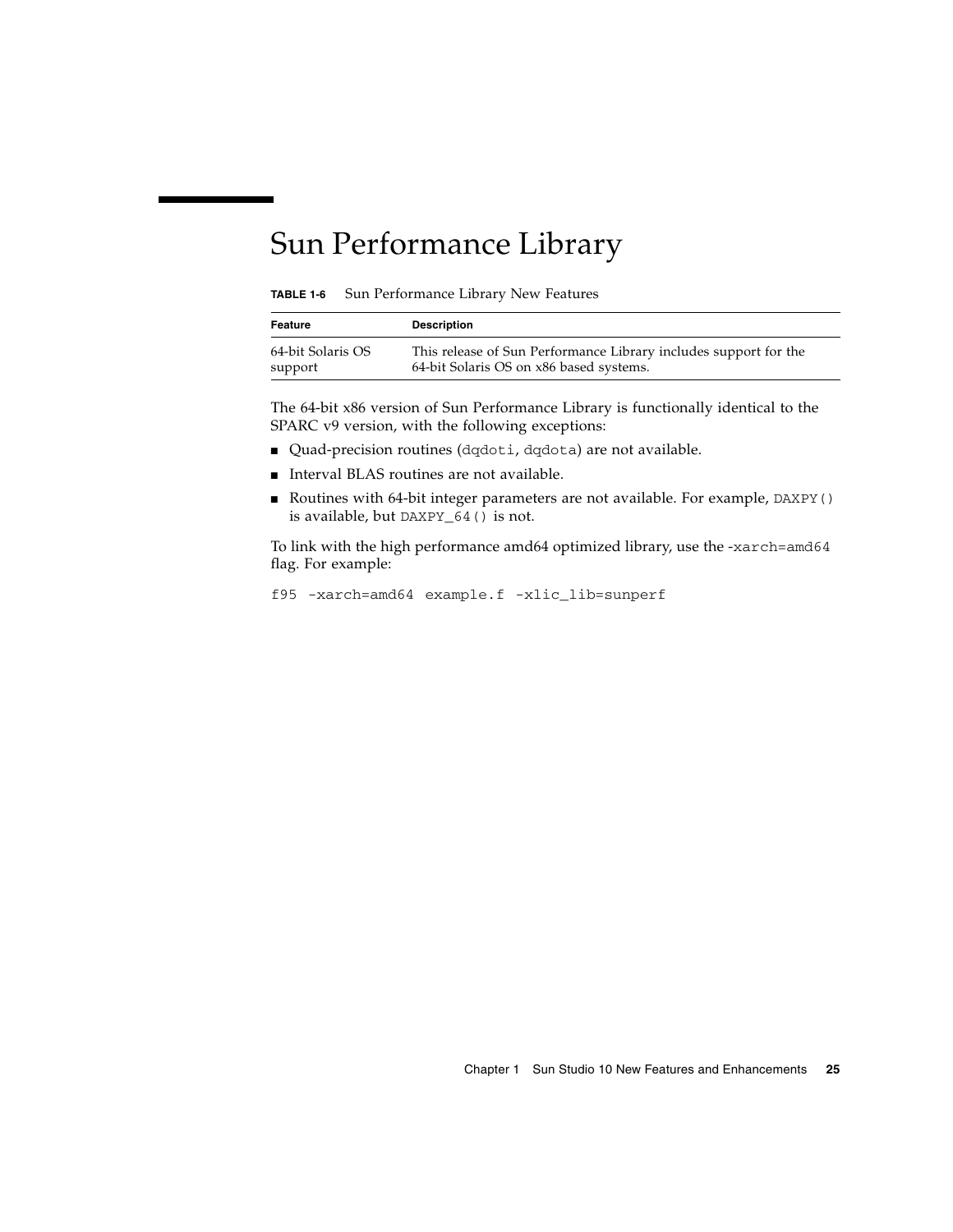# Sun Performance Library

**TABLE 1-6** Sun Performance Library New Features

| Feature | Description |
|---|---|
| 64-bit Solaris OS support | This release of Sun Performance Library includes support for the 64-bit Solaris OS on x86 based systems. |

The 64-bit x86 version of Sun Performance Library is functionally identical to the SPARC v9 version, with the following exceptions:

- Quad-precision routines (`dqdoti`, `dqdota`) are not available.
- Interval BLAS routines are not available.
- Routines with 64-bit integer parameters are not available. For example, `DAXPY()` is available, but `DAXPY_64()` is not.

To link with the high performance amd64 optimized library, use the `-xarch=amd64` flag. For example:

```
f95 -xarch=amd64 example.f -xlic_lib=sunperf
```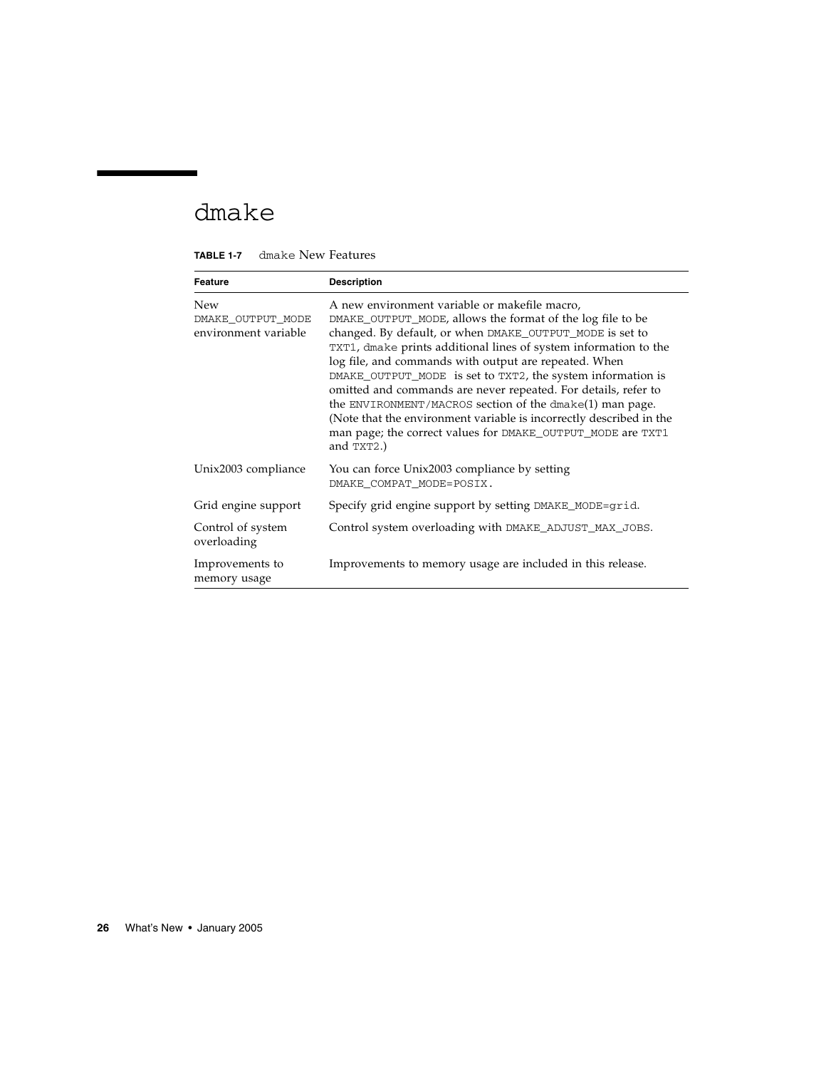# dmake

**TABLE 1-7** dmake New Features

| Feature | Description |
|---|---|
| New DMAKE_OUTPUT_MODE environment variable | A new environment variable or makefile macro, DMAKE_OUTPUT_MODE, allows the format of the log file to be changed. By default, or when DMAKE_OUTPUT_MODE is set to TXT1, dmake prints additional lines of system information to the log file, and commands with output are repeated. When DMAKE_OUTPUT_MODE is set to TXT2, the system information is omitted and commands are never repeated. For details, refer to the ENVIRONMENT/MACROS section of the dmake(1) man page. (Note that the environment variable is incorrectly described in the man page; the correct values for DMAKE_OUTPUT_MODE are TXT1 and TXT2.) |
| Unix2003 compliance | You can force Unix2003 compliance by setting DMAKE_COMPAT_MODE=POSIX. |
| Grid engine support | Specify grid engine support by setting DMAKE_MODE=grid. |
| Control of system overloading | Control system overloading with DMAKE_ADJUST_MAX_JOBS. |
| Improvements to memory usage | Improvements to memory usage are included in this release. |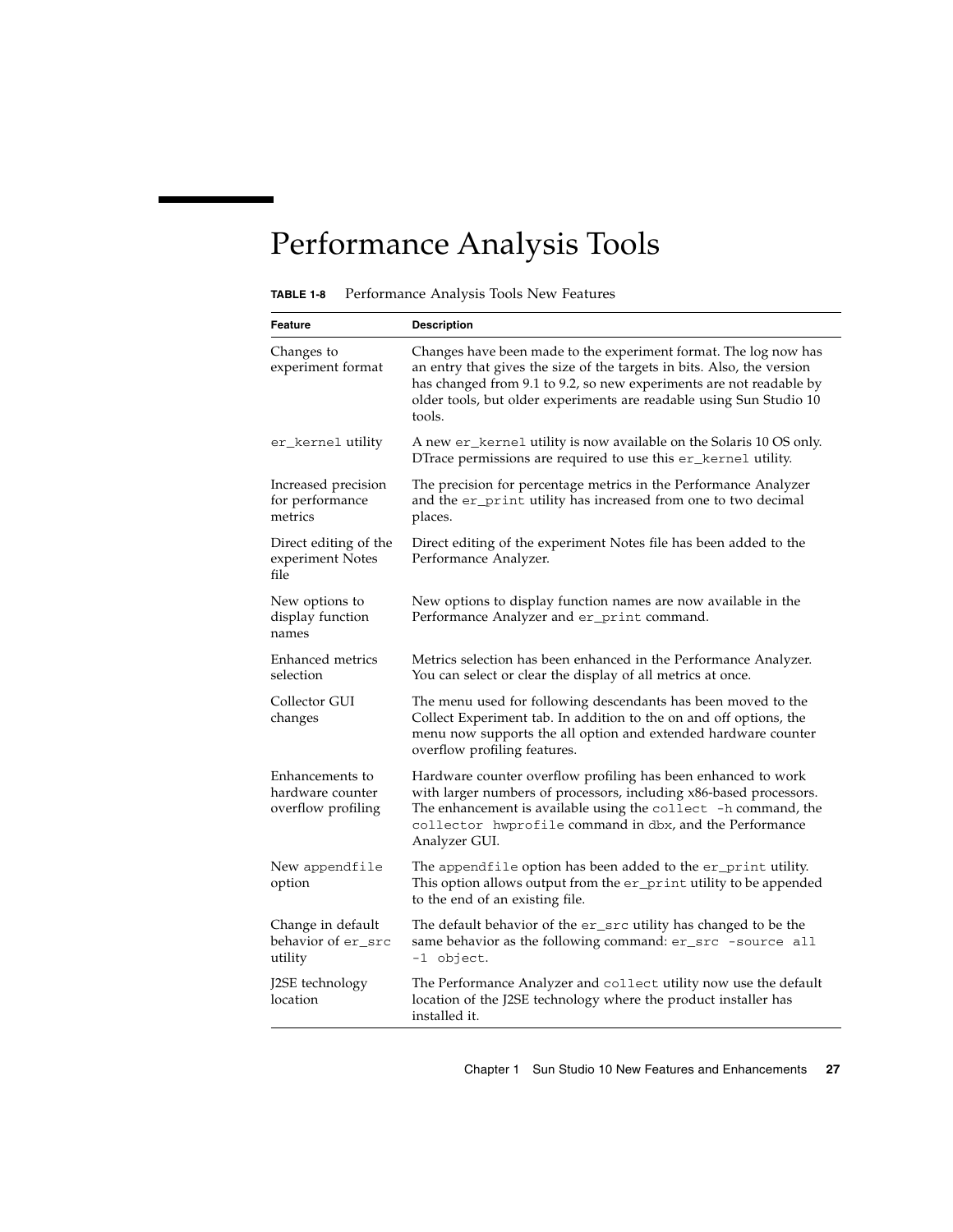# Performance Analysis Tools

**TABLE 1-8** Performance Analysis Tools New Features

| Feature | Description |
|---|---|
| Changes to experiment format | Changes have been made to the experiment format. The log now has an entry that gives the size of the targets in bits. Also, the version has changed from 9.1 to 9.2, so new experiments are not readable by older tools, but older experiments are readable using Sun Studio 10 tools. |
| `er_kernel` utility | A new `er_kernel` utility is now available on the Solaris 10 OS only. DTrace permissions are required to use this `er_kernel` utility. |
| Increased precision for performance metrics | The precision for percentage metrics in the Performance Analyzer and the `er_print` utility has increased from one to two decimal places. |
| Direct editing of the experiment Notes file | Direct editing of the experiment Notes file has been added to the Performance Analyzer. |
| New options to display function names | New options to display function names are now available in the Performance Analyzer and `er_print` command. |
| Enhanced metrics selection | Metrics selection has been enhanced in the Performance Analyzer. You can select or clear the display of all metrics at once. |
| Collector GUI changes | The menu used for following descendants has been moved to the Collect Experiment tab. In addition to the on and off options, the menu now supports the all option and extended hardware counter overflow profiling features. |
| Enhancements to hardware counter overflow profiling | Hardware counter overflow profiling has been enhanced to work with larger numbers of processors, including x86-based processors. The enhancement is available using the `collect -h` command, the `collector hwprofile` command in `dbx`, and the Performance Analyzer GUI. |
| New `appendfile` option | The `appendfile` option has been added to the `er_print` utility. This option allows output from the `er_print` utility to be appended to the end of an existing file. |
| Change in default behavior of `er_src` utility | The default behavior of the `er_src` utility has changed to be the same behavior as the following command: `er_src -source all -1 object`. |
| J2SE technology location | The Performance Analyzer and `collect` utility now use the default location of the J2SE technology where the product installer has installed it. |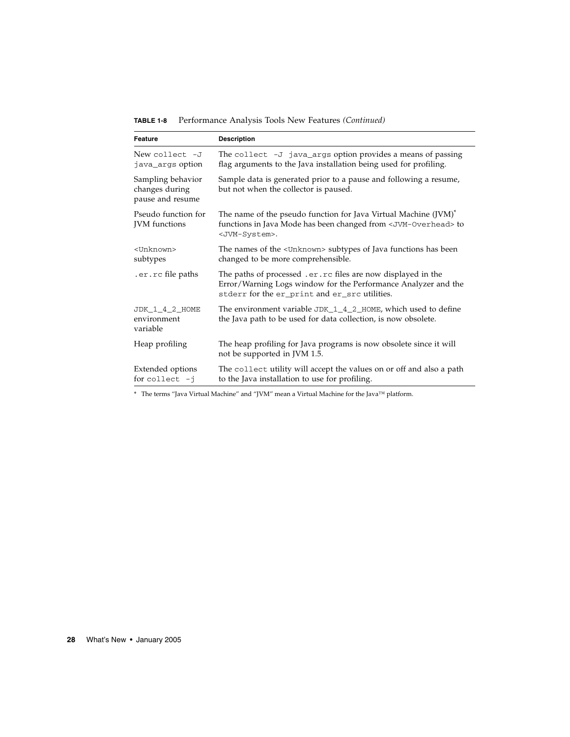**TABLE 1-8** Performance Analysis Tools New Features *(Continued)*

| Feature | Description |
|---|---|
| New `collect -J java_args` option | The `collect -J java_args` option provides a means of passing flag arguments to the Java installation being used for profiling. |
| Sampling behavior changes during pause and resume | Sample data is generated prior to a pause and following a resume, but not when the collector is paused. |
| Pseudo function for JVM functions | The name of the pseudo function for Java Virtual Machine (JVM)* functions in Java Mode has been changed from `<JVM-Overhead>` to `<JVM-System>`. |
| `<Unknown>` subtypes | The names of the `<Unknown>` subtypes of Java functions has been changed to be more comprehensible. |
| `.er.rc` file paths | The paths of processed `.er.rc` files are now displayed in the Error/Warning Logs window for the Performance Analyzer and the `stderr` for the `er_print` and `er_src` utilities. |
| `JDK_1_4_2_HOME` environment variable | The environment variable `JDK_1_4_2_HOME`, which used to define the Java path to be used for data collection, is now obsolete. |
| Heap profiling | The heap profiling for Java programs is now obsolete since it will not be supported in JVM 1.5. |
| Extended options for `collect -j` | The `collect` utility will accept the values on or off and also a path to the Java installation to use for profiling. |

\* The terms "Java Virtual Machine" and "JVM" mean a Virtual Machine for the Java™ platform.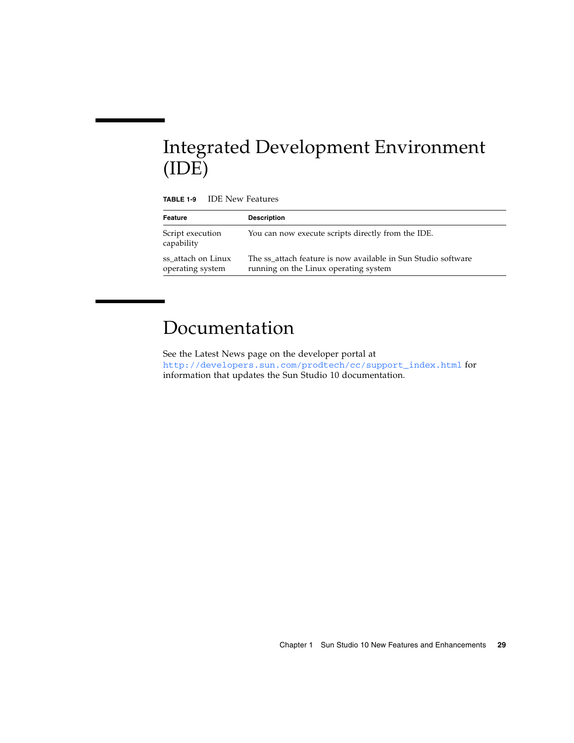# Integrated Development Environment (IDE)

**TABLE 1-9** IDE New Features

| Feature | Description |
|---|---|
| Script execution capability | You can now execute scripts directly from the IDE. |
| ss_attach on Linux operating system | The ss_attach feature is now available in Sun Studio software running on the Linux operating system |

# Documentation

See the Latest News page on the developer portal at `http://developers.sun.com/prodtech/cc/support_index.html` for information that updates the Sun Studio 10 documentation.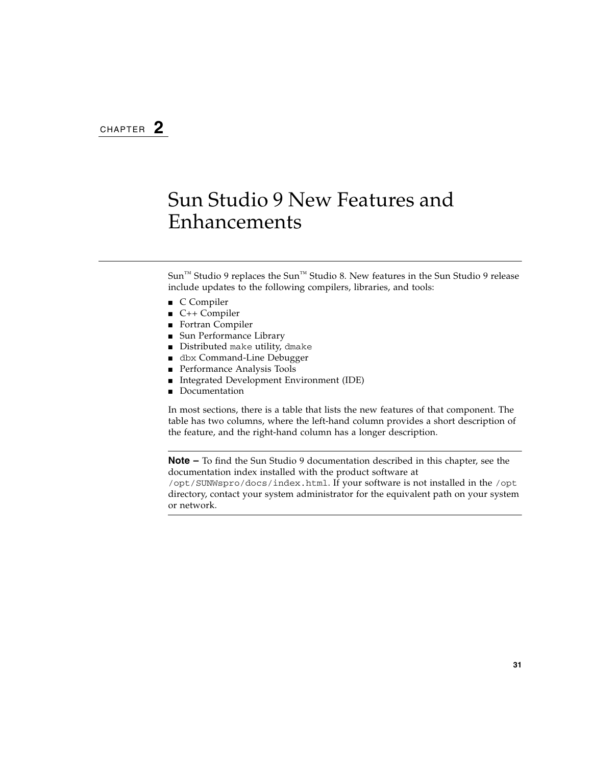CHAPTER **2**

# Sun Studio 9 New Features and Enhancements

Sun™ Studio 9 replaces the Sun™ Studio 8. New features in the Sun Studio 9 release include updates to the following compilers, libraries, and tools:

- C Compiler
- C++ Compiler
- Fortran Compiler
- Sun Performance Library
- Distributed `make` utility, `dmake`
- `dbx` Command-Line Debugger
- Performance Analysis Tools
- Integrated Development Environment (IDE)
- Documentation

In most sections, there is a table that lists the new features of that component. The table has two columns, where the left-hand column provides a short description of the feature, and the right-hand column has a longer description.

---

**Note –** To find the Sun Studio 9 documentation described in this chapter, see the documentation index installed with the product software at `/opt/SUNWspro/docs/index.html`. If your software is not installed in the `/opt` directory, contact your system administrator for the equivalent path on your system or network.

---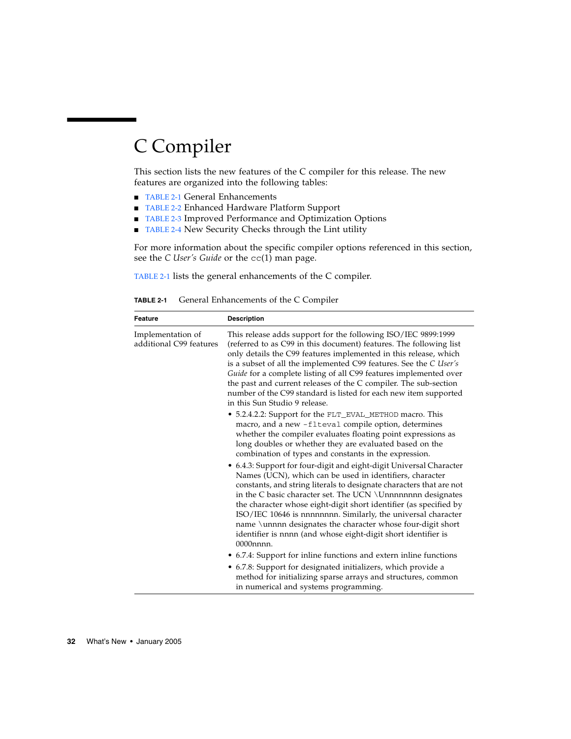# C Compiler

This section lists the new features of the C compiler for this release. The new features are organized into the following tables:

- TABLE 2-1 General Enhancements
- TABLE 2-2 Enhanced Hardware Platform Support
- TABLE 2-3 Improved Performance and Optimization Options
- TABLE 2-4 New Security Checks through the Lint utility

For more information about the specific compiler options referenced in this section, see the *C User's Guide* or the `cc`(1) man page.

TABLE 2-1 lists the general enhancements of the C compiler.

**TABLE 2-1** General Enhancements of the C Compiler

| Feature | Description |
|---|---|
| Implementation of additional C99 features | This release adds support for the following ISO/IEC 9899:1999 (referred to as C99 in this document) features. The following list only details the C99 features implemented in this release, which is a subset of all the implemented C99 features. See the *C User's Guide* for a complete listing of all C99 features implemented over the past and current releases of the C compiler. The sub-section number of the C99 standard is listed for each new item supported in this Sun Studio 9 release.<br>• 5.2.4.2.2: Support for the `FLT_EVAL_METHOD` macro. This macro, and a new `-flteval` compile option, determines whether the compiler evaluates floating point expressions as long doubles or whether they are evaluated based on the combination of types and constants in the expression.<br>• 6.4.3: Support for four-digit and eight-digit Universal Character Names (UCN), which can be used in identifiers, character constants, and string literals to designate characters that are not in the C basic character set. The UCN \Unnnnnnnn designates the character whose eight-digit short identifier (as specified by ISO/IEC 10646 is nnnnnnnn. Similarly, the universal character name \unnnn designates the character whose four-digit short identifier is nnnn (and whose eight-digit short identifier is 0000nnnn.<br>• 6.7.4: Support for inline functions and extern inline functions<br>• 6.7.8: Support for designated initializers, which provide a method for initializing sparse arrays and structures, common in numerical and systems programming. |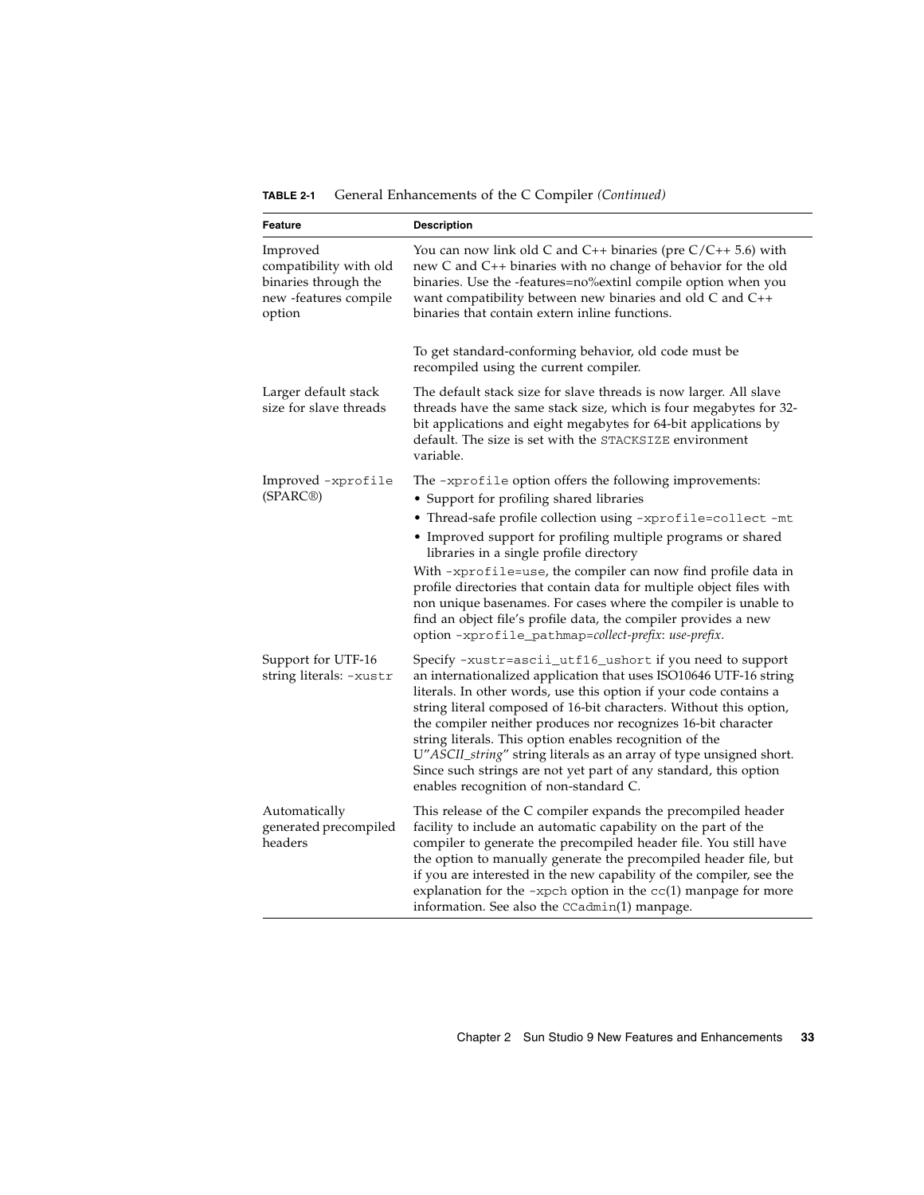**TABLE 2-1** General Enhancements of the C Compiler *(Continued)*

| Feature | Description |
|---|---|
| Improved compatibility with old binaries through the new -features compile option | You can now link old C and C++ binaries (pre C/C++ 5.6) with new C and C++ binaries with no change of behavior for the old binaries. Use the -features=no%extinl compile option when you want compatibility between new binaries and old C and C++ binaries that contain extern inline functions.<br><br>To get standard-conforming behavior, old code must be recompiled using the current compiler. |
| Larger default stack size for slave threads | The default stack size for slave threads is now larger. All slave threads have the same stack size, which is four megabytes for 32-bit applications and eight megabytes for 64-bit applications by default. The size is set with the `STACKSIZE` environment variable. |
| Improved `-xprofile` (SPARC®) | The `-xprofile` option offers the following improvements:<br>• Support for profiling shared libraries<br>• Thread-safe profile collection using `-xprofile=collect -mt`<br>• Improved support for profiling multiple programs or shared libraries in a single profile directory<br>With `-xprofile=use`, the compiler can now find profile data in profile directories that contain data for multiple object files with non unique basenames. For cases where the compiler is unable to find an object file's profile data, the compiler provides a new option `-xprofile_pathmap=`*collect-prefix*: *use-prefix*. |
| Support for UTF-16 string literals: `-xustr` | Specify `-xustr=ascii_utf16_ushort` if you need to support an internationalized application that uses ISO10646 UTF-16 string literals. In other words, use this option if your code contains a string literal composed of 16-bit characters. Without this option, the compiler neither produces nor recognizes 16-bit character string literals. This option enables recognition of the U"*ASCII_string*" string literals as an array of type unsigned short. Since such strings are not yet part of any standard, this option enables recognition of non-standard C. |
| Automatically generated precompiled headers | This release of the C compiler expands the precompiled header facility to include an automatic capability on the part of the compiler to generate the precompiled header file. You still have the option to manually generate the precompiled header file, but if you are interested in the new capability of the compiler, see the explanation for the `-xpch` option in the `cc`(1) manpage for more information. See also the `CCadmin`(1) manpage. |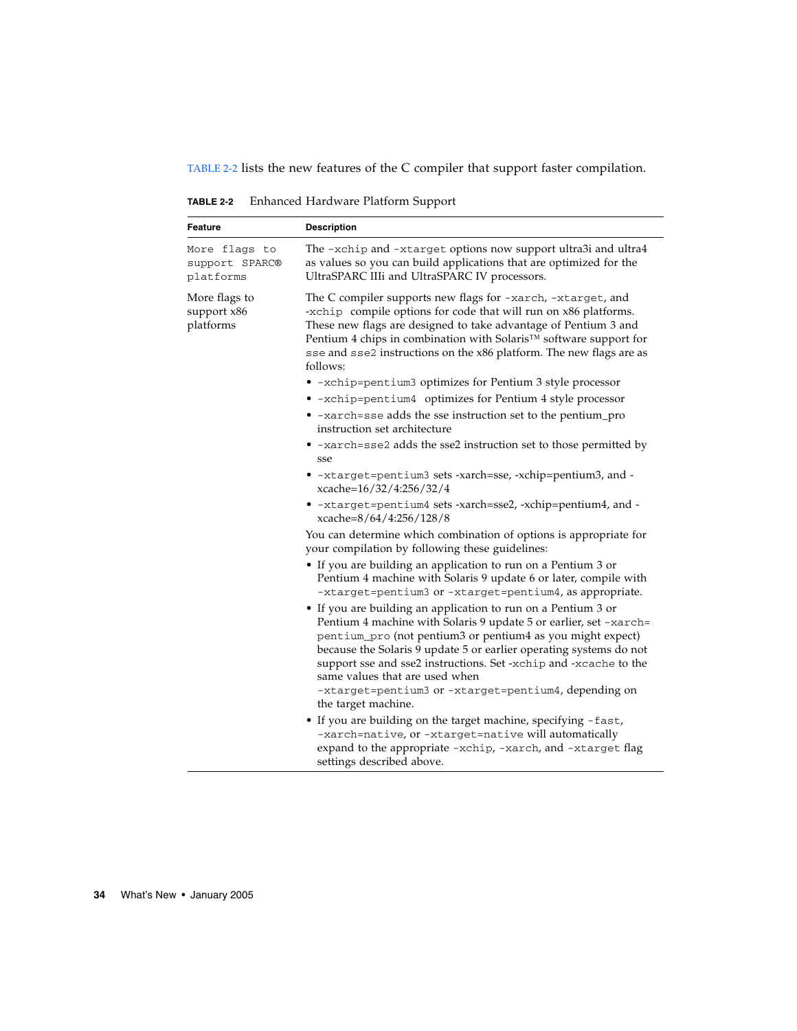TABLE 2-2 lists the new features of the C compiler that support faster compilation.

**TABLE 2-2** Enhanced Hardware Platform Support

| Feature | Description |
|---|---|
| `More flags to support SPARC® platforms` | The `-xchip` and `-xtarget` options now support ultra3i and ultra4 as values so you can build applications that are optimized for the UltraSPARC IIIi and UltraSPARC IV processors. |
| More flags to support x86 platforms | The C compiler supports new flags for `-xarch`, `-xtarget`, and `-xchip` compile options for code that will run on x86 platforms. These new flags are designed to take advantage of Pentium 3 and Pentium 4 chips in combination with Solaris™ software support for `sse` and `sse2` instructions on the x86 platform. The new flags are as follows:<br>• `-xchip=pentium3` optimizes for Pentium 3 style processor<br>• `-xchip=pentium4` optimizes for Pentium 4 style processor<br>• `-xarch=sse` adds the sse instruction set to the pentium_pro instruction set architecture<br>• `-xarch=sse2` adds the sse2 instruction set to those permitted by sse<br>• `-xtarget=pentium3` sets -xarch=sse, -xchip=pentium3, and -xcache=16/32/4:256/32/4<br>• `-xtarget=pentium4` sets -xarch=sse2, -xchip=pentium4, and -xcache=8/64/4:256/128/8<br>You can determine which combination of options is appropriate for your compilation by following these guidelines:<br>• If you are building an application to run on a Pentium 3 or Pentium 4 machine with Solaris 9 update 6 or later, compile with `-xtarget=pentium3` or `-xtarget=pentium4`, as appropriate.<br>• If you are building an application to run on a Pentium 3 or Pentium 4 machine with Solaris 9 update 5 or earlier, set `-xarch=pentium_pro` (not pentium3 or pentium4 as you might expect) because the Solaris 9 update 5 or earlier operating systems do not support sse and sse2 instructions. Set `-xchip` and `-xcache` to the same values that are used when `-xtarget=pentium3` or `-xtarget=pentium4`, depending on the target machine.<br>• If you are building on the target machine, specifying `-fast`, `-xarch=native`, or `-xtarget=native` will automatically expand to the appropriate `-xchip`, `-xarch`, and `-xtarget` flag settings described above. |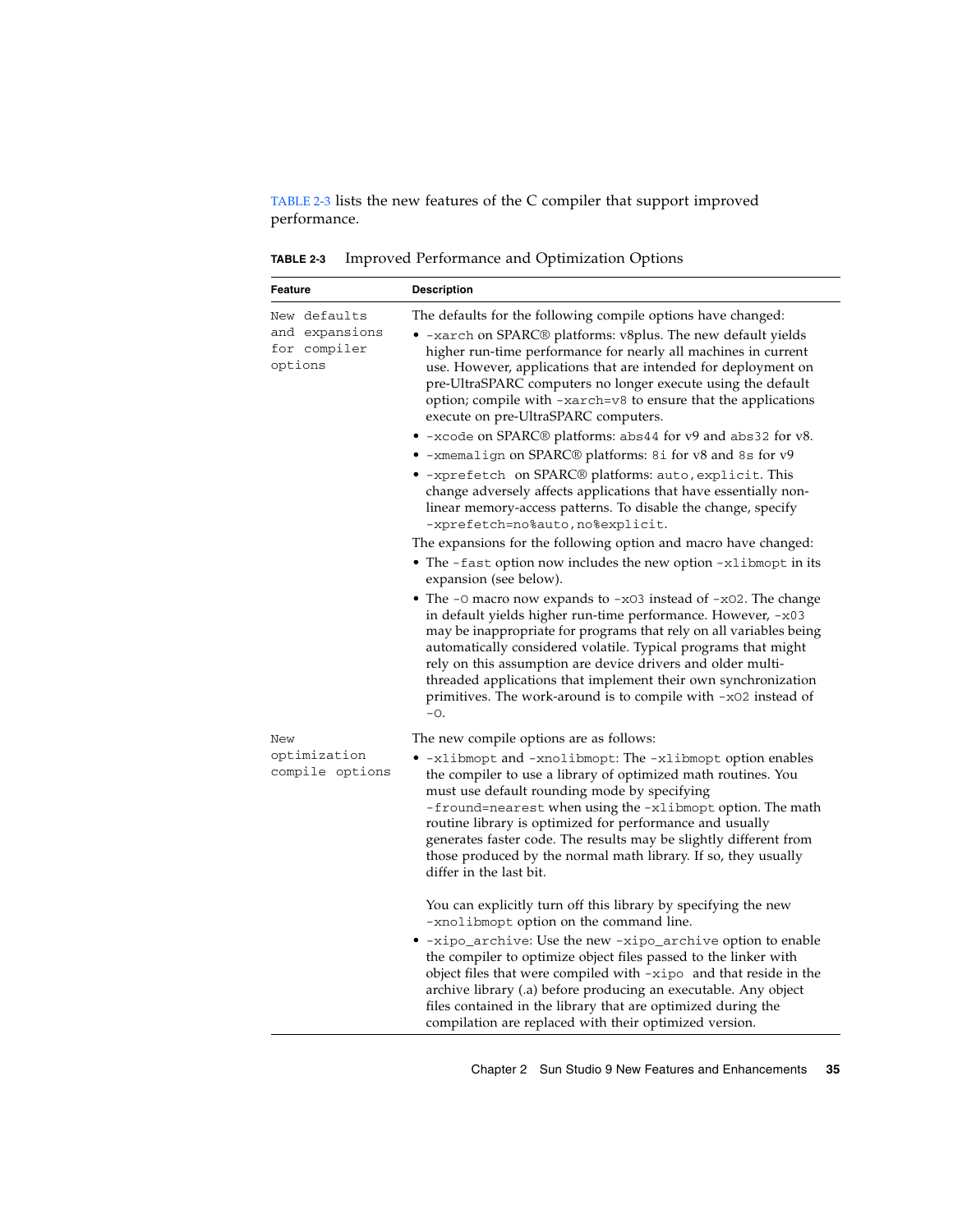TABLE 2-3 lists the new features of the C compiler that support improved performance.

**TABLE 2-3** Improved Performance and Optimization Options

| Feature | Description |
| --- | --- |
| `New defaults and expansions for compiler options` | The defaults for the following compile options have changed:<br>• `-xarch` on SPARC® platforms: v8plus. The new default yields higher run-time performance for nearly all machines in current use. However, applications that are intended for deployment on pre-UltraSPARC computers no longer execute using the default option; compile with `-xarch=v8` to ensure that the applications execute on pre-UltraSPARC computers.<br>• `-xcode` on SPARC® platforms: `abs44` for v9 and `abs32` for v8.<br>• `-xmemalign` on SPARC® platforms: `8i` for v8 and `8s` for v9<br>• `-xprefetch` on SPARC® platforms: `auto,explicit`. This change adversely affects applications that have essentially non-linear memory-access patterns. To disable the change, specify `-xprefetch=no%auto,no%explicit`.<br>The expansions for the following option and macro have changed:<br>• The `-fast` option now includes the new option `-xlibmopt` in its expansion (see below).<br>• The `-O` macro now expands to `-xO3` instead of `-xO2`. The change in default yields higher run-time performance. However, `-xO3` may be inappropriate for programs that rely on all variables being automatically considered volatile. Typical programs that might rely on this assumption are device drivers and older multi-threaded applications that implement their own synchronization primitives. The work-around is to compile with `-xO2` instead of `-O`. |
| `New optimization compile options` | The new compile options are as follows:<br>• `-xlibmopt` and `-xnolibmopt`: The `-xlibmopt` option enables the compiler to use a library of optimized math routines. You must use default rounding mode by specifying `-fround=nearest` when using the `-xlibmopt` option. The math routine library is optimized for performance and usually generates faster code. The results may be slightly different from those produced by the normal math library. If so, they usually differ in the last bit.<br><br>You can explicitly turn off this library by specifying the new `-xnolibmopt` option on the command line.<br>• `-xipo_archive`: Use the new `-xipo_archive` option to enable the compiler to optimize object files passed to the linker with object files that were compiled with `-xipo` and that reside in the archive library (.a) before producing an executable. Any object files contained in the library that are optimized during the compilation are replaced with their optimized version. |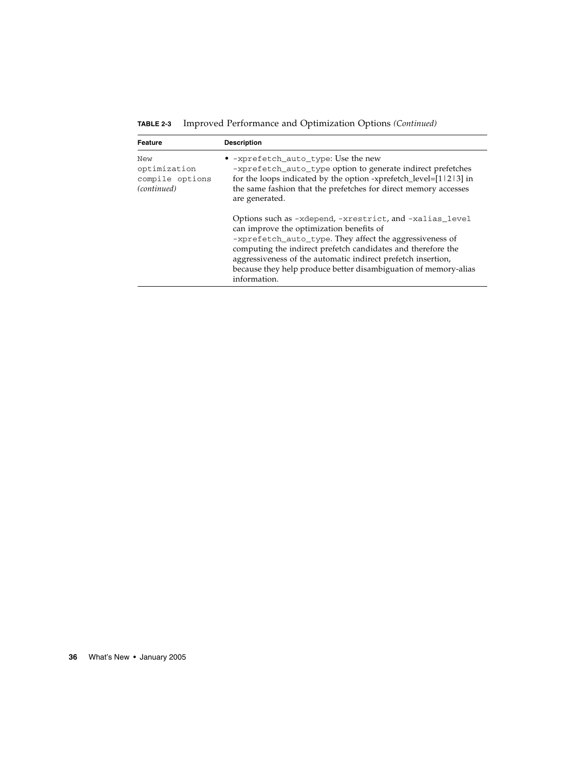**TABLE 2-3** Improved Performance and Optimization Options *(Continued)*

| Feature | Description |
| --- | --- |
| New optimization compile options *(continued)* | • -xprefetch_auto_type: Use the new -xprefetch_auto_type option to generate indirect prefetches for the loops indicated by the option -xprefetch_level=[1\|2\|3] in the same fashion that the prefetches for direct memory accesses are generated.<br><br>Options such as -xdepend, -xrestrict, and -xalias_level can improve the optimization benefits of -xprefetch_auto_type. They affect the aggressiveness of computing the indirect prefetch candidates and therefore the aggressiveness of the automatic indirect prefetch insertion, because they help produce better disambiguation of memory-alias information. |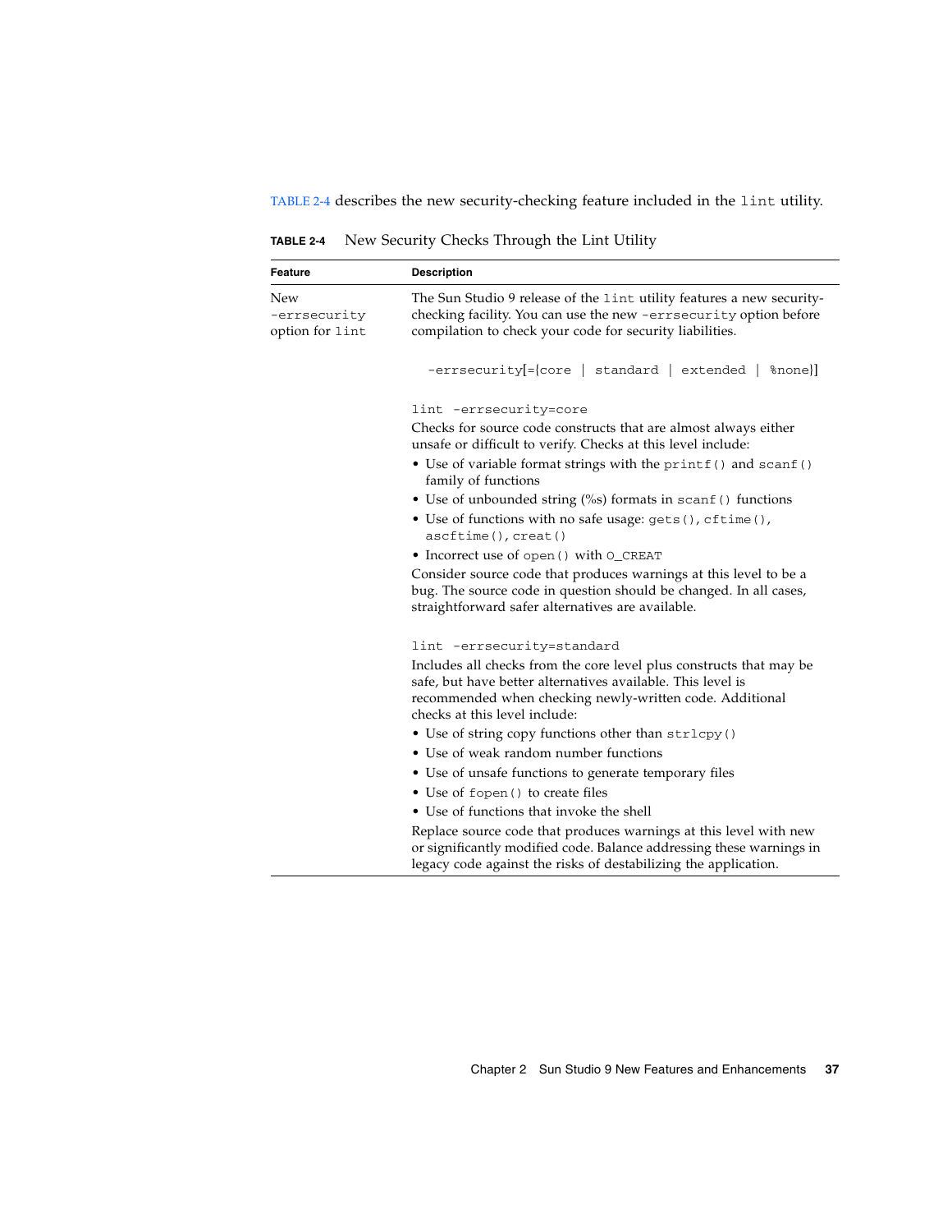TABLE 2-4 describes the new security-checking feature included in the `lint` utility.

**TABLE 2-4** New Security Checks Through the Lint Utility

| Feature | Description |
| --- | --- |
| New `-errsecurity` option for `lint` | The Sun Studio 9 release of the `lint` utility features a new security-checking facility. You can use the new `-errsecurity` option before compilation to check your code for security liabilities.<br><br>`-errsecurity[={core \| standard \| extended \| %none}]`<br><br>`lint -errsecurity=core`<br>Checks for source code constructs that are almost always either unsafe or difficult to verify. Checks at this level include:<br>• Use of variable format strings with the `printf()` and `scanf()` family of functions<br>• Use of unbounded string (%s) formats in `scanf()` functions<br>• Use of functions with no safe usage: `gets()`, `cftime()`, `ascftime()`, `creat()`<br>• Incorrect use of `open()` with `O_CREAT`<br>Consider source code that produces warnings at this level to be a bug. The source code in question should be changed. In all cases, straightforward safer alternatives are available.<br><br>`lint -errsecurity=standard`<br>Includes all checks from the core level plus constructs that may be safe, but have better alternatives available. This level is recommended when checking newly-written code. Additional checks at this level include:<br>• Use of string copy functions other than `strlcpy()`<br>• Use of weak random number functions<br>• Use of unsafe functions to generate temporary files<br>• Use of `fopen()` to create files<br>• Use of functions that invoke the shell<br>Replace source code that produces warnings at this level with new or significantly modified code. Balance addressing these warnings in legacy code against the risks of destabilizing the application. |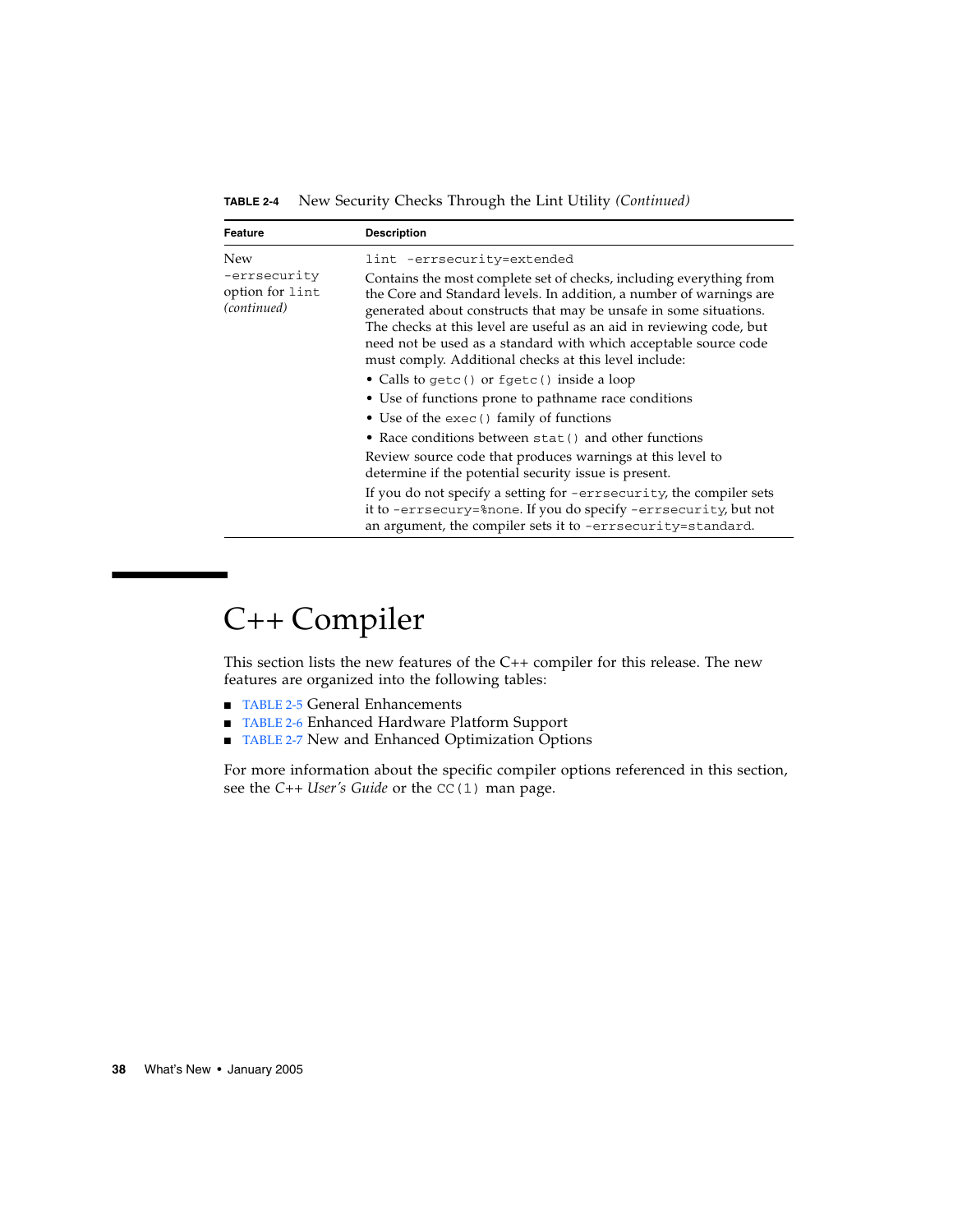**TABLE 2-4** New Security Checks Through the Lint Utility *(Continued)*

| Feature | Description |
| --- | --- |
| New `-errsecurity` option for `lint` *(continued)* | `lint -errsecurity=extended`<br>Contains the most complete set of checks, including everything from the Core and Standard levels. In addition, a number of warnings are generated about constructs that may be unsafe in some situations. The checks at this level are useful as an aid in reviewing code, but need not be used as a standard with which acceptable source code must comply. Additional checks at this level include:<br>• Calls to `getc()` or `fgetc()` inside a loop<br>• Use of functions prone to pathname race conditions<br>• Use of the `exec()` family of functions<br>• Race conditions between `stat()` and other functions<br>Review source code that produces warnings at this level to determine if the potential security issue is present.<br>If you do not specify a setting for `-errsecurity`, the compiler sets it to `-errsecury=%none`. If you do specify `-errsecurity`, but not an argument, the compiler sets it to `-errsecurity=standard`. |

# C++ Compiler

This section lists the new features of the C++ compiler for this release. The new features are organized into the following tables:

- TABLE 2-5 General Enhancements
- TABLE 2-6 Enhanced Hardware Platform Support
- TABLE 2-7 New and Enhanced Optimization Options

For more information about the specific compiler options referenced in this section, see the *C++ User's Guide* or the `CC(1)` man page.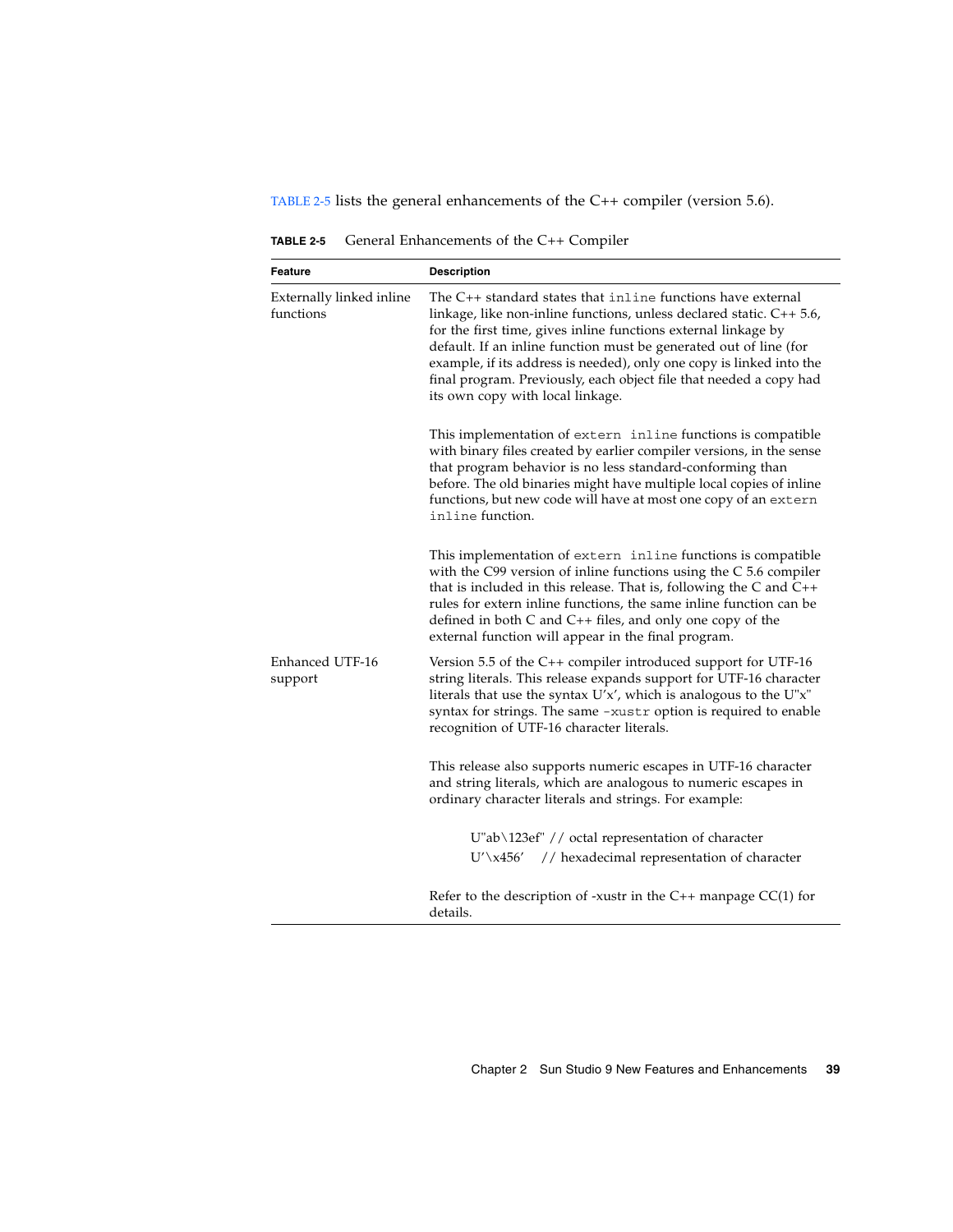TABLE 2-5 lists the general enhancements of the C++ compiler (version 5.6).

**TABLE 2-5** General Enhancements of the C++ Compiler

| Feature | Description |
|---|---|
| Externally linked inline functions | The C++ standard states that `inline` functions have external linkage, like non-inline functions, unless declared static. C++ 5.6, for the first time, gives inline functions external linkage by default. If an inline function must be generated out of line (for example, if its address is needed), only one copy is linked into the final program. Previously, each object file that needed a copy had its own copy with local linkage.<br><br>This implementation of `extern inline` functions is compatible with binary files created by earlier compiler versions, in the sense that program behavior is no less standard-conforming than before. The old binaries might have multiple local copies of inline functions, but new code will have at most one copy of an `extern inline` function.<br><br>This implementation of `extern inline` functions is compatible with the C99 version of inline functions using the C 5.6 compiler that is included in this release. That is, following the C and C++ rules for extern inline functions, the same inline function can be defined in both C and C++ files, and only one copy of the external function will appear in the final program. |
| Enhanced UTF-16 support | Version 5.5 of the C++ compiler introduced support for UTF-16 string literals. This release expands support for UTF-16 character literals that use the syntax U'x', which is analogous to the U"x" syntax for strings. The same `-xustr` option is required to enable recognition of UTF-16 character literals.<br><br>This release also supports numeric escapes in UTF-16 character and string literals, which are analogous to numeric escapes in ordinary character literals and strings. For example:<br><br>U"ab\123ef" // octal representation of character<br>U'\x456' // hexadecimal representation of character<br><br>Refer to the description of -xustr in the C++ manpage CC(1) for details. |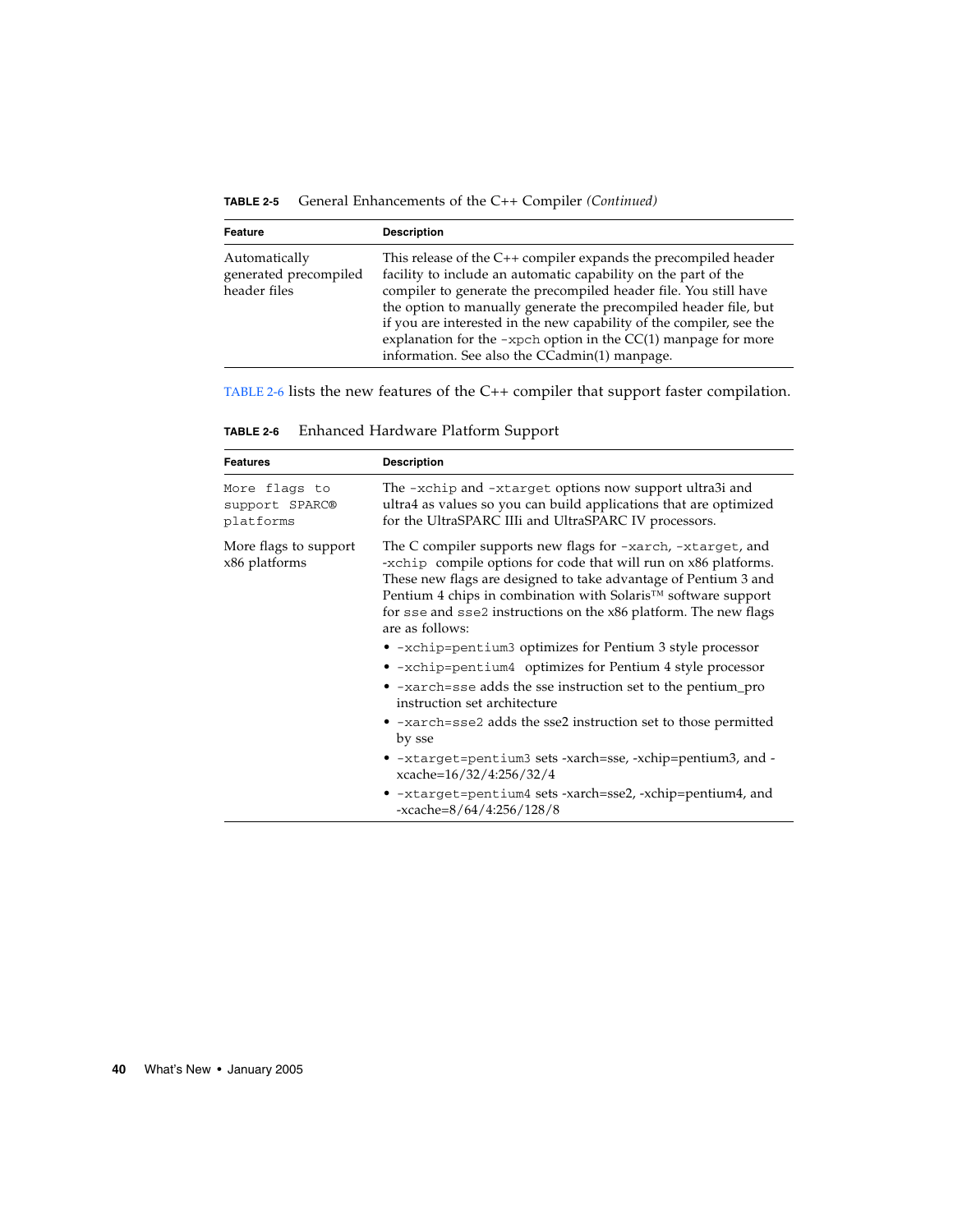**TABLE 2-5** General Enhancements of the C++ Compiler *(Continued)*

| Feature | Description |
|---|---|
| Automatically generated precompiled header files | This release of the C++ compiler expands the precompiled header facility to include an automatic capability on the part of the compiler to generate the precompiled header file. You still have the option to manually generate the precompiled header file, but if you are interested in the new capability of the compiler, see the explanation for the `-xpch` option in the CC(1) manpage for more information. See also the CCadmin(1) manpage. |

TABLE 2-6 lists the new features of the C++ compiler that support faster compilation.

**TABLE 2-6** Enhanced Hardware Platform Support

| Features | Description |
|---|---|
| `More flags to support SPARC® platforms` | The `-xchip` and `-xtarget` options now support ultra3i and ultra4 as values so you can build applications that are optimized for the UltraSPARC IIIi and UltraSPARC IV processors. |
| More flags to support x86 platforms | The C compiler supports new flags for `-xarch`, `-xtarget`, and `-xchip` compile options for code that will run on x86 platforms. These new flags are designed to take advantage of Pentium 3 and Pentium 4 chips in combination with Solaris™ software support for `sse` and `sse2` instructions on the x86 platform. The new flags are as follows:<br>• `-xchip=pentium3` optimizes for Pentium 3 style processor<br>• `-xchip=pentium4` optimizes for Pentium 4 style processor<br>• `-xarch=sse` adds the sse instruction set to the pentium_pro instruction set architecture<br>• `-xarch=sse2` adds the sse2 instruction set to those permitted by sse<br>• `-xtarget=pentium3` sets -xarch=sse, -xchip=pentium3, and -xcache=16/32/4:256/32/4<br>• `-xtarget=pentium4` sets -xarch=sse2, -xchip=pentium4, and -xcache=8/64/4:256/128/8 |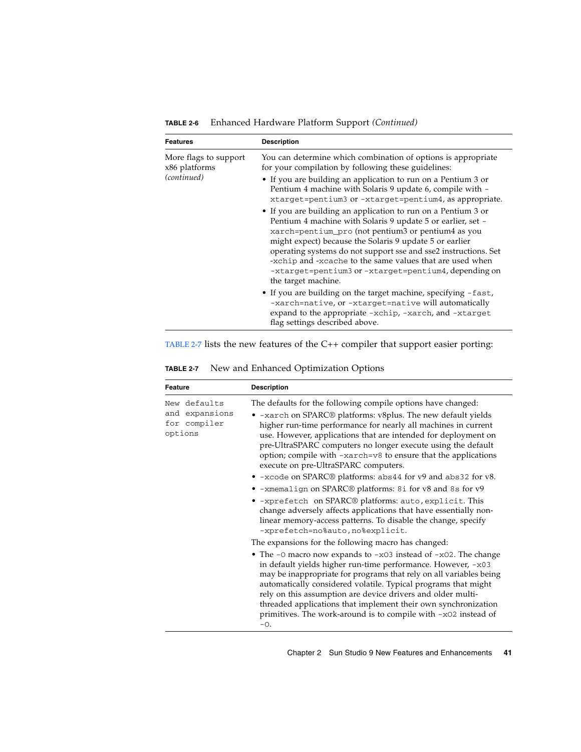**TABLE 2-6** Enhanced Hardware Platform Support *(Continued)*

| Features | Description |
|---|---|
| More flags to support x86 platforms *(continued)* | You can determine which combination of options is appropriate for your compilation by following these guidelines:<br>• If you are building an application to run on a Pentium 3 or Pentium 4 machine with Solaris 9 update 6, compile with `-xtarget=pentium3` or `-xtarget=pentium4`, as appropriate.<br>• If you are building an application to run on a Pentium 3 or Pentium 4 machine with Solaris 9 update 5 or earlier, set `-xarch=pentium_pro` (not pentium3 or pentium4 as you might expect) because the Solaris 9 update 5 or earlier operating systems do not support sse and sse2 instructions. Set `-xchip` and `-xcache` to the same values that are used when `-xtarget=pentium3` or `-xtarget=pentium4`, depending on the target machine.<br>• If you are building on the target machine, specifying `-fast`, `-xarch=native`, or `-xtarget=native` will automatically expand to the appropriate `-xchip`, `-xarch`, and `-xtarget` flag settings described above. |

TABLE 2-7 lists the new features of the C++ compiler that support easier porting:

**TABLE 2-7** New and Enhanced Optimization Options

| Feature | Description |
|---|---|
| `New defaults and expansions for compiler options` | The defaults for the following compile options have changed:<br>• `-xarch` on SPARC® platforms: v8plus. The new default yields higher run-time performance for nearly all machines in current use. However, applications that are intended for deployment on pre-UltraSPARC computers no longer execute using the default option; compile with `-xarch=v8` to ensure that the applications execute on pre-UltraSPARC computers.<br>• `-xcode` on SPARC® platforms: `abs44` for v9 and `abs32` for v8.<br>• `-xmemalign` on SPARC® platforms: `8i` for v8 and `8s` for v9<br>• `-xprefetch` on SPARC® platforms: `auto,explicit`. This change adversely affects applications that have essentially non-linear memory-access patterns. To disable the change, specify `-xprefetch=no%auto,no%explicit`.<br>The expansions for the following macro has changed:<br>• The `-O` macro now expands to `-xO3` instead of `-xO2`. The change in default yields higher run-time performance. However, `-xO3` may be inappropriate for programs that rely on all variables being automatically considered volatile. Typical programs that might rely on this assumption are device drivers and older multi-threaded applications that implement their own synchronization primitives. The work-around is to compile with `-xO2` instead of `-O`. |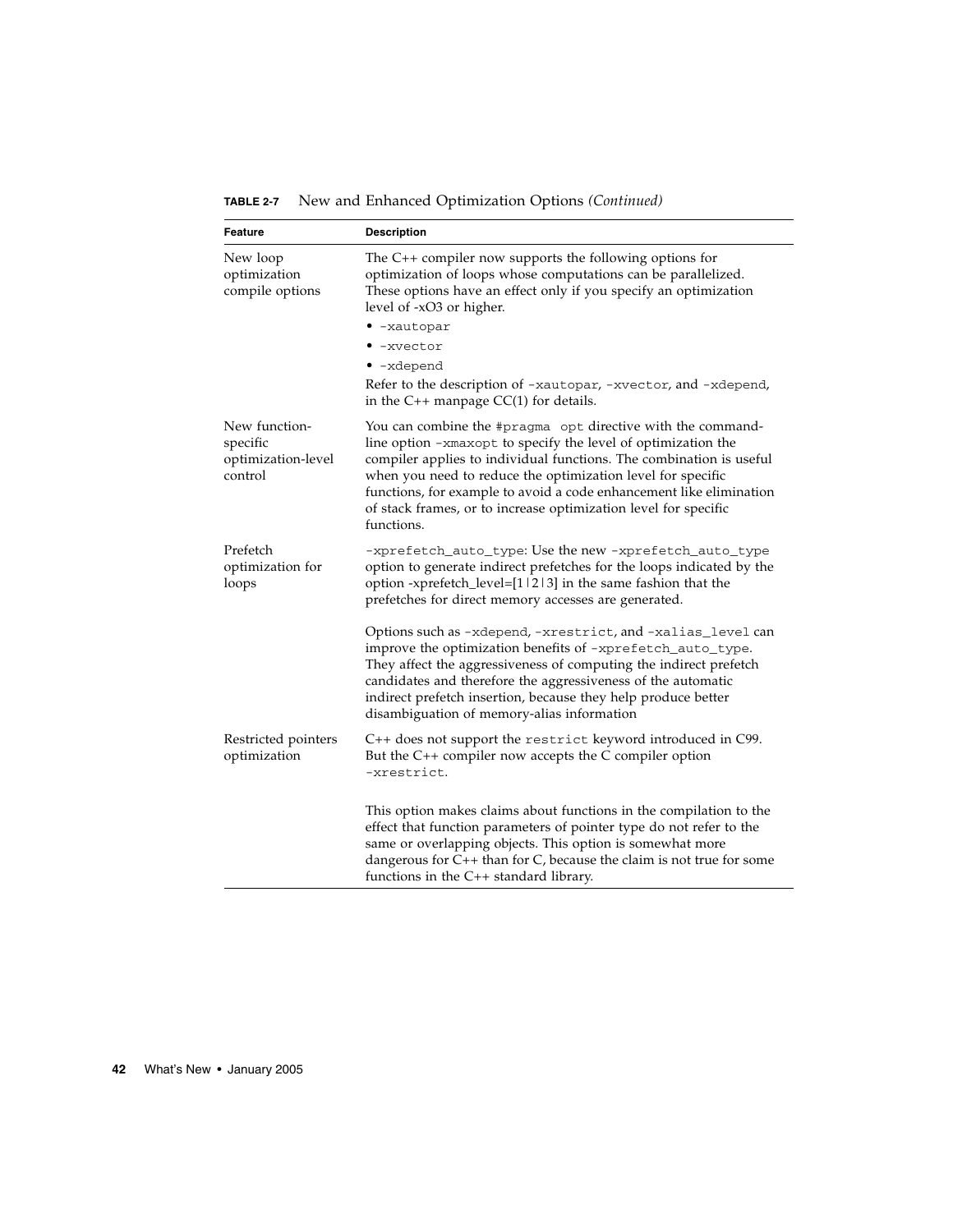**TABLE 2-7** New and Enhanced Optimization Options *(Continued)*

| Feature | Description |
|---|---|
| New loop optimization compile options | The C++ compiler now supports the following options for optimization of loops whose computations can be parallelized. These options have an effect only if you specify an optimization level of -xO3 or higher.<br>• `-xautopar`<br>• `-xvector`<br>• `-xdepend`<br>Refer to the description of `-xautopar`, `-xvector`, and `-xdepend`, in the C++ manpage CC(1) for details. |
| New function-specific optimization-level control | You can combine the `#pragma opt` directive with the command-line option `-xmaxopt` to specify the level of optimization the compiler applies to individual functions. The combination is useful when you need to reduce the optimization level for specific functions, for example to avoid a code enhancement like elimination of stack frames, or to increase optimization level for specific functions. |
| Prefetch optimization for loops | `-xprefetch_auto_type`: Use the new `-xprefetch_auto_type` option to generate indirect prefetches for the loops indicated by the option -xprefetch_level=[1\|2\|3] in the same fashion that the prefetches for direct memory accesses are generated.<br><br>Options such as `-xdepend`, `-xrestrict`, and `-xalias_level` can improve the optimization benefits of `-xprefetch_auto_type`. They affect the aggressiveness of computing the indirect prefetch candidates and therefore the aggressiveness of the automatic indirect prefetch insertion, because they help produce better disambiguation of memory-alias information |
| Restricted pointers optimization | C++ does not support the `restrict` keyword introduced in C99. But the C++ compiler now accepts the C compiler option `-xrestrict`.<br><br>This option makes claims about functions in the compilation to the effect that function parameters of pointer type do not refer to the same or overlapping objects. This option is somewhat more dangerous for C++ than for C, because the claim is not true for some functions in the C++ standard library. |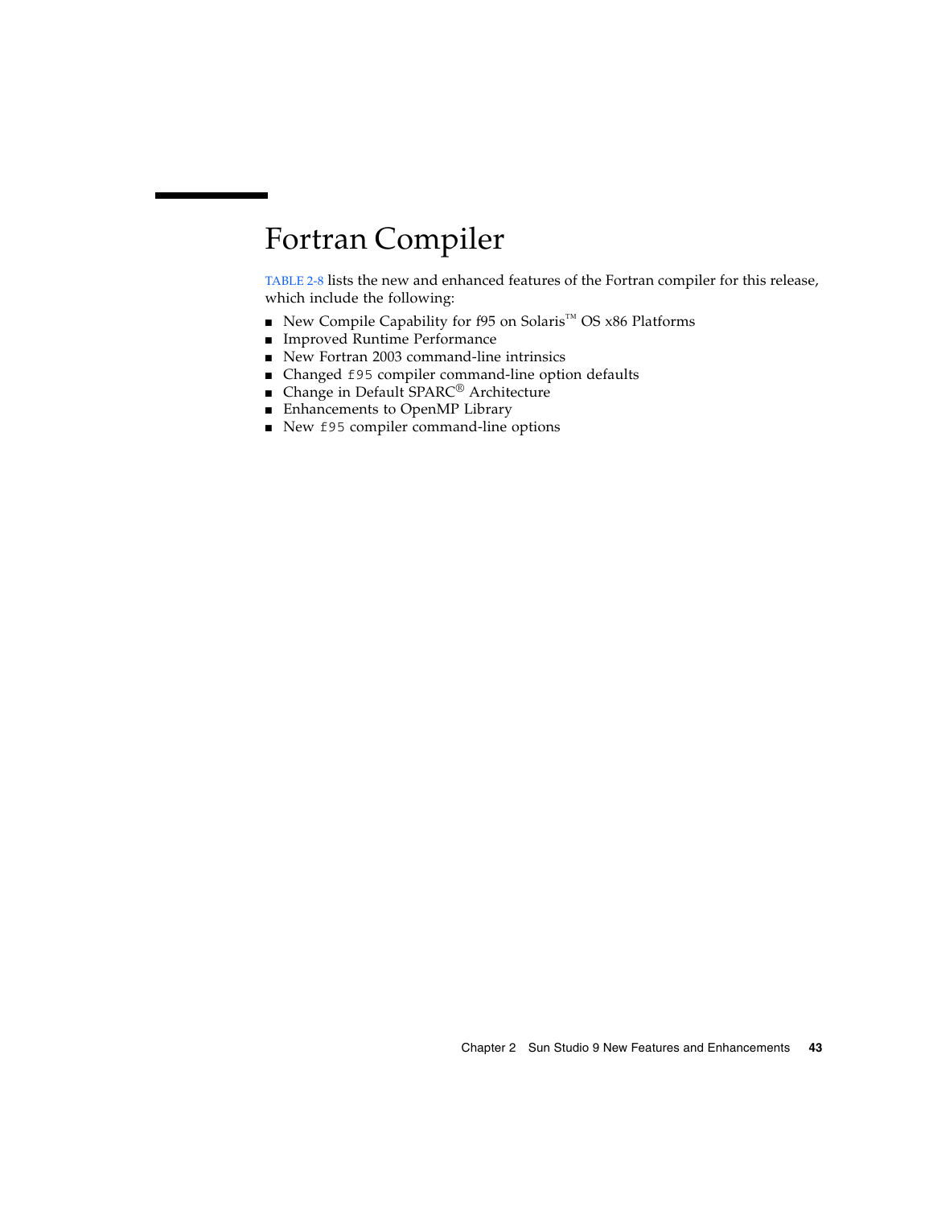# Fortran Compiler

TABLE 2-8 lists the new and enhanced features of the Fortran compiler for this release, which include the following:

- New Compile Capability for f95 on Solaris™ OS x86 Platforms
- Improved Runtime Performance
- New Fortran 2003 command-line intrinsics
- Changed `f95` compiler command-line option defaults
- Change in Default SPARC® Architecture
- Enhancements to OpenMP Library
- New `f95` compiler command-line options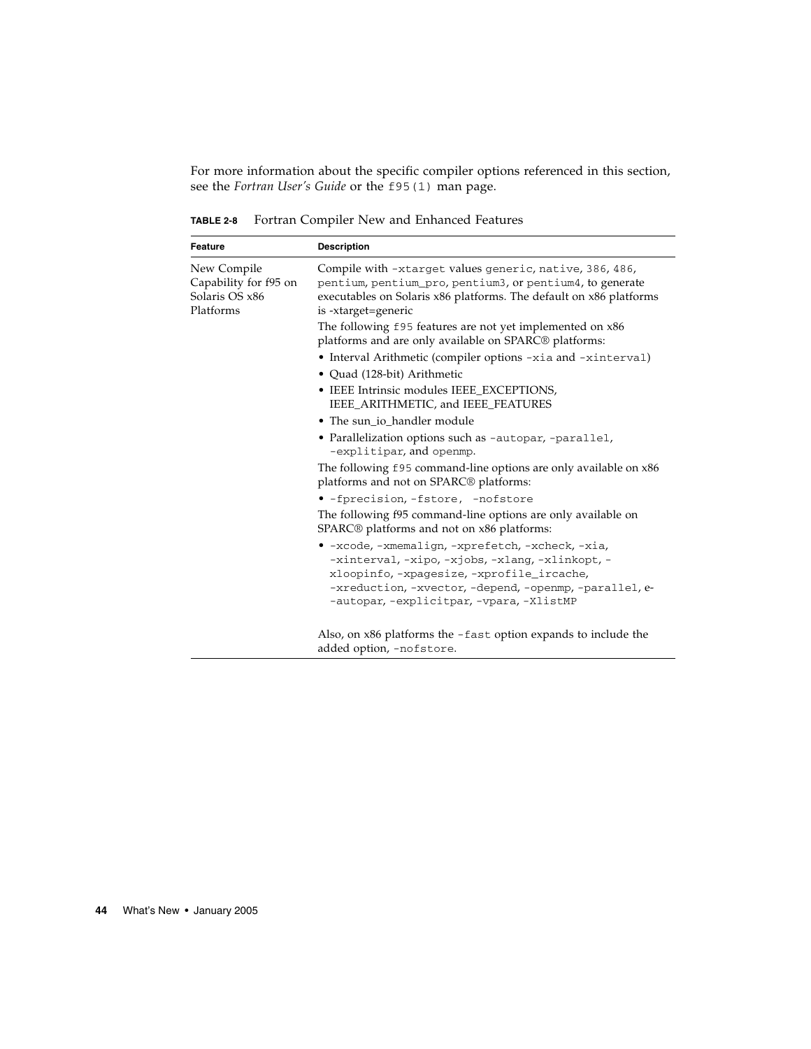For more information about the specific compiler options referenced in this section, see the *Fortran User's Guide* or the `f95(1)` man page.

**TABLE 2-8** Fortran Compiler New and Enhanced Features

| Feature | Description |
|---|---|
| New Compile Capability for f95 on Solaris OS x86 Platforms | Compile with `-xtarget` values `generic`, `native`, `386`, `486`, `pentium`, `pentium_pro`, `pentium3`, or `pentium4`, to generate executables on Solaris x86 platforms. The default on x86 platforms is -xtarget=generic<br><br>The following `f95` features are not yet implemented on x86 platforms and are only available on SPARC® platforms:<br>• Interval Arithmetic (compiler options `-xia` and `-xinterval`)<br>• Quad (128-bit) Arithmetic<br>• IEEE Intrinsic modules IEEE_EXCEPTIONS, IEEE_ARITHMETIC, and IEEE_FEATURES<br>• The sun_io_handler module<br>• Parallelization options such as `-autopar`, `-parallel`, `-explitipar`, and `openmp`.<br><br>The following `f95` command-line options are only available on x86 platforms and not on SPARC® platforms:<br>• `-fprecision`, `-fstore`, `-nofstore`<br><br>The following f95 command-line options are only available on SPARC® platforms and not on x86 platforms:<br>• `-xcode`, `-xmemalign`, `-xprefetch`, `-xcheck`, `-xia`, `-xinterval`, `-xipo`, `-xjobs`, `-xlang`, `-xlinkopt`, `-xloopinfo`, `-xpagesize`, `-xprofile_ircache`, `-xreduction`, `-xvector`, `-depend`, `-openmp`, `-parallel`, e- `-autopar`, `-explicitpar`, `-vpara`, `-XlistMP`<br><br>Also, on x86 platforms the `-fast` option expands to include the added option, `-nofstore`. |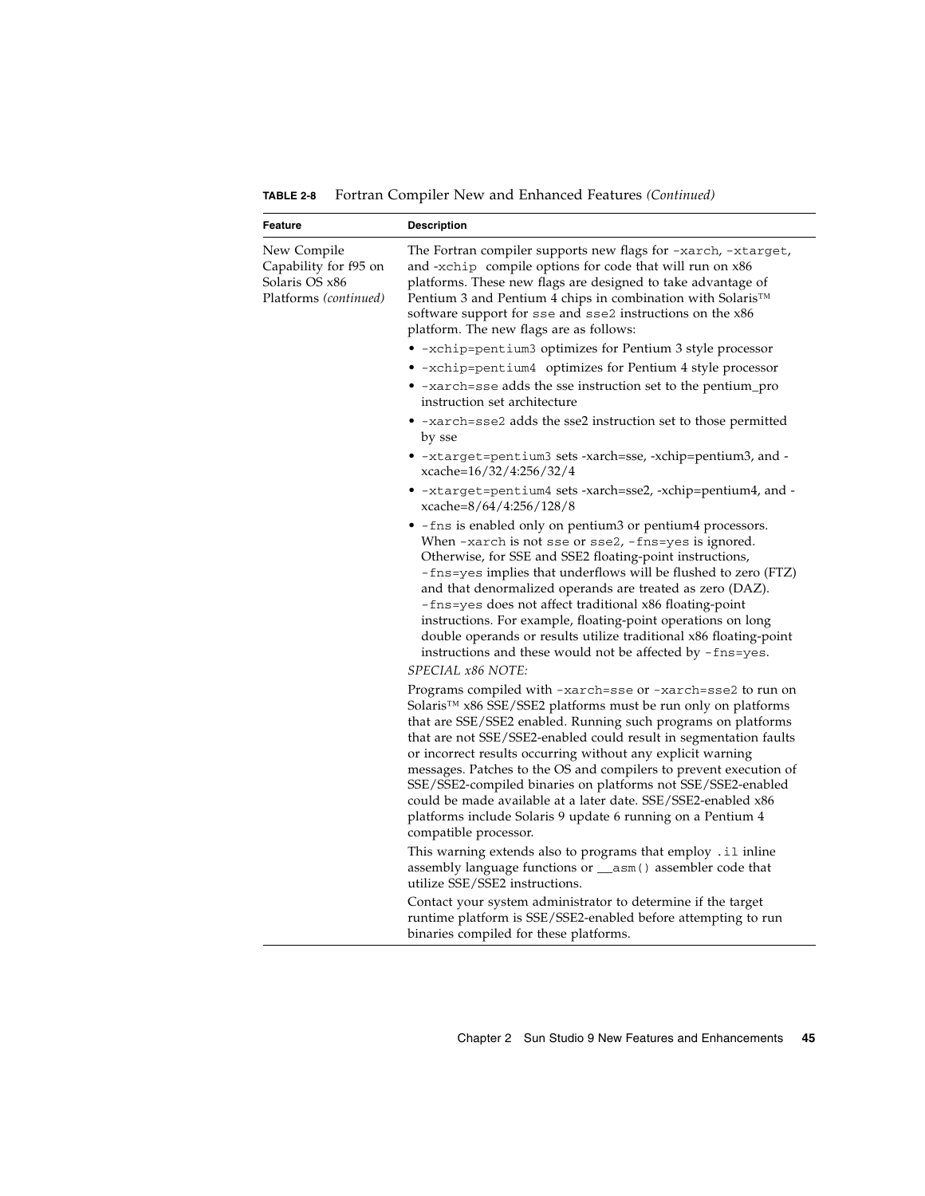**TABLE 2-8** Fortran Compiler New and Enhanced Features *(Continued)*

| Feature | Description |
|---|---|
| New Compile Capability for f95 on Solaris OS x86 Platforms *(continued)* | The Fortran compiler supports new flags for `-xarch`, `-xtarget`, and `-xchip` compile options for code that will run on x86 platforms. These new flags are designed to take advantage of Pentium 3 and Pentium 4 chips in combination with Solaris™ software support for `sse` and `sse2` instructions on the x86 platform. The new flags are as follows:<br>• `-xchip=pentium3` optimizes for Pentium 3 style processor<br>• `-xchip=pentium4` optimizes for Pentium 4 style processor<br>• `-xarch=sse` adds the sse instruction set to the pentium_pro instruction set architecture<br>• `-xarch=sse2` adds the sse2 instruction set to those permitted by sse<br>• `-xtarget=pentium3` sets -xarch=sse, -xchip=pentium3, and -xcache=16/32/4:256/32/4<br>• `-xtarget=pentium4` sets -xarch=sse2, -xchip=pentium4, and -xcache=8/64/4:256/128/8<br>• `-fns` is enabled only on pentium3 or pentium4 processors. When `-xarch` is not `sse` or `sse2`, `-fns=yes` is ignored. Otherwise, for SSE and SSE2 floating-point instructions, `-fns=yes` implies that underflows will be flushed to zero (FTZ) and that denormalized operands are treated as zero (DAZ). `-fns=yes` does not affect traditional x86 floating-point instructions. For example, floating-point operations on long double operands or results utilize traditional x86 floating-point instructions and these would not be affected by `-fns=yes`.<br>*SPECIAL x86 NOTE:*<br>Programs compiled with `-xarch=sse` or `-xarch=sse2` to run on Solaris™ x86 SSE/SSE2 platforms must be run only on platforms that are SSE/SSE2 enabled. Running such programs on platforms that are not SSE/SSE2-enabled could result in segmentation faults or incorrect results occurring without any explicit warning messages. Patches to the OS and compilers to prevent execution of SSE/SSE2-compiled binaries on platforms not SSE/SSE2-enabled could be made available at a later date. SSE/SSE2-enabled x86 platforms include Solaris 9 update 6 running on a Pentium 4 compatible processor.<br>This warning extends also to programs that employ `.il` inline assembly language functions or `__asm()` assembler code that utilize SSE/SSE2 instructions.<br>Contact your system administrator to determine if the target runtime platform is SSE/SSE2-enabled before attempting to run binaries compiled for these platforms. |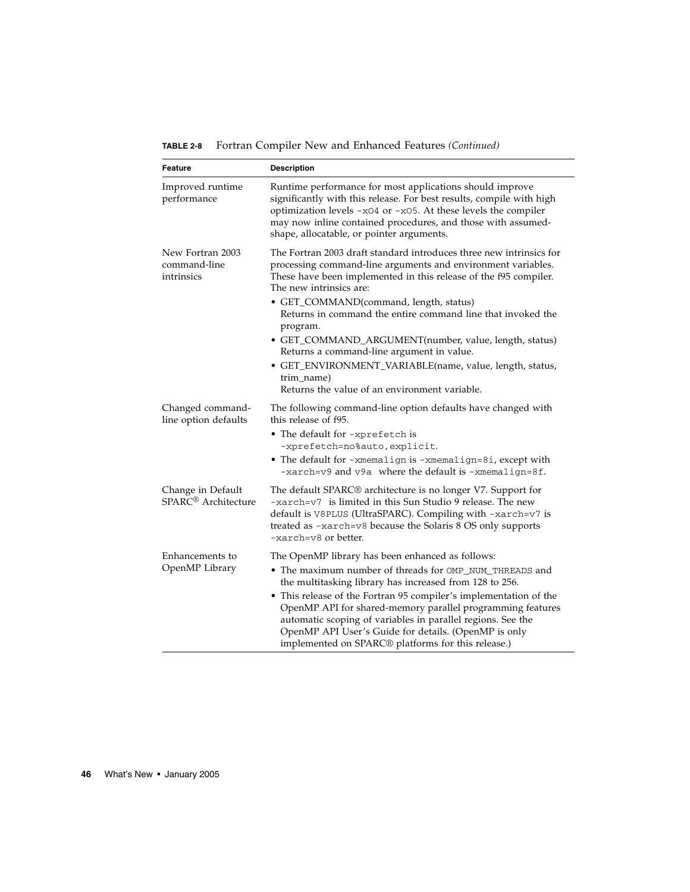**TABLE 2-8** Fortran Compiler New and Enhanced Features *(Continued)*

| Feature | Description |
|---|---|
| Improved runtime performance | Runtime performance for most applications should improve significantly with this release. For best results, compile with high optimization levels `-xO4` or `-xO5`. At these levels the compiler may now inline contained procedures, and those with assumed-shape, allocatable, or pointer arguments. |
| New Fortran 2003 command-line intrinsics | The Fortran 2003 draft standard introduces three new intrinsics for processing command-line arguments and environment variables. These have been implemented in this release of the f95 compiler. The new intrinsics are:<br>• GET_COMMAND(command, length, status)<br>Returns in command the entire command line that invoked the program.<br>• GET_COMMAND_ARGUMENT(number, value, length, status)<br>Returns a command-line argument in value.<br>• GET_ENVIRONMENT_VARIABLE(name, value, length, status, trim_name)<br>Returns the value of an environment variable. |
| Changed command-line option defaults | The following command-line option defaults have changed with this release of f95.<br>• The default for `-xprefetch` is `-xprefetch=no%auto,explicit`.<br>• The default for `-xmemalign` is `-xmemalign=8i`, except with `-xarch=v9` and `v9a` where the default is `-xmemalign=8f`. |
| Change in Default SPARC® Architecture | The default SPARC® architecture is no longer V7. Support for `-xarch=v7` is limited in this Sun Studio 9 release. The new default is `V8PLUS` (UltraSPARC). Compiling with `-xarch=v7` is treated as `-xarch=v8` because the Solaris 8 OS only supports `-xarch=v8` or better. |
| Enhancements to OpenMP Library | The OpenMP library has been enhanced as follows:<br>• The maximum number of threads for `OMP_NUM_THREADS` and the multitasking library has increased from 128 to 256.<br>• This release of the Fortran 95 compiler's implementation of the OpenMP API for shared-memory parallel programming features automatic scoping of variables in parallel regions. See the OpenMP API User's Guide for details. (OpenMP is only implemented on SPARC® platforms for this release.) |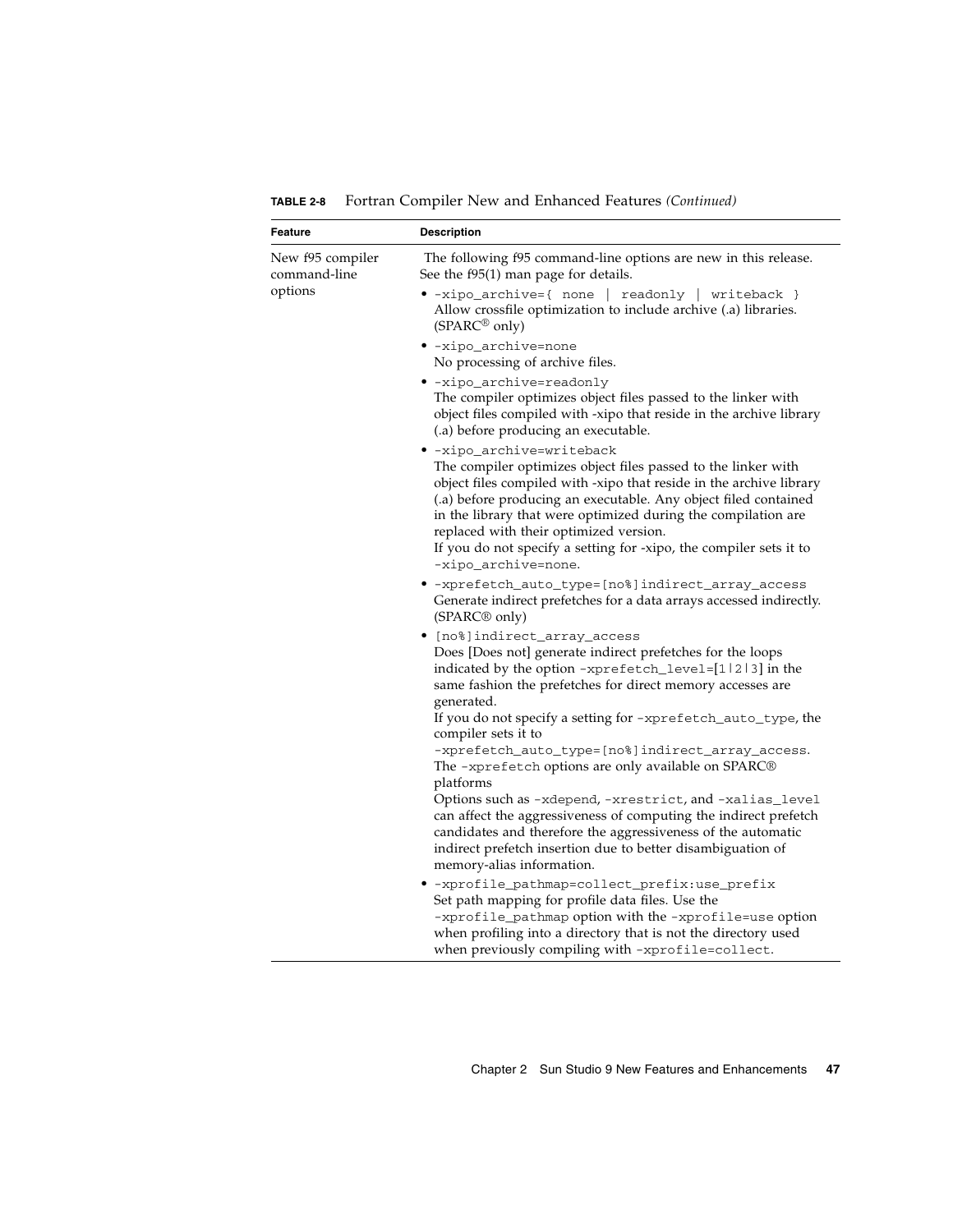**TABLE 2-8** Fortran Compiler New and Enhanced Features *(Continued)*

| Feature | Description |
|---|---|
| New f95 compiler command-line options | The following f95 command-line options are new in this release. See the f95(1) man page for details.<br>• `-xipo_archive={ none \| readonly \| writeback }`<br>Allow crossfile optimization to include archive (.a) libraries. (SPARC® only)<br>• `-xipo_archive=none`<br>No processing of archive files.<br>• `-xipo_archive=readonly`<br>The compiler optimizes object files passed to the linker with object files compiled with -xipo that reside in the archive library (.a) before producing an executable.<br>• `-xipo_archive=writeback`<br>The compiler optimizes object files passed to the linker with object files compiled with -xipo that reside in the archive library (.a) before producing an executable. Any object filed contained in the library that were optimized during the compilation are replaced with their optimized version.<br>If you do not specify a setting for -xipo, the compiler sets it to `-xipo_archive=none`.<br>• `-xprefetch_auto_type=[no%]indirect_array_access`<br>Generate indirect prefetches for a data arrays accessed indirectly. (SPARC® only)<br>• `[no%]indirect_array_access`<br>Does [Does not] generate indirect prefetches for the loops indicated by the option `-xprefetch_level=[1\|2\|3]` in the same fashion the prefetches for direct memory accesses are generated.<br>If you do not specify a setting for `-xprefetch_auto_type`, the compiler sets it to `-xprefetch_auto_type=[no%]indirect_array_access`.<br>The `-xprefetch` options are only available on SPARC® platforms<br>Options such as `-xdepend`, `-xrestrict`, and `-xalias_level` can affect the aggressiveness of computing the indirect prefetch candidates and therefore the aggressiveness of the automatic indirect prefetch insertion due to better disambiguation of memory-alias information.<br>• `-xprofile_pathmap=collect_prefix:use_prefix`<br>Set path mapping for profile data files. Use the `-xprofile_pathmap` option with the `-xprofile=use` option when profiling into a directory that is not the directory used when previously compiling with `-xprofile=collect`. |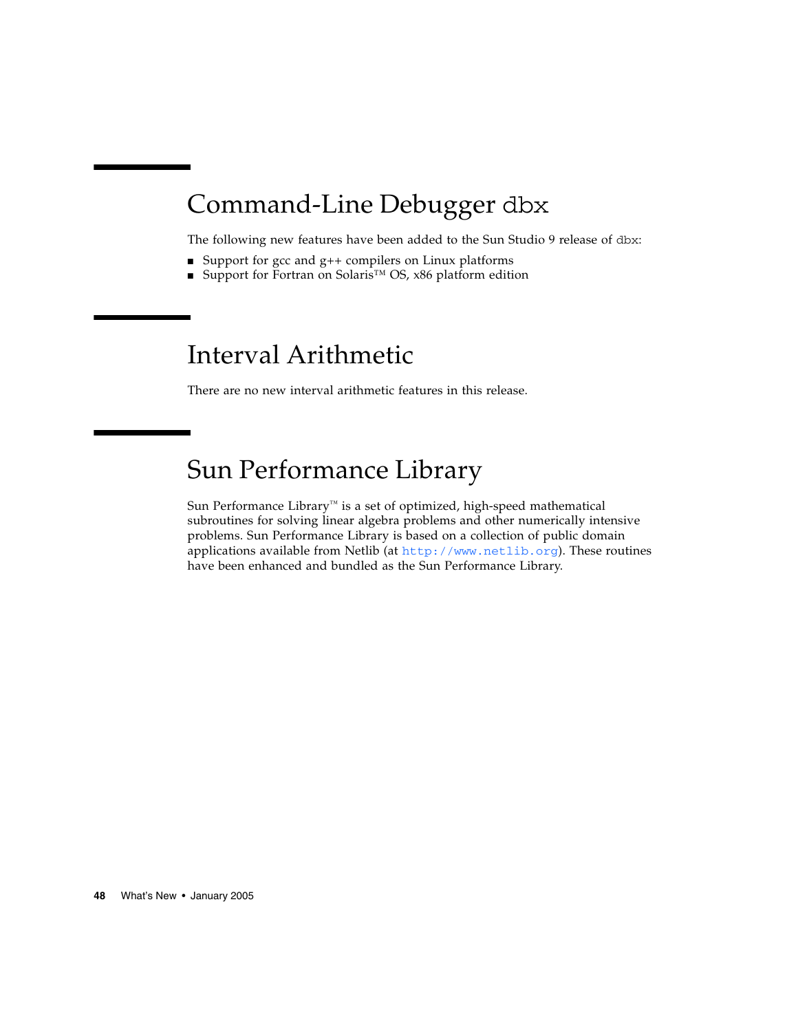# Command-Line Debugger `dbx`

The following new features have been added to the Sun Studio 9 release of `dbx`:

- Support for gcc and g++ compilers on Linux platforms
- Support for Fortran on Solaris™ OS, x86 platform edition

# Interval Arithmetic

There are no new interval arithmetic features in this release.

# Sun Performance Library

Sun Performance Library™ is a set of optimized, high-speed mathematical subroutines for solving linear algebra problems and other numerically intensive problems. Sun Performance Library is based on a collection of public domain applications available from Netlib (at `http://www.netlib.org`). These routines have been enhanced and bundled as the Sun Performance Library.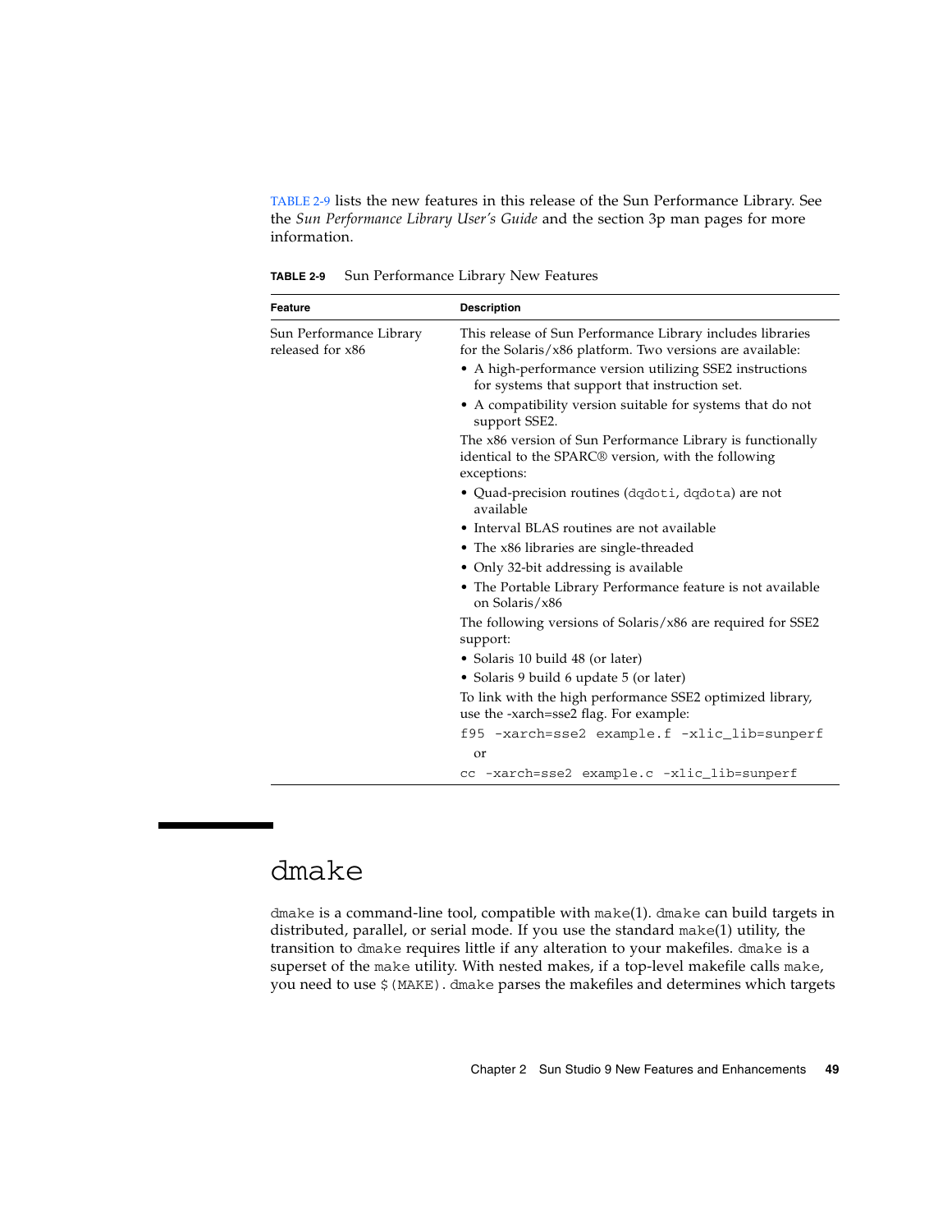TABLE 2-9 lists the new features in this release of the Sun Performance Library. See the *Sun Performance Library User's Guide* and the section 3p man pages for more information.

**TABLE 2-9** Sun Performance Library New Features

| Feature | Description |
| --- | --- |
| Sun Performance Library released for x86 | This release of Sun Performance Library includes libraries for the Solaris/x86 platform. Two versions are available:<br>• A high-performance version utilizing SSE2 instructions for systems that support that instruction set.<br>• A compatibility version suitable for systems that do not support SSE2.<br>The x86 version of Sun Performance Library is functionally identical to the SPARC® version, with the following exceptions:<br>• Quad-precision routines (`dqdoti`, `dqdota`) are not available<br>• Interval BLAS routines are not available<br>• The x86 libraries are single-threaded<br>• Only 32-bit addressing is available<br>• The Portable Library Performance feature is not available on Solaris/x86<br>The following versions of Solaris/x86 are required for SSE2 support:<br>• Solaris 10 build 48 (or later)<br>• Solaris 9 build 6 update 5 (or later)<br>To link with the high performance SSE2 optimized library, use the -xarch=sse2 flag. For example:<br>`f95 -xarch=sse2 example.f -xlic_lib=sunperf`<br>or<br>`cc -xarch=sse2 example.c -xlic_lib=sunperf` |

# dmake

`dmake` is a command-line tool, compatible with `make`(1). `dmake` can build targets in distributed, parallel, or serial mode. If you use the standard `make`(1) utility, the transition to `dmake` requires little if any alteration to your makefiles. `dmake` is a superset of the `make` utility. With nested makes, if a top-level makefile calls `make`, you need to use `$(MAKE)`. `dmake` parses the makefiles and determines which targets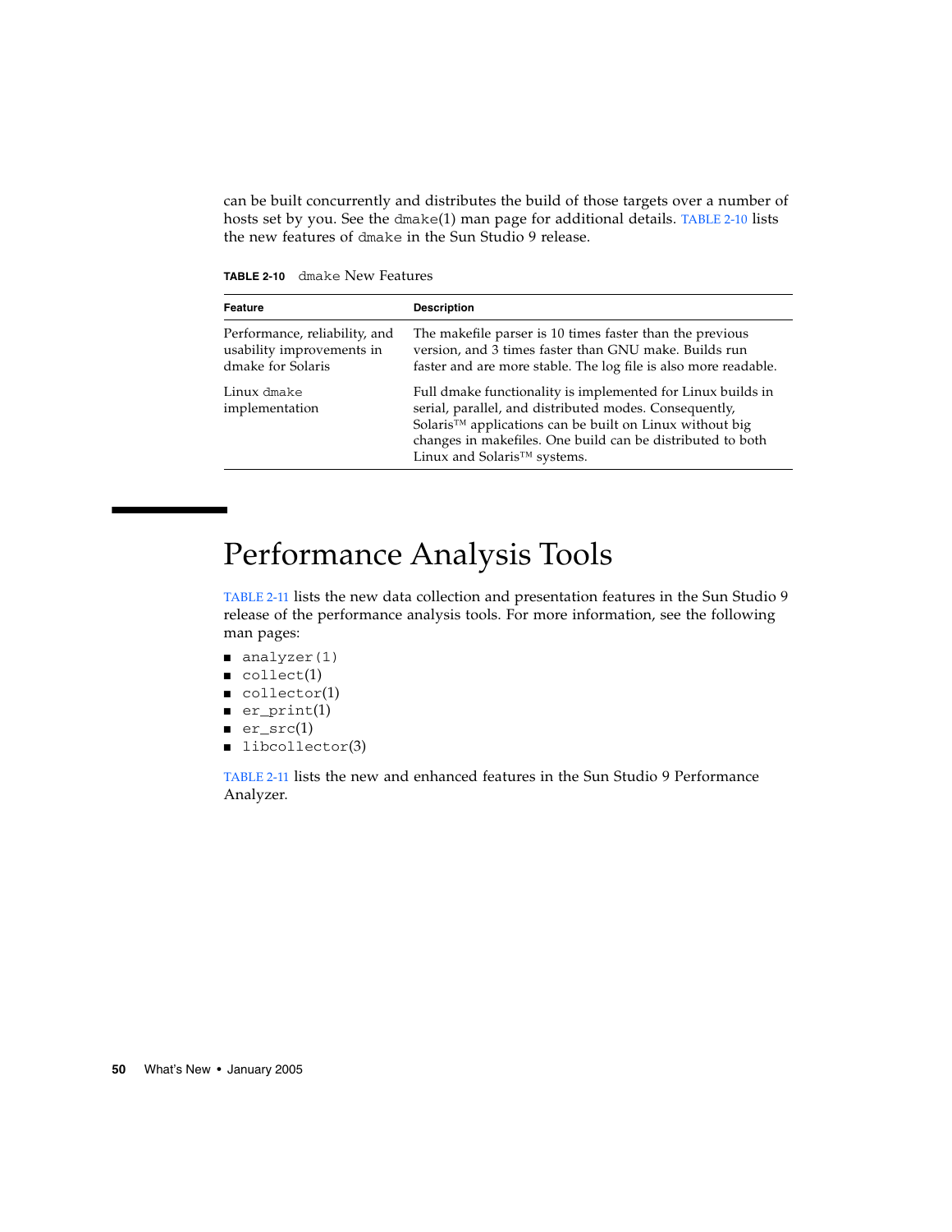can be built concurrently and distributes the build of those targets over a number of hosts set by you. See the `dmake`(1) man page for additional details. TABLE 2-10 lists the new features of `dmake` in the Sun Studio 9 release.

**TABLE 2-10** `dmake` New Features

| Feature | Description |
| --- | --- |
| Performance, reliability, and usability improvements in dmake for Solaris | The makefile parser is 10 times faster than the previous version, and 3 times faster than GNU make. Builds run faster and are more stable. The log file is also more readable. |
| Linux `dmake` implementation | Full dmake functionality is implemented for Linux builds in serial, parallel, and distributed modes. Consequently, Solaris™ applications can be built on Linux without big changes in makefiles. One build can be distributed to both Linux and Solaris™ systems. |

# Performance Analysis Tools

TABLE 2-11 lists the new data collection and presentation features in the Sun Studio 9 release of the performance analysis tools. For more information, see the following man pages:

- `analyzer(1)`
- `collect`(1)
- `collector`(1)
- `er_print`(1)
- `er_src`(1)
- `libcollector`(3)

TABLE 2-11 lists the new and enhanced features in the Sun Studio 9 Performance Analyzer.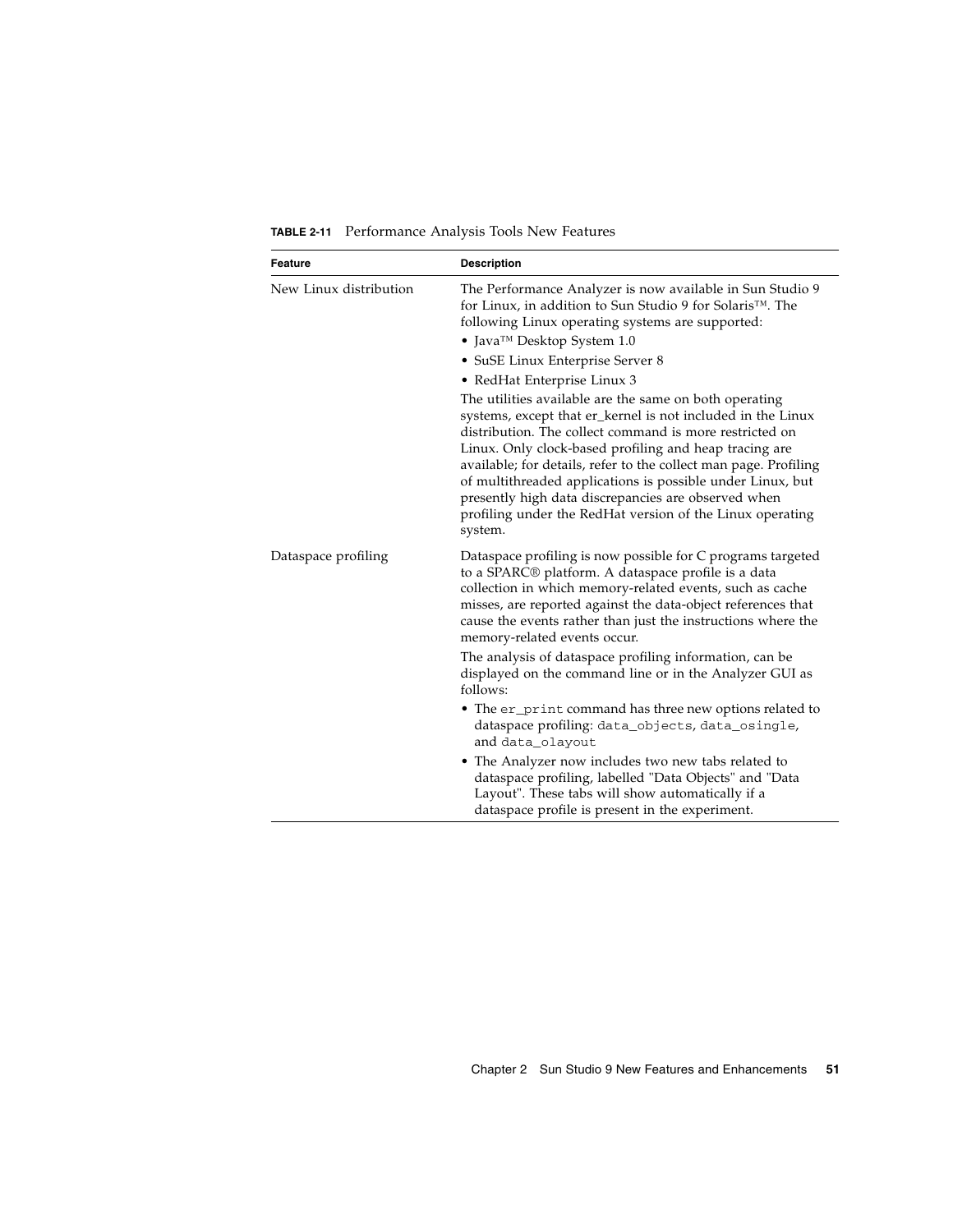**TABLE 2-11** Performance Analysis Tools New Features

| Feature | Description |
| --- | --- |
| New Linux distribution | The Performance Analyzer is now available in Sun Studio 9 for Linux, in addition to Sun Studio 9 for Solaris™. The following Linux operating systems are supported:<br>• Java™ Desktop System 1.0<br>• SuSE Linux Enterprise Server 8<br>• RedHat Enterprise Linux 3<br>The utilities available are the same on both operating systems, except that er_kernel is not included in the Linux distribution. The collect command is more restricted on Linux. Only clock-based profiling and heap tracing are available; for details, refer to the collect man page. Profiling of multithreaded applications is possible under Linux, but presently high data discrepancies are observed when profiling under the RedHat version of the Linux operating system. |
| Dataspace profiling | Dataspace profiling is now possible for C programs targeted to a SPARC® platform. A dataspace profile is a data collection in which memory-related events, such as cache misses, are reported against the data-object references that cause the events rather than just the instructions where the memory-related events occur.<br>The analysis of dataspace profiling information, can be displayed on the command line or in the Analyzer GUI as follows:<br>• The `er_print` command has three new options related to dataspace profiling: `data_objects`, `data_osingle`, and `data_olayout`<br>• The Analyzer now includes two new tabs related to dataspace profiling, labelled "Data Objects" and "Data Layout". These tabs will show automatically if a dataspace profile is present in the experiment. |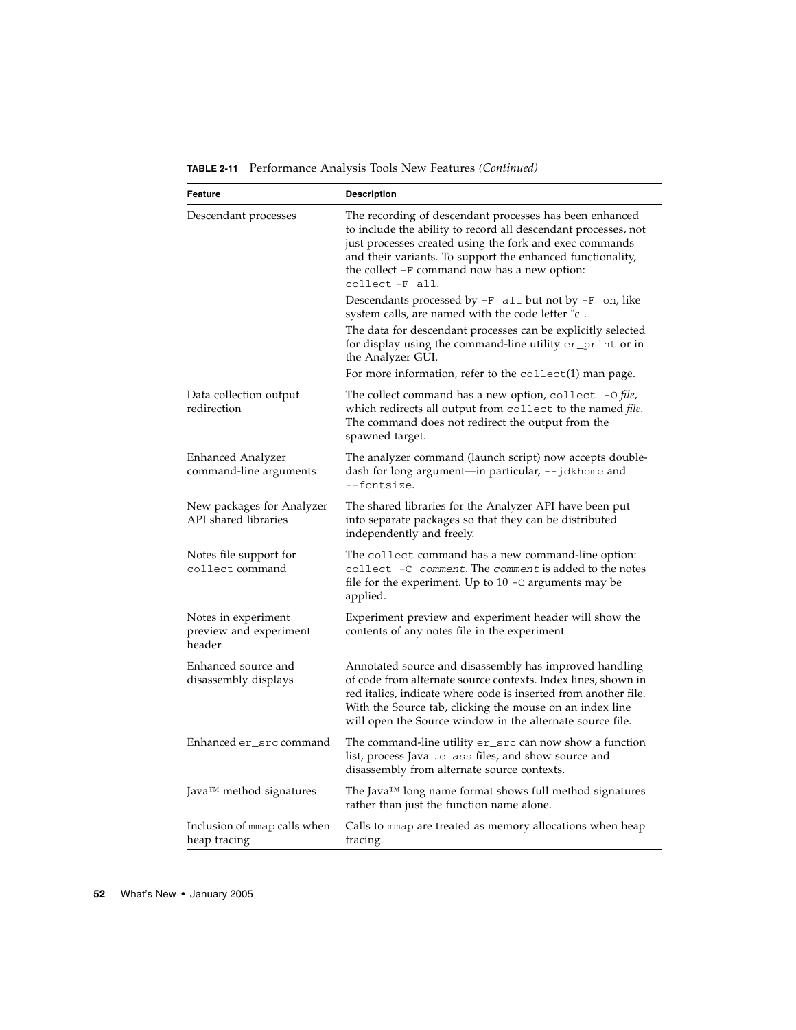**TABLE 2-11** Performance Analysis Tools New Features *(Continued)*

| Feature | Description |
| --- | --- |
| Descendant processes | The recording of descendant processes has been enhanced to include the ability to record all descendant processes, not just processes created using the fork and exec commands and their variants. To support the enhanced functionality, the collect `-F` command now has a new option: `collect -F all`.<br>Descendants processed by `-F all` but not by `-F on`, like system calls, are named with the code letter "c".<br>The data for descendant processes can be explicitly selected for display using the command-line utility `er_print` or in the Analyzer GUI.<br>For more information, refer to the `collect`(1) man page. |
| Data collection output redirection | The collect command has a new option, `collect -O` *file*, which redirects all output from `collect` to the named *file*. The command does not redirect the output from the spawned target. |
| Enhanced Analyzer command-line arguments | The analyzer command (launch script) now accepts double-dash for long argument—in particular, `--jdkhome` and `--fontsize`. |
| New packages for Analyzer API shared libraries | The shared libraries for the Analyzer API have been put into separate packages so that they can be distributed independently and freely. |
| Notes file support for `collect` command | The `collect` command has a new command-line option: `collect -C` *`comment`*. The *`comment`* is added to the notes file for the experiment. Up to 10 `-C` arguments may be applied. |
| Notes in experiment preview and experiment header | Experiment preview and experiment header will show the contents of any notes file in the experiment |
| Enhanced source and disassembly displays | Annotated source and disassembly has improved handling of code from alternate source contexts. Index lines, shown in red italics, indicate where code is inserted from another file. With the Source tab, clicking the mouse on an index line will open the Source window in the alternate source file. |
| Enhanced `er_src` command | The command-line utility `er_src` can now show a function list, process Java `.class` files, and show source and disassembly from alternate source contexts. |
| Java™ method signatures | The Java™ long name format shows full method signatures rather than just the function name alone. |
| Inclusion of `mmap` calls when heap tracing | Calls to `mmap` are treated as memory allocations when heap tracing. |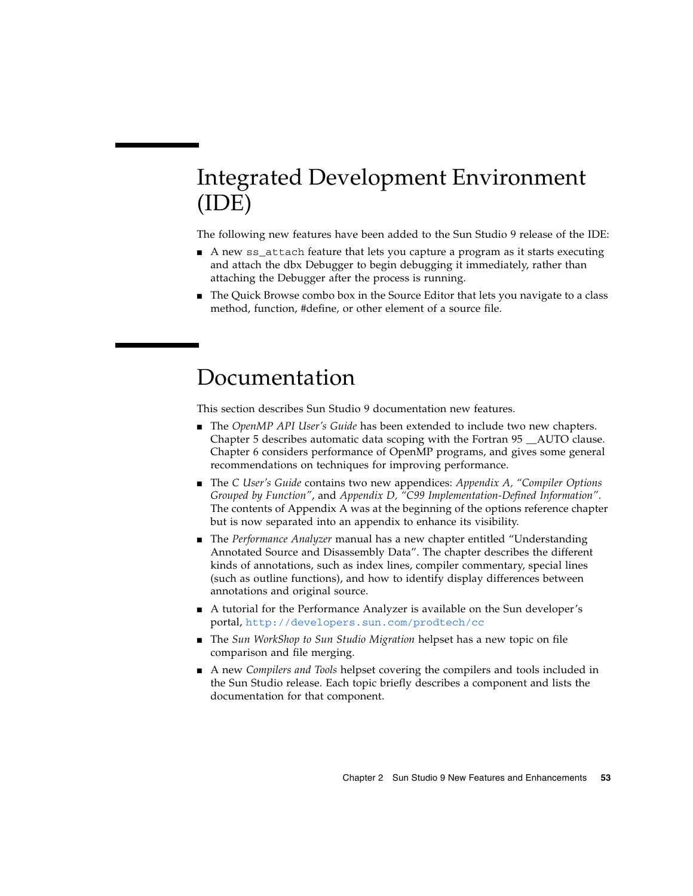# Integrated Development Environment (IDE)

The following new features have been added to the Sun Studio 9 release of the IDE:

- A new `ss_attach` feature that lets you capture a program as it starts executing and attach the dbx Debugger to begin debugging it immediately, rather than attaching the Debugger after the process is running.
- The Quick Browse combo box in the Source Editor that lets you navigate to a class method, function, #define, or other element of a source file.

# Documentation

This section describes Sun Studio 9 documentation new features.

- The *OpenMP API User's Guide* has been extended to include two new chapters. Chapter 5 describes automatic data scoping with the Fortran 95 __AUTO clause. Chapter 6 considers performance of OpenMP programs, and gives some general recommendations on techniques for improving performance.
- The *C User's Guide* contains two new appendices: *Appendix A, "Compiler Options Grouped by Function"*, and *Appendix D, "C99 Implementation-Defined Information"*. The contents of Appendix A was at the beginning of the options reference chapter but is now separated into an appendix to enhance its visibility.
- The *Performance Analyzer* manual has a new chapter entitled "Understanding Annotated Source and Disassembly Data". The chapter describes the different kinds of annotations, such as index lines, compiler commentary, special lines (such as outline functions), and how to identify display differences between annotations and original source.
- A tutorial for the Performance Analyzer is available on the Sun developer's portal, http://developers.sun.com/prodtech/cc
- The *Sun WorkShop to Sun Studio Migration* helpset has a new topic on file comparison and file merging.
- A new *Compilers and Tools* helpset covering the compilers and tools included in the Sun Studio release. Each topic briefly describes a component and lists the documentation for that component.